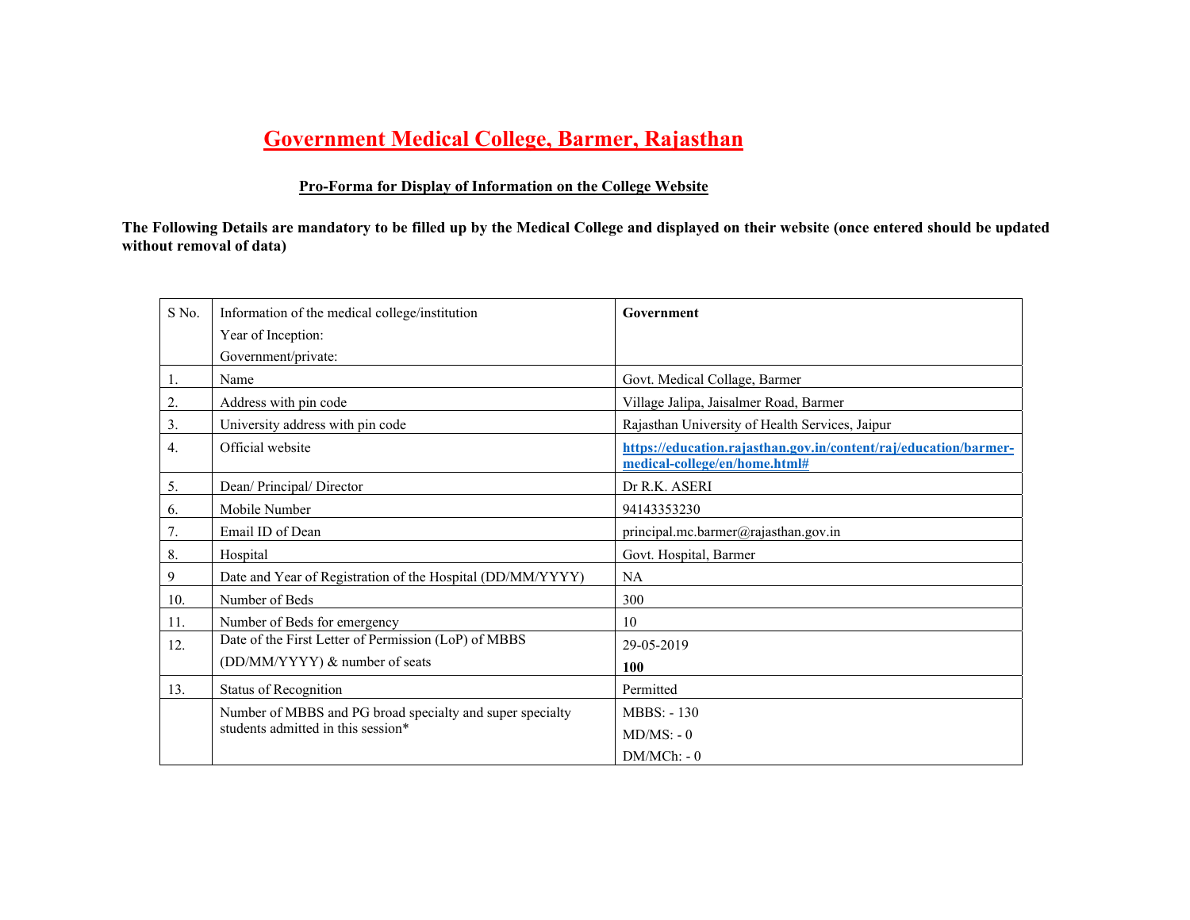# Government Medical College, Barmer, Rajasthan

## Pro-Forma for Display of Information on the College Website

**The Following Details are mandatory to be filled up by the Medical College and displayed on their website (once entered should be updated without removal of data)**

| S No. | Information of the medical college/institution<br>Year of Inception:<br>Government/private: | **Government** |
|---|---|---|
| 1. | Name | Govt. Medical Collage, Barmer |
| 2. | Address with pin code | Village Jalipa, Jaisalmer Road, Barmer |
| 3. | University address with pin code | Rajasthan University of Health Services, Jaipur |
| 4. | Official website | **https://education.rajasthan.gov.in/content/raj/education/barmer-medical-college/en/home.html#** |
| 5. | Dean/ Principal/ Director | Dr R.K. ASERI |
| 6. | Mobile Number | 94143353230 |
| 7. | Email ID of Dean | principal.mc.barmer@rajasthan.gov.in |
| 8. | Hospital | Govt. Hospital, Barmer |
| 9 | Date and Year of Registration of the Hospital (DD/MM/YYYY) | NA |
| 10. | Number of Beds | 300 |
| 11. | Number of Beds for emergency | 10 |
| 12. | Date of the First Letter of Permission (LoP) of MBBS (DD/MM/YYYY) & number of seats | 29-05-2019<br>**100** |
| 13. | Status of Recognition | Permitted |
| | Number of MBBS and PG broad specialty and super specialty students admitted in this session* | MBBS: - 130<br>MD/MS: - 0<br>DM/MCh: - 0 |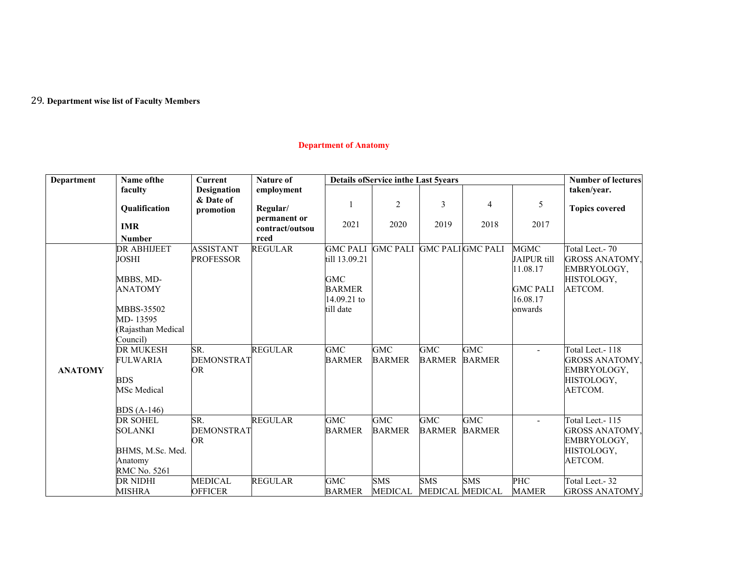29. **Department wise list of Faculty Members**

**Department of Anatomy**

| Department | Name ofthe faculty<br><br>Qualification<br><br>IMR Number | Current Designation & Date of promotion | Nature of employment<br><br>Regular/ permanent or contract/outsourced | Details ofService inthe Last 5years | | | | | Number of lectures taken/year.<br><br>Topics covered |
|---|---|---|---|---|---|---|---|---|---|
| | | | | 1<br><br>2021 | 2<br><br>2020 | 3<br><br>2019 | 4<br><br>2018 | 5<br><br>2017 | |
| ANATOMY | DR ABHIJEET JOSHI<br><br>MBBS, MD-ANATOMY<br><br>MBBS-35502<br>MD- 13595<br>(Rajasthan Medical Council) | ASSISTANT PROFESSOR | REGULAR | GMC PALI till 13.09.21<br><br>GMC BARMER 14.09.21 to till date | GMC PALI | GMC PALI | GMC PALI | MGMC JAIPUR till 11.08.17<br><br>GMC PALI 16.08.17 onwards | Total Lect.- 70<br>GROSS ANATOMY, EMBRYOLOGY, HISTOLOGY, AETCOM. |
| | DR MUKESH FULWARIA<br><br>BDS<br>MSc Medical<br><br>BDS (A-146) | SR. DEMONSTRATOR | REGULAR | GMC BARMER | GMC BARMER | GMC BARMER | GMC BARMER | - | Total Lect.- 118<br>GROSS ANATOMY, EMBRYOLOGY, HISTOLOGY, AETCOM. |
| | DR SOHEL SOLANKI<br><br>BHMS, M.Sc. Med. Anatomy<br>RMC No. 5261 | SR. DEMONSTRATOR | REGULAR | GMC BARMER | GMC BARMER | GMC BARMER | GMC BARMER | - | Total Lect.- 115<br>GROSS ANATOMY, EMBRYOLOGY, HISTOLOGY, AETCOM. |
| | DR NIDHI MISHRA | MEDICAL OFFICER | REGULAR | GMC BARMER | SMS MEDICAL | SMS MEDICAL | SMS MEDICAL | PHC MAMER | Total Lect.- 32<br>GROSS ANATOMY, |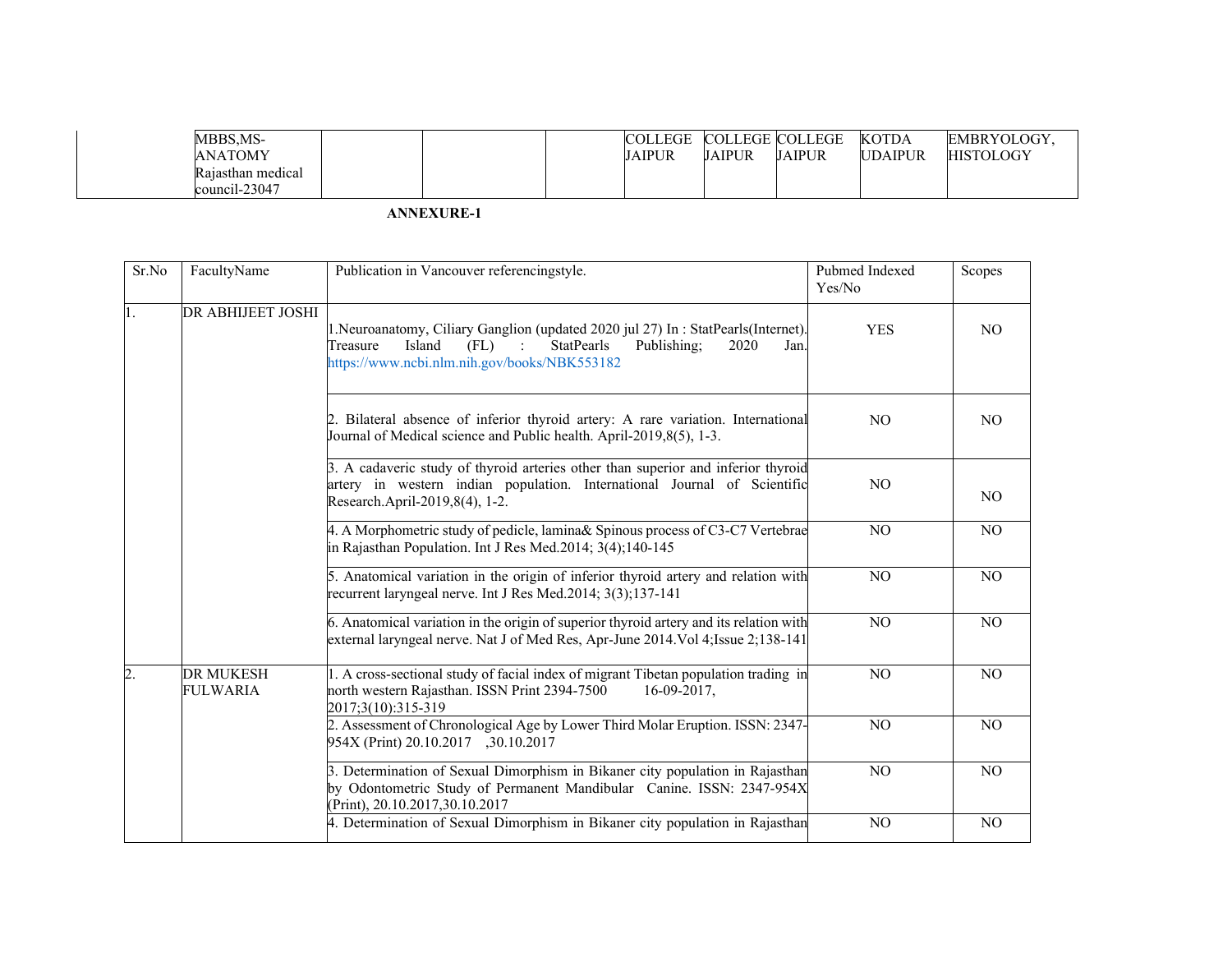| | | | | | | | | | |
|---|---|---|---|---|---|---|---|---|---|
| | MBBS,MS-ANATOMY Rajasthan medical council-23047 | | | | COLLEGE JAIPUR | COLLEGE JAIPUR | COLLEGE JAIPUR | KOTDA UDAIPUR | EMBRYOLOGY, HISTOLOGY |

**ANNEXURE-1**

| Sr.No | FacultyName | Publication in Vancouver referencingstyle. | Pubmed Indexed Yes/No | Scopes |
|---|---|---|---|---|
| 1. | DR ABHIJEET JOSHI | 1.Neuroanatomy, Ciliary Ganglion (updated 2020 jul 27) In : StatPearls(Internet). Treasure Island (FL) : StatPearls Publishing; 2020 Jan. https://www.ncbi.nlm.nih.gov/books/NBK553182 | YES | NO |
| | | 2. Bilateral absence of inferior thyroid artery: A rare variation. International Journal of Medical science and Public health. April-2019,8(5), 1-3. | NO | NO |
| | | 3. A cadaveric study of thyroid arteries other than superior and inferior thyroid artery in western indian population. International Journal of Scientific Research.April-2019,8(4), 1-2. | NO | NO |
| | | 4. A Morphometric study of pedicle, lamina& Spinous process of C3-C7 Vertebrae in Rajasthan Population. Int J Res Med.2014; 3(4);140-145 | NO | NO |
| | | 5. Anatomical variation in the origin of inferior thyroid artery and relation with recurrent laryngeal nerve. Int J Res Med.2014; 3(3);137-141 | NO | NO |
| | | 6. Anatomical variation in the origin of superior thyroid artery and its relation with external laryngeal nerve. Nat J of Med Res, Apr-June 2014.Vol 4;Issue 2;138-141 | NO | NO |
| 2. | DR MUKESH FULWARIA | 1. A cross-sectional study of facial index of migrant Tibetan population trading in north western Rajasthan. ISSN Print 2394-7500 16-09-2017, 2017;3(10):315-319 | NO | NO |
| | | 2. Assessment of Chronological Age by Lower Third Molar Eruption. ISSN: 2347-954X (Print) 20.10.2017 ,30.10.2017 | NO | NO |
| | | 3. Determination of Sexual Dimorphism in Bikaner city population in Rajasthan by Odontometric Study of Permanent Mandibular Canine. ISSN: 2347-954X (Print), 20.10.2017,30.10.2017 | NO | NO |
| | | 4. Determination of Sexual Dimorphism in Bikaner city population in Rajasthan | NO | NO |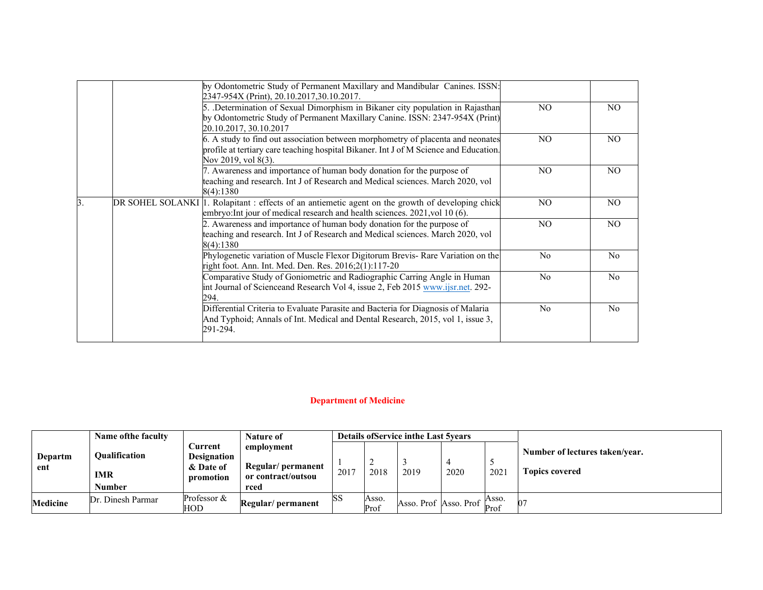| | | | | |
|---|---|---|---|---|
| | | by Odontometric Study of Permanent Maxillary and Mandibular Canines. ISSN: 2347-954X (Print), 20.10.2017,30.10.2017. | | |
| | | 5. .Determination of Sexual Dimorphism in Bikaner city population in Rajasthan by Odontometric Study of Permanent Maxillary Canine. ISSN: 2347-954X (Print) 20.10.2017, 30.10.2017 | NO | NO |
| | | 6. A study to find out association between morphometry of placenta and neonates profile at tertiary care teaching hospital Bikaner. Int J of M Science and Education. Nov 2019, vol 8(3). | NO | NO |
| | | 7. Awareness and importance of human body donation for the purpose of teaching and research. Int J of Research and Medical sciences. March 2020, vol 8(4):1380 | NO | NO |
| 3. | DR SOHEL SOLANKI | 1. Rolapitant : effects of an antiemetic agent on the growth of developing chick embryo:Int jour of medical research and health sciences. 2021,vol 10 (6). | NO | NO |
| | | 2. Awareness and importance of human body donation for the purpose of teaching and research. Int J of Research and Medical sciences. March 2020, vol 8(4):1380 | NO | NO |
| | | Phylogenetic variation of Muscle Flexor Digitorum Brevis- Rare Variation on the right foot. Ann. Int. Med. Den. Res. 2016;2(1):117-20 | No | No |
| | | Comparative Study of Goniometric and Radiographic Carring Angle in Human int Journal of Scienceand Research Vol 4, issue 2, Feb 2015 www.ijsr.net. 292-294. | No | No |
| | | Differential Criteria to Evaluate Parasite and Bacteria for Diagnosis of Malaria And Typhoid; Annals of Int. Medical and Dental Research, 2015, vol 1, issue 3, 291-294. | No | No |

## Department of Medicine

| Department | Name ofthe faculty<br>Qualification<br>IMR Number | Current Designation & Date of promotion | Nature of employment<br>Regular/ permanent or contract/outsourced | Details ofService inthe Last 5years | | | | | Number of lectures taken/year.<br>Topics covered |
|---|---|---|---|---|---|---|---|---|---|
| | | | | 1<br>2017 | 2<br>2018 | 3<br>2019 | 4<br>2020 | 5<br>2021 | |
| **Medicine** | Dr. Dinesh Parmar | Professor & HOD | **Regular/ permanent** | SS | Asso. Prof | Asso. Prof | Asso. Prof | Asso. Prof | 07 |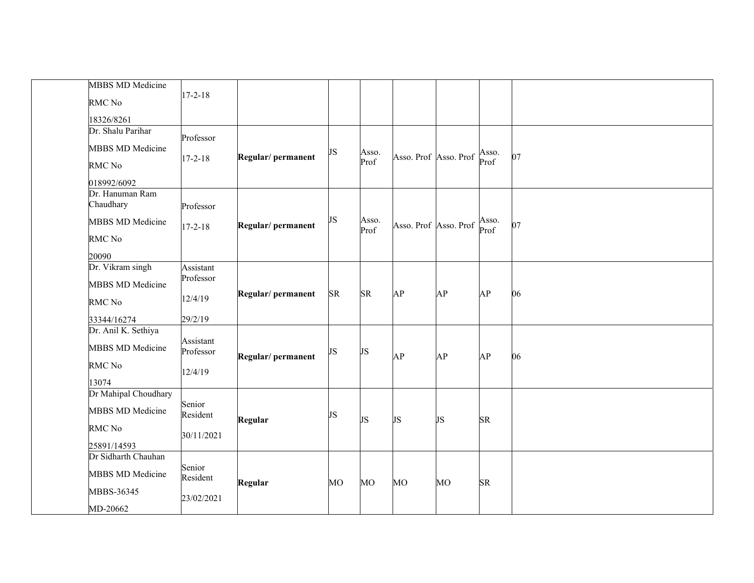| | | | | | | | | | |
|---|---|---|---|---|---|---|---|---|---|
| | MBBS MD Medicine<br>RMC No<br>18326/8261 | 17-2-18 | | | | | | | |
| | Dr. Shalu Parihar<br>MBBS MD Medicine<br>RMC No<br>018992/6092 | Professor<br>17-2-18 | **Regular/ permanent** | JS | Asso. Prof | Asso. Prof | Asso. Prof | Asso. Prof | 07 |
| | Dr. Hanuman Ram Chaudhary<br>MBBS MD Medicine<br>RMC No<br>20090 | Professor<br>17-2-18 | **Regular/ permanent** | JS | Asso. Prof | Asso. Prof | Asso. Prof | Asso. Prof | 07 |
| | Dr. Vikram singh<br>MBBS MD Medicine<br>RMC No<br>33344/16274 | Assistant Professor<br>12/4/19<br>29/2/19 | **Regular/ permanent** | SR | SR | AP | AP | AP | 06 |
| | Dr. Anil K. Sethiya<br>MBBS MD Medicine<br>RMC No<br>13074 | Assistant Professor<br>12/4/19 | **Regular/ permanent** | JS | JS | AP | AP | AP | 06 |
| | Dr Mahipal Choudhary<br>MBBS MD Medicine<br>RMC No<br>25891/14593 | Senior Resident<br>30/11/2021 | **Regular** | JS | JS | JS | JS | SR | |
| | Dr Sidharth Chauhan<br>MBBS MD Medicine<br>MBBS-36345<br>MD-20662 | Senior Resident<br>23/02/2021 | **Regular** | MO | MO | MO | MO | SR | |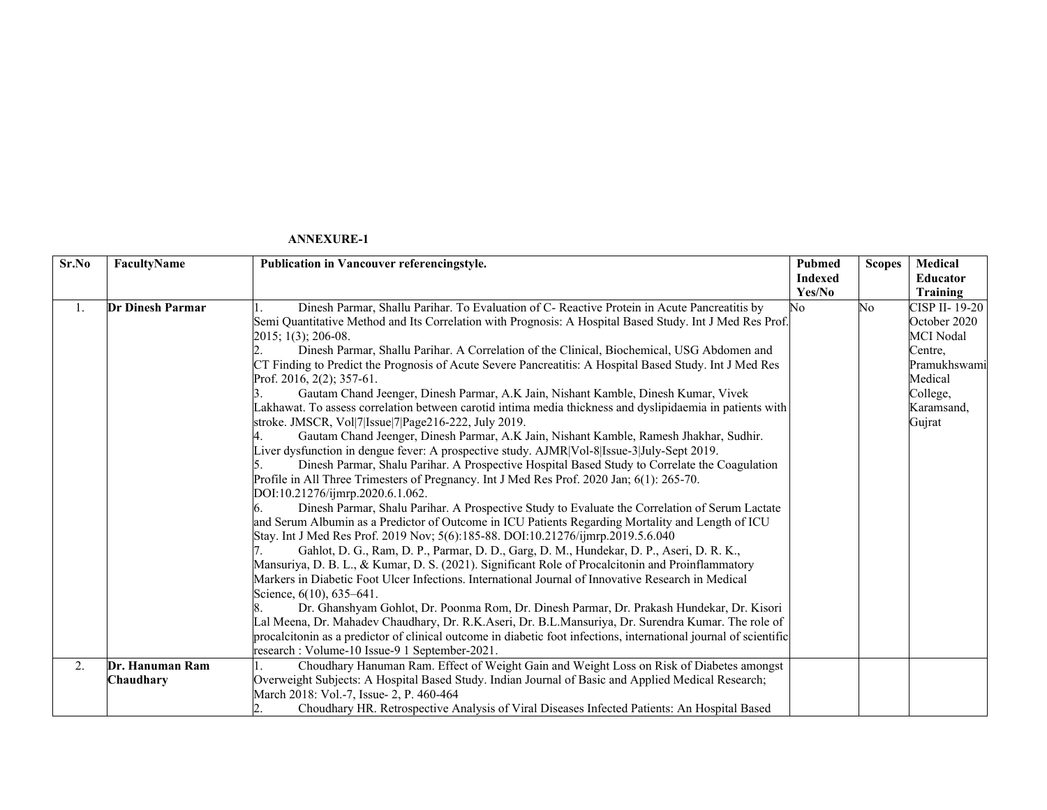**ANNEXURE-1**

| Sr.No | FacultyName | Publication in Vancouver referencingstyle. | Pubmed Indexed Yes/No | Scopes | Medical Educator Training |
|---|---|---|---|---|---|
| 1. | **Dr Dinesh Parmar** | 1. Dinesh Parmar, Shallu Parihar. To Evaluation of C- Reactive Protein in Acute Pancreatitis by Semi Quantitative Method and Its Correlation with Prognosis: A Hospital Based Study. Int J Med Res Prof. 2015; 1(3); 206-08.<br>2. Dinesh Parmar, Shallu Parihar. A Correlation of the Clinical, Biochemical, USG Abdomen and CT Finding to Predict the Prognosis of Acute Severe Pancreatitis: A Hospital Based Study. Int J Med Res Prof. 2016, 2(2); 357-61.<br>3. Gautam Chand Jeenger, Dinesh Parmar, A.K Jain, Nishant Kamble, Dinesh Kumar, Vivek Lakhawat. To assess correlation between carotid intima media thickness and dyslipidaemia in patients with stroke. JMSCR, Vol\|7\|Issue\|7\|Page216-222, July 2019.<br>4. Gautam Chand Jeenger, Dinesh Parmar, A.K Jain, Nishant Kamble, Ramesh Jhakhar, Sudhir. Liver dysfunction in dengue fever: A prospective study. AJMR\|Vol-8\|Issue-3\|July-Sept 2019.<br>5. Dinesh Parmar, Shalu Parihar. A Prospective Hospital Based Study to Correlate the Coagulation Profile in All Three Trimesters of Pregnancy. Int J Med Res Prof. 2020 Jan; 6(1): 265-70. DOI:10.21276/ijmrp.2020.6.1.062.<br>6. Dinesh Parmar, Shalu Parihar. A Prospective Study to Evaluate the Correlation of Serum Lactate and Serum Albumin as a Predictor of Outcome in ICU Patients Regarding Mortality and Length of ICU Stay. Int J Med Res Prof. 2019 Nov; 5(6):185-88. DOI:10.21276/ijmrp.2019.5.6.040<br>7. Gahlot, D. G., Ram, D. P., Parmar, D. D., Garg, D. M., Hundekar, D. P., Aseri, D. R. K., Mansuriya, D. B. L., & Kumar, D. S. (2021). Significant Role of Procalcitonin and Proinflammatory Markers in Diabetic Foot Ulcer Infections. International Journal of Innovative Research in Medical Science, 6(10), 635–641.<br>8. Dr. Ghanshyam Gohlot, Dr. Poonma Rom, Dr. Dinesh Parmar, Dr. Prakash Hundekar, Dr. Kisori Lal Meena, Dr. Mahadev Chaudhary, Dr. R.K.Aseri, Dr. B.L.Mansuriya, Dr. Surendra Kumar. The role of procalcitonin as a predictor of clinical outcome in diabetic foot infections, international journal of scientific research : Volume-10 Issue-9 1 September-2021. | No | No | CISP II- 19-20 October 2020 MCI Nodal Centre, Pramukhswami Medical College, Karamsand, Gujrat |
| 2. | **Dr. Hanuman Ram Chaudhary** | 1. Choudhary Hanuman Ram. Effect of Weight Gain and Weight Loss on Risk of Diabetes amongst Overweight Subjects: A Hospital Based Study. Indian Journal of Basic and Applied Medical Research; March 2018: Vol.-7, Issue- 2, P. 460-464<br>2. Choudhary HR. Retrospective Analysis of Viral Diseases Infected Patients: An Hospital Based | | | |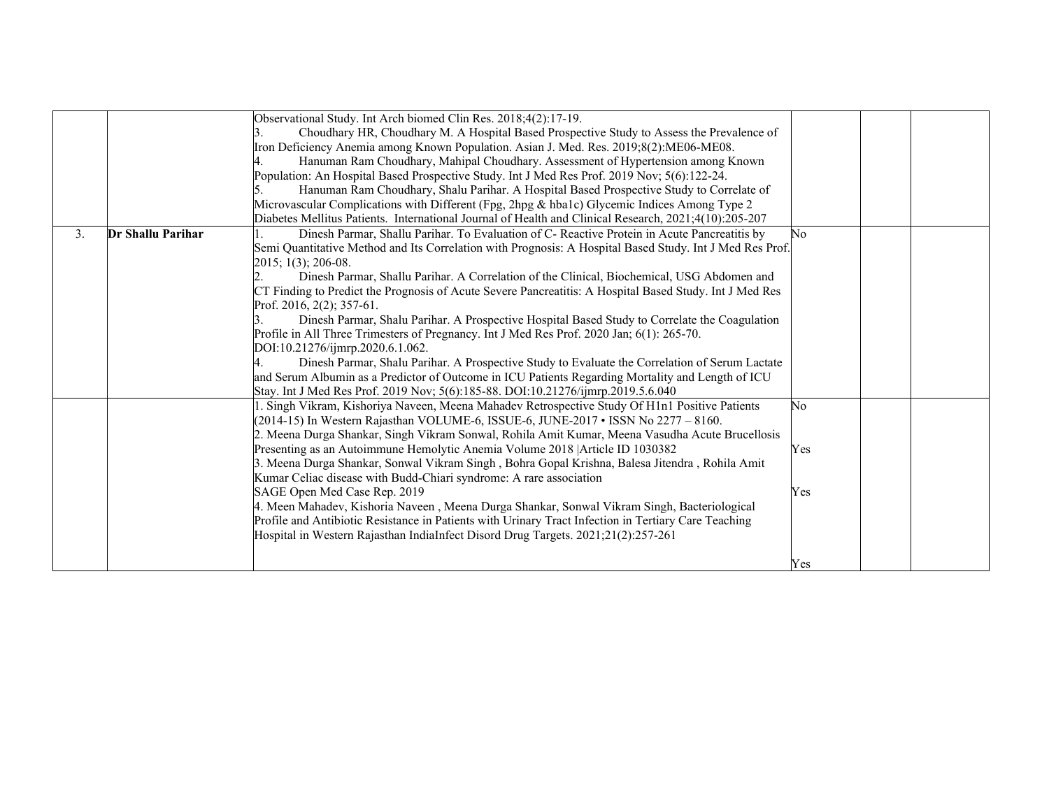|  |  |  |  |  |  |
|---|---|---|---|---|---|
|  |  | Observational Study. Int Arch biomed Clin Res. 2018;4(2):17-19.<br>3. Choudhary HR, Choudhary M. A Hospital Based Prospective Study to Assess the Prevalence of Iron Deficiency Anemia among Known Population. Asian J. Med. Res. 2019;8(2):ME06-ME08.<br>4. Hanuman Ram Choudhary, Mahipal Choudhary. Assessment of Hypertension among Known Population: An Hospital Based Prospective Study. Int J Med Res Prof. 2019 Nov; 5(6):122-24.<br>5. Hanuman Ram Choudhary, Shalu Parihar. A Hospital Based Prospective Study to Correlate of Microvascular Complications with Different (Fpg, 2hpg & hba1c) Glycemic Indices Among Type 2 Diabetes Mellitus Patients. International Journal of Health and Clinical Research, 2021;4(10):205-207 |  |  |  |
| 3. | **Dr Shallu Parihar** | 1. Dinesh Parmar, Shallu Parihar. To Evaluation of C- Reactive Protein in Acute Pancreatitis by Semi Quantitative Method and Its Correlation with Prognosis: A Hospital Based Study. Int J Med Res Prof. 2015; 1(3); 206-08.<br>2. Dinesh Parmar, Shallu Parihar. A Correlation of the Clinical, Biochemical, USG Abdomen and CT Finding to Predict the Prognosis of Acute Severe Pancreatitis: A Hospital Based Study. Int J Med Res Prof. 2016, 2(2); 357-61.<br>3. Dinesh Parmar, Shalu Parihar. A Prospective Hospital Based Study to Correlate the Coagulation Profile in All Three Trimesters of Pregnancy. Int J Med Res Prof. 2020 Jan; 6(1): 265-70. DOI:10.21276/ijmrp.2020.6.1.062.<br>4. Dinesh Parmar, Shalu Parihar. A Prospective Study to Evaluate the Correlation of Serum Lactate and Serum Albumin as a Predictor of Outcome in ICU Patients Regarding Mortality and Length of ICU Stay. Int J Med Res Prof. 2019 Nov; 5(6):185-88. DOI:10.21276/ijmrp.2019.5.6.040 | No |  |  |
|  |  | 1. Singh Vikram, Kishoriya Naveen, Meena Mahadev Retrospective Study Of H1n1 Positive Patients (2014-15) In Western Rajasthan VOLUME-6, ISSUE-6, JUNE-2017 • ISSN No 2277 – 8160.<br>2. Meena Durga Shankar, Singh Vikram Sonwal, Rohila Amit Kumar, Meena Vasudha Acute Brucellosis Presenting as an Autoimmune Hemolytic Anemia Volume 2018 \|Article ID 1030382<br>3. Meena Durga Shankar, Sonwal Vikram Singh , Bohra Gopal Krishna, Balesa Jitendra , Rohila Amit Kumar Celiac disease with Budd-Chiari syndrome: A rare association SAGE Open Med Case Rep. 2019<br>4. Meen Mahadev, Kishoria Naveen , Meena Durga Shankar, Sonwal Vikram Singh, Bacteriological Profile and Antibiotic Resistance in Patients with Urinary Tract Infection in Tertiary Care Teaching Hospital in Western Rajasthan IndiaInfect Disord Drug Targets. 2021;21(2):257-261 | No<br>Yes<br>Yes<br>Yes |  |  |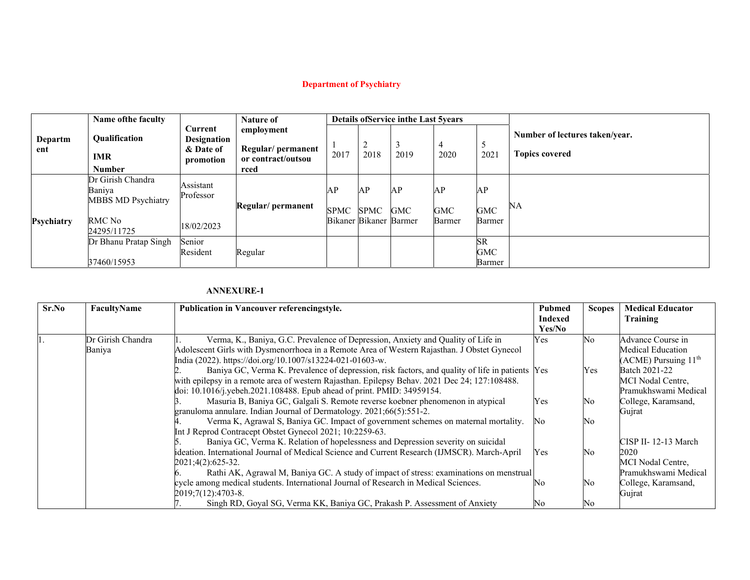## Department of Psychiatry

| Department | Name of the faculty<br>Qualification<br>IMR Number | Current Designation & Date of promotion | Nature of employment<br>Regular/ permanent or contract/outsourced | Details of Service in the Last 5 years | | | | | Number of lectures taken/year.<br>Topics covered |
|---|---|---|---|---|---|---|---|---|---|
| | | | | 1<br>2017 | 2<br>2018 | 3<br>2019 | 4<br>2020 | 5<br>2021 | |
| Psychiatry | Dr Girish Chandra Baniya<br>MBBS MD Psychiatry<br>RMC No 24295/11725 | Assistant Professor<br>18/02/2023 | Regular/ permanent | AP<br>SPMC Bikaner | AP<br>SPMC Bikaner | AP<br>GMC Barmer | AP<br>GMC Barmer | AP<br>GMC Barmer | NA |
| | Dr Bhanu Pratap Singh<br>37460/15953 | Senior Resident | Regular | | | | | SR<br>GMC Barmer | |

**ANNEXURE-1**

| Sr.No | FacultyName | Publication in Vancouver referencingstyle. | Pubmed Indexed Yes/No | Scopes | Medical Educator Training |
|---|---|---|---|---|---|
| 1. | Dr Girish Chandra Baniya | 1. Verma, K., Baniya, G.C. Prevalence of Depression, Anxiety and Quality of Life in Adolescent Girls with Dysmenorrhoea in a Remote Area of Western Rajasthan. J Obstet Gynecol India (2022). https://doi.org/10.1007/s13224-021-01603-w. | Yes | No | Advance Course in Medical Education (ACME) Pursuing 11th Batch 2021-22 MCI Nodal Centre, Pramukhswami Medical College, Karamsand, Gujrat |
| | | 2. Baniya GC, Verma K. Prevalence of depression, risk factors, and quality of life in patients with epilepsy in a remote area of western Rajasthan. Epilepsy Behav. 2021 Dec 24; 127:108488. doi: 10.1016/j.yebeh.2021.108488. Epub ahead of print. PMID: 34959154. | Yes | Yes | |
| | | 3. Masuria B, Baniya GC, Galgali S. Remote reverse koebner phenomenon in atypical granuloma annulare. Indian Journal of Dermatology. 2021;66(5):551-2. | Yes | No | |
| | | 4. Verma K, Agrawal S, Baniya GC. Impact of government schemes on maternal mortality. Int J Reprod Contracept Obstet Gynecol 2021; 10:2259-63. | No | No | |
| | | 5. Baniya GC, Verma K. Relation of hopelessness and Depression severity on suicidal ideation. International Journal of Medical Science and Current Research (IJMSCR). March-April 2021;4(2):625-32. | Yes | No | CISP II- 12-13 March 2020 MCI Nodal Centre, Pramukhswami Medical College, Karamsand, Gujrat |
| | | 6. Rathi AK, Agrawal M, Baniya GC. A study of impact of stress: examinations on menstrual cycle among medical students. International Journal of Research in Medical Sciences. 2019;7(12):4703-8. | No | No | |
| | | 7. Singh RD, Goyal SG, Verma KK, Baniya GC, Prakash P. Assessment of Anxiety | No | No | |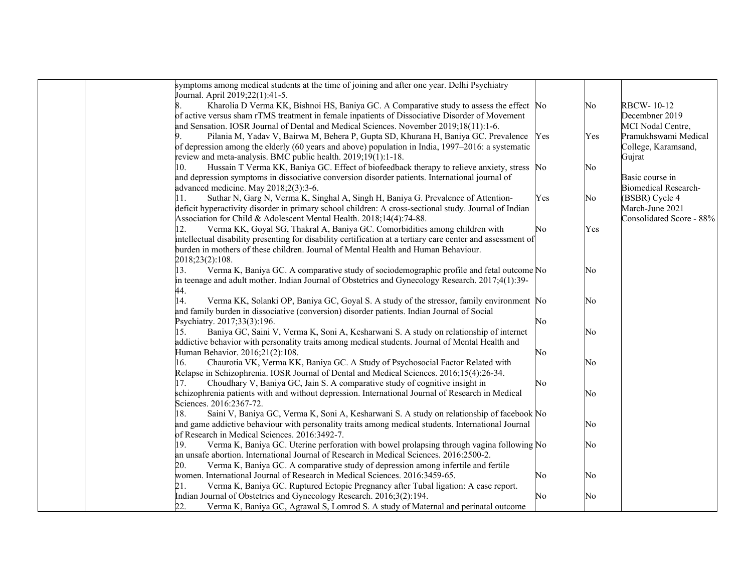| | | | | | |
|---|---|---|---|---|---|
| | | symptoms among medical students at the time of joining and after one year. Delhi Psychiatry Journal. April 2019;22(1):41-5. | | | |
| | | 8. Kharolia D Verma KK, Bishnoi HS, Baniya GC. A Comparative study to assess the effect of active versus sham rTMS treatment in female inpatients of Dissociative Disorder of Movement and Sensation. IOSR Journal of Dental and Medical Sciences. November 2019;18(11):1-6. | No | No | RBCW- 10-12 Decembner 2019 MCI Nodal Centre, Pramukhswami Medical College, Karamsand, Gujrat |
| | | 9. Pilania M, Yadav V, Bairwa M, Behera P, Gupta SD, Khurana H, Baniya GC. Prevalence of depression among the elderly (60 years and above) population in India, 1997–2016: a systematic review and meta-analysis. BMC public health. 2019;19(1):1-18. | Yes | Yes | |
| | | 10. Hussain T Verma KK, Baniya GC. Effect of biofeedback therapy to relieve anxiety, stress and depression symptoms in dissociative conversion disorder patients. International journal of advanced medicine. May 2018;2(3):3-6. | No | No | Basic course in Biomedical Research-(BSBR) Cycle 4 March-June 2021 Consolidated Score - 88% |
| | | 11. Suthar N, Garg N, Verma K, Singhal A, Singh H, Baniya G. Prevalence of Attention-deficit hyperactivity disorder in primary school children: A cross-sectional study. Journal of Indian Association for Child & Adolescent Mental Health. 2018;14(4):74-88. | Yes | No | |
| | | 12. Verma KK, Goyal SG, Thakral A, Baniya GC. Comorbidities among children with intellectual disability presenting for disability certification at a tertiary care center and assessment of burden in mothers of these children. Journal of Mental Health and Human Behaviour. 2018;23(2):108. | No | Yes | |
| | | 13. Verma K, Baniya GC. A comparative study of sociodemographic profile and fetal outcome in teenage and adult mother. Indian Journal of Obstetrics and Gynecology Research. 2017;4(1):39-44. | No | No | |
| | | 14. Verma KK, Solanki OP, Baniya GC, Goyal S. A study of the stressor, family environment and family burden in dissociative (conversion) disorder patients. Indian Journal of Social Psychiatry. 2017;33(3):196. | No | No | |
| | | 15. Baniya GC, Saini V, Verma K, Soni A, Kesharwani S. A study on relationship of internet addictive behavior with personality traits among medical students. Journal of Mental Health and Human Behavior. 2016;21(2):108. | No | No | |
| | | 16. Chaurotia VK, Verma KK, Baniya GC. A Study of Psychosocial Factor Related with Relapse in Schizophrenia. IOSR Journal of Dental and Medical Sciences. 2016;15(4):26-34. | No | No | |
| | | 17. Choudhary V, Baniya GC, Jain S. A comparative study of cognitive insight in schizophrenia patients with and without depression. International Journal of Research in Medical Sciences. 2016:2367-72. | No | No | |
| | | 18. Saini V, Baniya GC, Verma K, Soni A, Kesharwani S. A study on relationship of facebook and game addictive behaviour with personality traits among medical students. International Journal of Research in Medical Sciences. 2016:3492-7. | No | No | |
| | | 19. Verma K, Baniya GC. Uterine perforation with bowel prolapsing through vagina following an unsafe abortion. International Journal of Research in Medical Sciences. 2016:2500-2. | No | No | |
| | | 20. Verma K, Baniya GC. A comparative study of depression among infertile and fertile women. International Journal of Research in Medical Sciences. 2016:3459-65. | No | No | |
| | | 21. Verma K, Baniya GC. Ruptured Ectopic Pregnancy after Tubal ligation: A case report. Indian Journal of Obstetrics and Gynecology Research. 2016;3(2):194. | No | No | |
| | | 22. Verma K, Baniya GC, Agrawal S, Lomrod S. A study of Maternal and perinatal outcome | | | |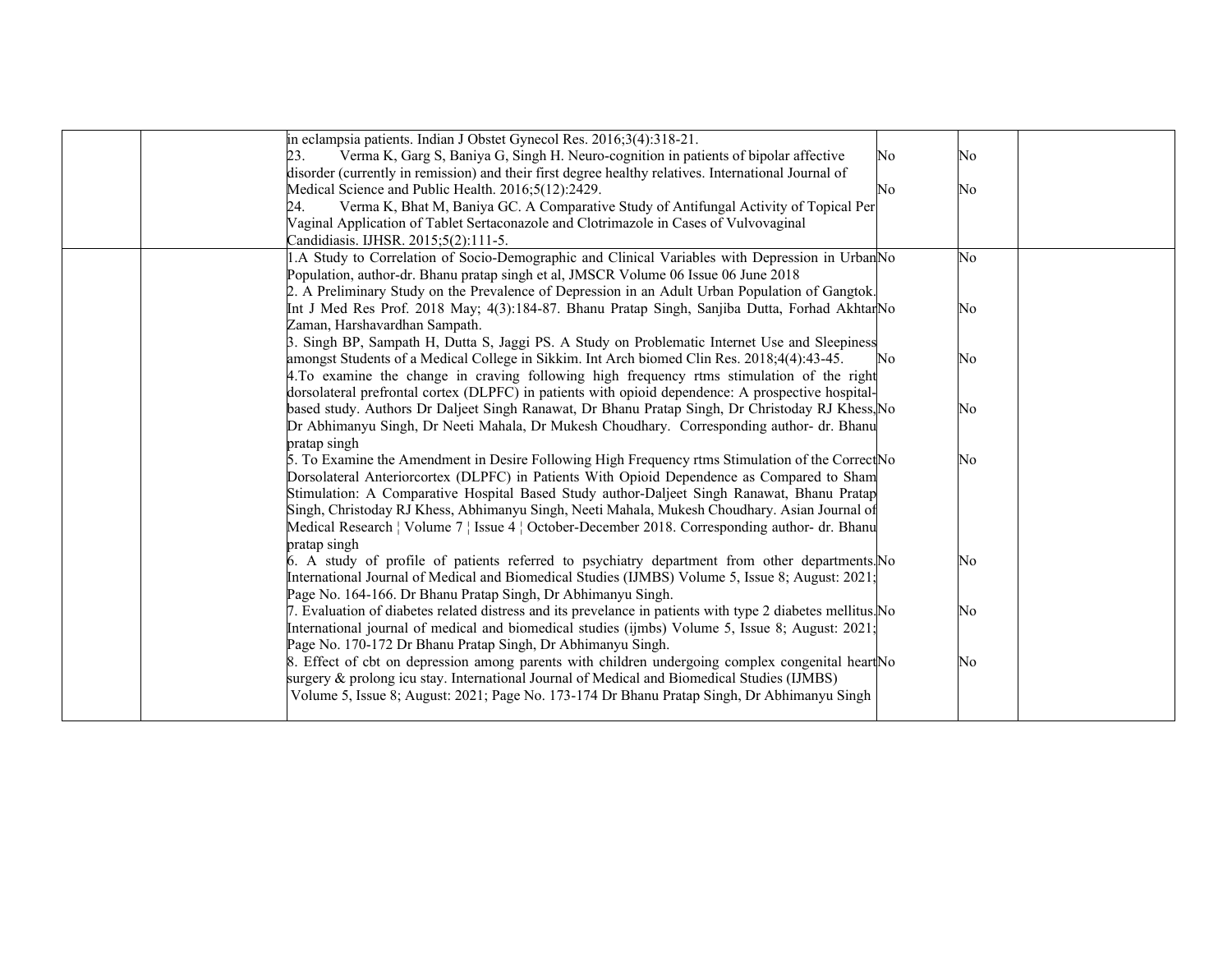| | | | | | |
|---|---|---|---|---|---|
| | | in eclampsia patients. Indian J Obstet Gynecol Res. 2016;3(4):318-21.<br>23. Verma K, Garg S, Baniya G, Singh H. Neuro-cognition in patients of bipolar affective disorder (currently in remission) and their first degree healthy relatives. International Journal of Medical Science and Public Health. 2016;5(12):2429.<br>24. Verma K, Bhat M, Baniya GC. A Comparative Study of Antifungal Activity of Topical Per Vaginal Application of Tablet Sertaconazole and Clotrimazole in Cases of Vulvovaginal Candidiasis. IJHSR. 2015;5(2):111-5. | No<br>No | No<br>No | |
| | | 1.A Study to Correlation of Socio-Demographic and Clinical Variables with Depression in Urban Population, author-dr. Bhanu pratap singh et al, JMSCR Volume 06 Issue 06 June 2018<br>2. A Preliminary Study on the Prevalence of Depression in an Adult Urban Population of Gangtok. Int J Med Res Prof. 2018 May; 4(3):184-87. Bhanu Pratap Singh, Sanjiba Dutta, Forhad Akhtar Zaman, Harshavardhan Sampath.<br>3. Singh BP, Sampath H, Dutta S, Jaggi PS. A Study on Problematic Internet Use and Sleepiness amongst Students of a Medical College in Sikkim. Int Arch biomed Clin Res. 2018;4(4):43-45.<br>4.To examine the change in craving following high frequency rtms stimulation of the right dorsolateral prefrontal cortex (DLPFC) in patients with opioid dependence: A prospective hospital-based study. Authors Dr Daljeet Singh Ranawat, Dr Bhanu Pratap Singh, Dr Christoday RJ Khess, Dr Abhimanyu Singh, Dr Neeti Mahala, Dr Mukesh Choudhary. Corresponding author- dr. Bhanu pratap singh<br>5. To Examine the Amendment in Desire Following High Frequency rtms Stimulation of the Correct Dorsolateral Anteriorcortex (DLPFC) in Patients With Opioid Dependence as Compared to Sham Stimulation: A Comparative Hospital Based Study author-Daljeet Singh Ranawat, Bhanu Pratap Singh, Christoday RJ Khess, Abhimanyu Singh, Neeti Mahala, Mukesh Choudhary. Asian Journal of Medical Research ¦ Volume 7 ¦ Issue 4 ¦ October-December 2018. Corresponding author- dr. Bhanu pratap singh<br>6. A study of profile of patients referred to psychiatry department from other departments. International Journal of Medical and Biomedical Studies (IJMBS) Volume 5, Issue 8; August: 2021; Page No. 164-166. Dr Bhanu Pratap Singh, Dr Abhimanyu Singh.<br>7. Evaluation of diabetes related distress and its prevelance in patients with type 2 diabetes mellitus. International journal of medical and biomedical studies (ijmbs) Volume 5, Issue 8; August: 2021; Page No. 170-172 Dr Bhanu Pratap Singh, Dr Abhimanyu Singh.<br>8. Effect of cbt on depression among parents with children undergoing complex congenital heart surgery & prolong icu stay. International Journal of Medical and Biomedical Studies (IJMBS) Volume 5, Issue 8; August: 2021; Page No. 173-174 Dr Bhanu Pratap Singh, Dr Abhimanyu Singh | No<br>No<br>No<br>No<br>No<br>No<br>No<br>No | No<br>No<br>No<br>No<br>No<br>No<br>No<br>No | |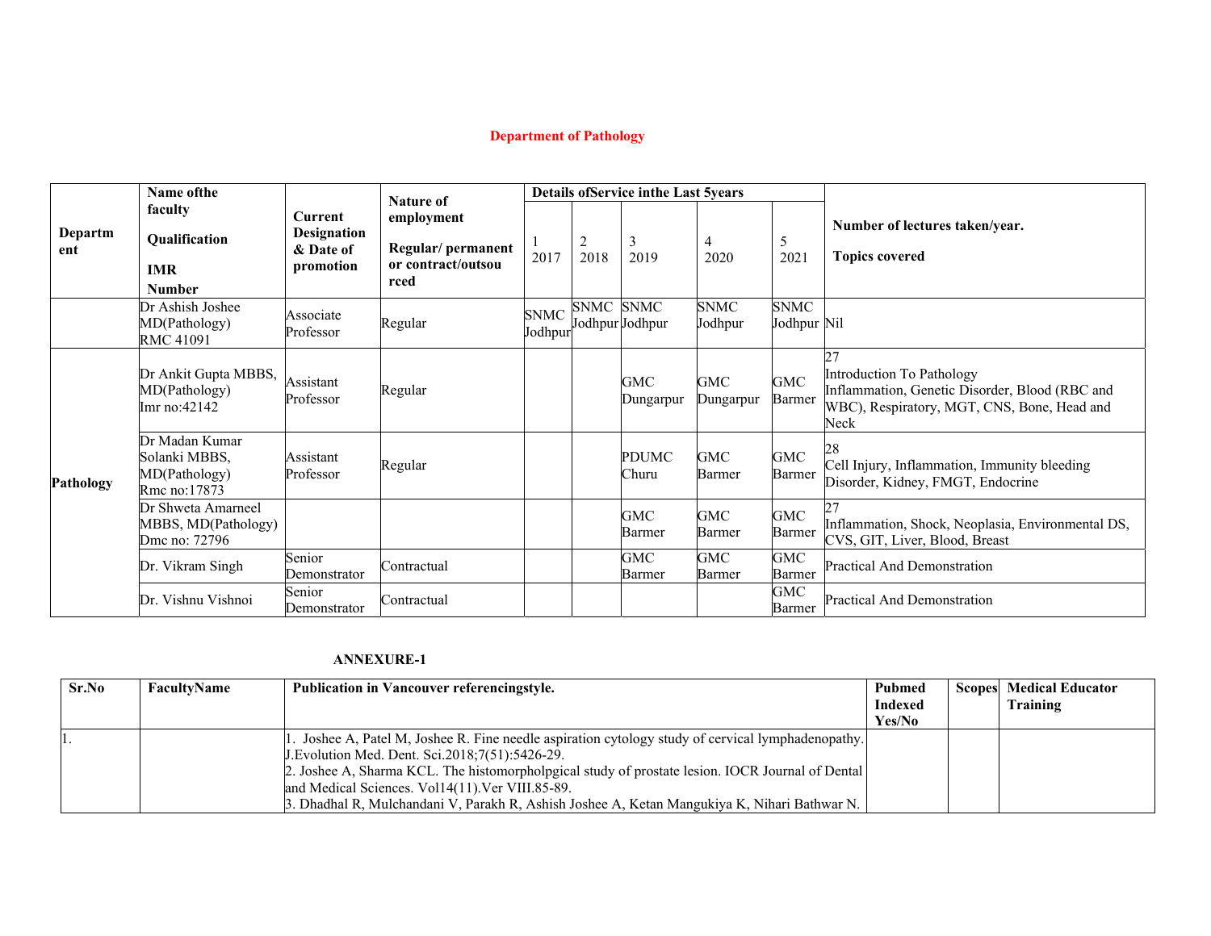## Department of Pathology

| Department | Name ofthe faculty<br>Qualification<br>IMR Number | Current Designation & Date of promotion | Nature of employment<br>Regular/ permanent or contract/outsourced | Details ofService inthe Last 5years | | | | | Number of lectures taken/year.<br>Topics covered |
|---|---|---|---|---|---|---|---|---|---|
| | | | | 1<br>2017 | 2<br>2018 | 3<br>2019 | 4<br>2020 | 5<br>2021 | |
| | Dr Ashish Joshee<br>MD(Pathology)<br>RMC 41091 | Associate Professor | Regular | SNMC Jodhpur | SNMC Jodhpur | SNMC Jodhpur | SNMC Jodhpur | SNMC Jodhpur | Nil |
| Pathology | Dr Ankit Gupta MBBS, MD(Pathology)<br>Imr no:42142 | Assistant Professor | Regular | | | GMC Dungarpur | GMC Dungarpur | GMC Barmer | 27<br>Introduction To Pathology<br>Inflammation, Genetic Disorder, Blood (RBC and WBC), Respiratory, MGT, CNS, Bone, Head and Neck |
| | Dr Madan Kumar Solanki MBBS, MD(Pathology)<br>Rmc no:17873 | Assistant Professor | Regular | | | PDUMC Churu | GMC Barmer | GMC Barmer | 28<br>Cell Injury, Inflammation, Immunity bleeding Disorder, Kidney, FMGT, Endocrine |
| | Dr Shweta Amarneel MBBS, MD(Pathology)<br>Dmc no: 72796 | | | | | GMC Barmer | GMC Barmer | GMC Barmer | 27<br>Inflammation, Shock, Neoplasia, Environmental DS, CVS, GIT, Liver, Blood, Breast |
| | Dr. Vikram Singh | Senior Demonstrator | Contractual | | | GMC Barmer | GMC Barmer | GMC Barmer | Practical And Demonstration |
| | Dr. Vishnu Vishnoi | Senior Demonstrator | Contractual | | | | | GMC Barmer | Practical And Demonstration |

**ANNEXURE-1**

| Sr.No | FacultyName | Publication in Vancouver referencingstyle. | Pubmed Indexed Yes/No | Scopes | Medical Educator Training |
|---|---|---|---|---|---|
| 1. | | 1. Joshee A, Patel M, Joshee R. Fine needle aspiration cytology study of cervical lymphadenopathy. J.Evolution Med. Dent. Sci.2018;7(51):5426-29.<br>2. Joshee A, Sharma KCL. The histomorpholpgical study of prostate lesion. IOCR Journal of Dental and Medical Sciences. Vol14(11).Ver VIII.85-89.<br>3. Dhadhal R, Mulchandani V, Parakh R, Ashish Joshee A, Ketan Mangukiya K, Nihari Bathwar N. | | | |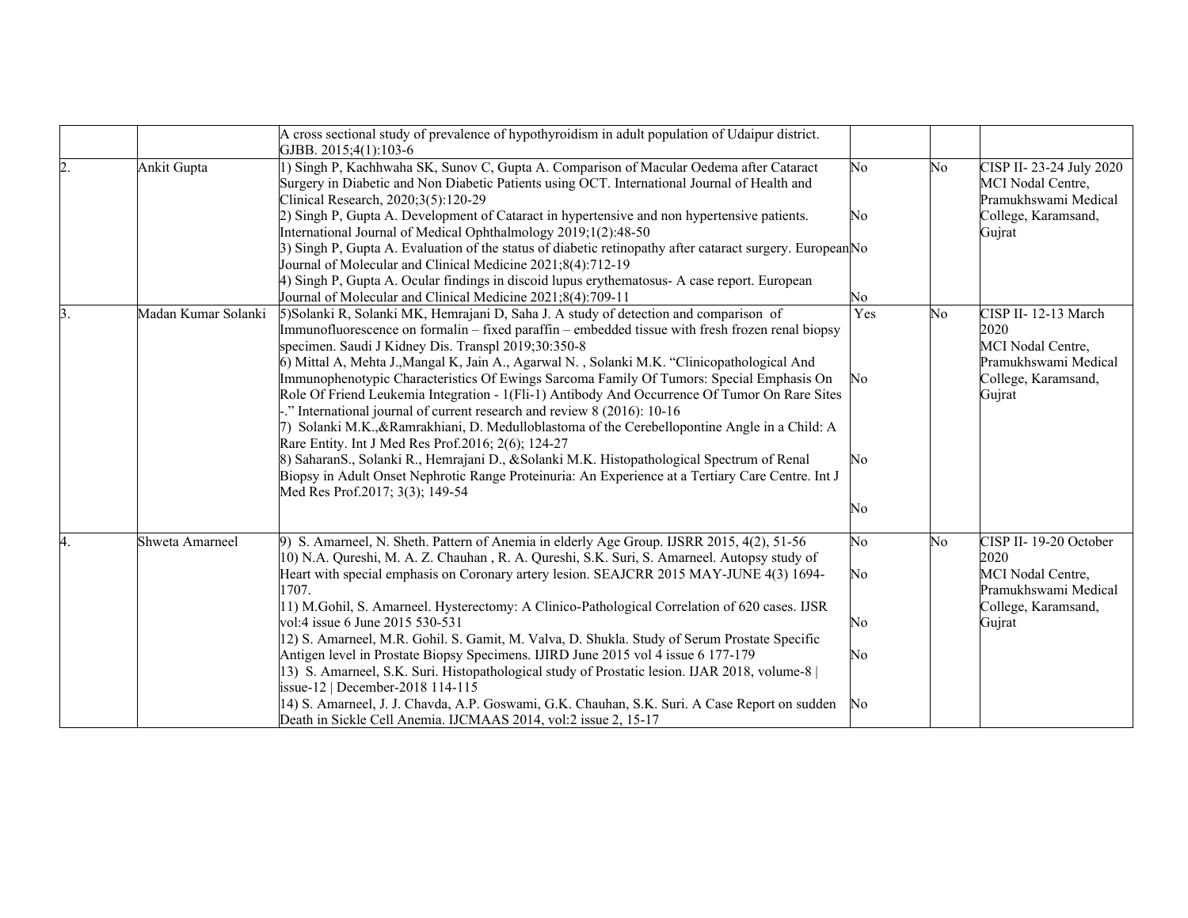| | | | | | |
|---|---|---|---|---|---|
| | | A cross sectional study of prevalence of hypothyroidism in adult population of Udaipur district. GJBB. 2015;4(1):103-6 | | | |
| 2. | Ankit Gupta | 1) Singh P, Kachhwaha SK, Sunov C, Gupta A. Comparison of Macular Oedema after Cataract Surgery in Diabetic and Non Diabetic Patients using OCT. International Journal of Health and Clinical Research, 2020;3(5):120-29<br>2) Singh P, Gupta A. Development of Cataract in hypertensive and non hypertensive patients. International Journal of Medical Ophthalmology 2019;1(2):48-50<br>3) Singh P, Gupta A. Evaluation of the status of diabetic retinopathy after cataract surgery. European Journal of Molecular and Clinical Medicine 2021;8(4):712-19<br>4) Singh P, Gupta A. Ocular findings in discoid lupus erythematosus- A case report. European Journal of Molecular and Clinical Medicine 2021;8(4):709-11 | No<br>No<br>No<br>No | No | CISP II- 23-24 July 2020 MCI Nodal Centre, Pramukhswami Medical College, Karamsand, Gujrat |
| 3. | Madan Kumar Solanki | 5)Solanki R, Solanki MK, Hemrajani D, Saha J. A study of detection and comparison of Immunofluorescence on formalin – fixed paraffin – embedded tissue with fresh frozen renal biopsy specimen. Saudi J Kidney Dis. Transpl 2019;30:350-8<br>6) Mittal A, Mehta J.,Mangal K, Jain A., Agarwal N. , Solanki M.K. "Clinicopathological And Immunophenotypic Characteristics Of Ewings Sarcoma Family Of Tumors: Special Emphasis On Role Of Friend Leukemia Integration - 1(Fli-1) Antibody And Occurrence Of Tumor On Rare Sites -." International journal of current research and review 8 (2016): 10-16<br>7) Solanki M.K.,&Ramrakhiani, D. Medulloblastoma of the Cerebellopontine Angle in a Child: A Rare Entity. Int J Med Res Prof.2016; 2(6); 124-27<br>8) SaharanS., Solanki R., Hemrajani D., &Solanki M.K. Histopathological Spectrum of Renal Biopsy in Adult Onset Nephrotic Range Proteinuria: An Experience at a Tertiary Care Centre. Int J Med Res Prof.2017; 3(3); 149-54 | Yes<br>No<br>No<br>No | No | CISP II- 12-13 March 2020 MCI Nodal Centre, Pramukhswami Medical College, Karamsand, Gujrat |
| 4. | Shweta Amarneel | 9) S. Amarneel, N. Sheth. Pattern of Anemia in elderly Age Group. IJSRR 2015, 4(2), 51-56<br>10) N.A. Qureshi, M. A. Z. Chauhan , R. A. Qureshi, S.K. Suri, S. Amarneel. Autopsy study of Heart with special emphasis on Coronary artery lesion. SEAJCRR 2015 MAY-JUNE 4(3) 1694-1707.<br>11) M.Gohil, S. Amarneel. Hysterectomy: A Clinico-Pathological Correlation of 620 cases. IJSR vol:4 issue 6 June 2015 530-531<br>12) S. Amarneel, M.R. Gohil. S. Gamit, M. Valva, D. Shukla. Study of Serum Prostate Specific Antigen level in Prostate Biopsy Specimens. IJIRD June 2015 vol 4 issue 6 177-179<br>13) S. Amarneel, S.K. Suri. Histopathological study of Prostatic lesion. IJAR 2018, volume-8 \| issue-12 \| December-2018 114-115<br>14) S. Amarneel, J. J. Chavda, A.P. Goswami, G.K. Chauhan, S.K. Suri. A Case Report on sudden Death in Sickle Cell Anemia. IJCMAAS 2014, vol:2 issue 2, 15-17 | No<br>No<br>No<br>No<br>No | No | CISP II- 19-20 October 2020 MCI Nodal Centre, Pramukhswami Medical College, Karamsand, Gujrat |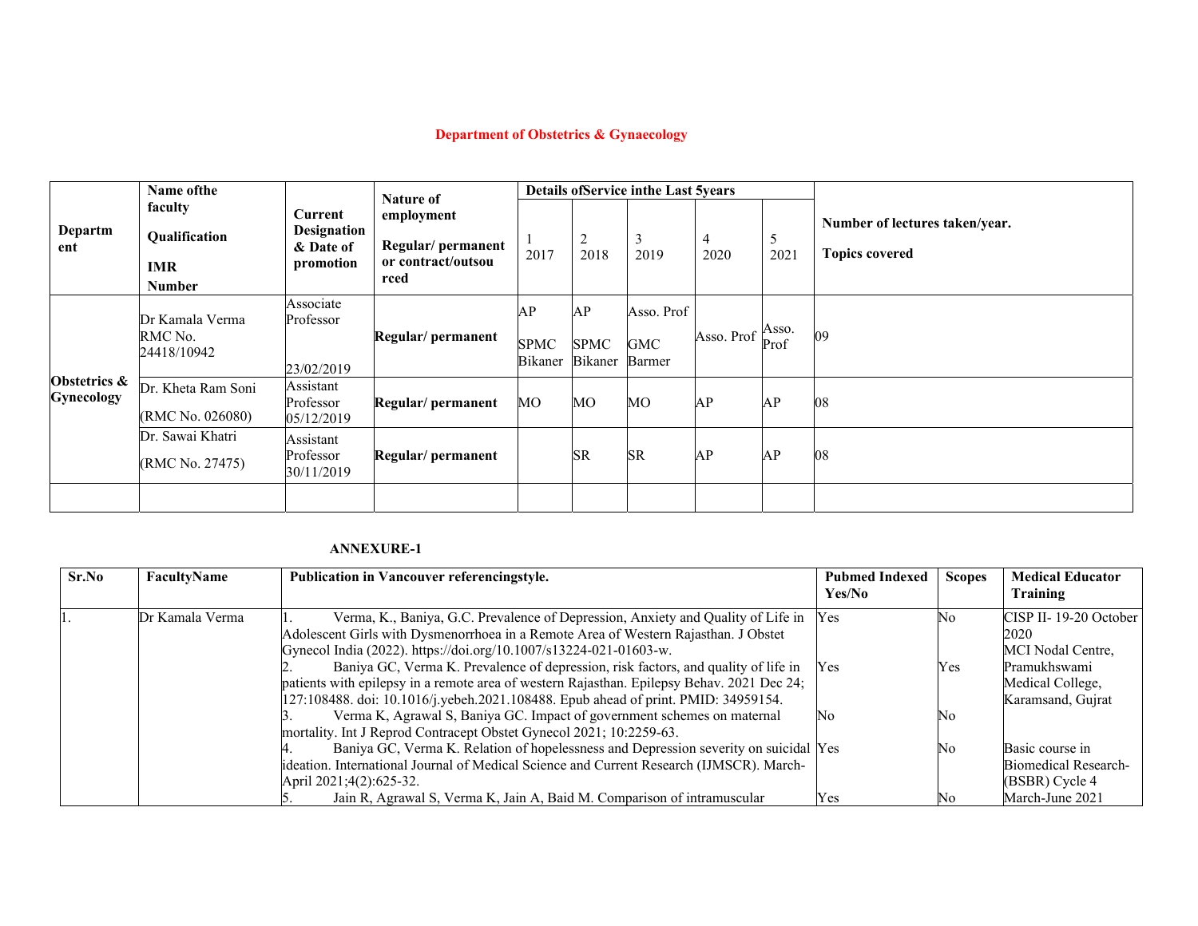## Department of Obstetrics & Gynaecology

| Department | Name of the faculty<br>Qualification<br>IMR Number | Current Designation & Date of promotion | Nature of employment<br>Regular/ permanent or contract/outsourced | Details of Service in the Last 5 years | | | | | Number of lectures taken/year.<br>Topics covered |
|---|---|---|---|---|---|---|---|---|---|
| | | | | 1<br>2017 | 2<br>2018 | 3<br>2019 | 4<br>2020 | 5<br>2021 | |
| Obstetrics & Gynecology | Dr Kamala Verma<br>RMC No. 24418/10942 | Associate Professor<br>23/02/2019 | Regular/ permanent | AP<br>SPMC Bikaner | AP<br>SPMC Bikaner | Asso. Prof<br>GMC Barmer | Asso. Prof | Asso. Prof | 09 |
| | Dr. Kheta Ram Soni<br>(RMC No. 026080) | Assistant Professor<br>05/12/2019 | Regular/ permanent | MO | MO | MO | AP | AP | 08 |
| | Dr. Sawai Khatri<br>(RMC No. 27475) | Assistant Professor<br>30/11/2019 | Regular/ permanent | | SR | SR | AP | AP | 08 |
| | | | | | | | | | |

### ANNEXURE-1

| Sr.No | FacultyName | Publication in Vancouver referencingstyle. | Pubmed Indexed Yes/No | Scopes | Medical Educator Training |
|---|---|---|---|---|---|
| 1. | Dr Kamala Verma | 1. Verma, K., Baniya, G.C. Prevalence of Depression, Anxiety and Quality of Life in Adolescent Girls with Dysmenorrhoea in a Remote Area of Western Rajasthan. J Obstet Gynecol India (2022). https://doi.org/10.1007/s13224-021-01603-w. | Yes | No | CISP II- 19-20 October 2020<br>MCI Nodal Centre, Pramukhswami Medical College, Karamsand, Gujrat |
| | | 2. Baniya GC, Verma K. Prevalence of depression, risk factors, and quality of life in patients with epilepsy in a remote area of western Rajasthan. Epilepsy Behav. 2021 Dec 24; 127:108488. doi: 10.1016/j.yebeh.2021.108488. Epub ahead of print. PMID: 34959154. | Yes | Yes | |
| | | 3. Verma K, Agrawal S, Baniya GC. Impact of government schemes on maternal mortality. Int J Reprod Contracept Obstet Gynecol 2021; 10:2259-63. | No | No | |
| | | 4. Baniya GC, Verma K. Relation of hopelessness and Depression severity on suicidal ideation. International Journal of Medical Science and Current Research (IJMSCR). March-April 2021;4(2):625-32. | Yes | No | Basic course in Biomedical Research-(BSBR) Cycle 4 March-June 2021 |
| | | 5. Jain R, Agrawal S, Verma K, Jain A, Baid M. Comparison of intramuscular | Yes | No | |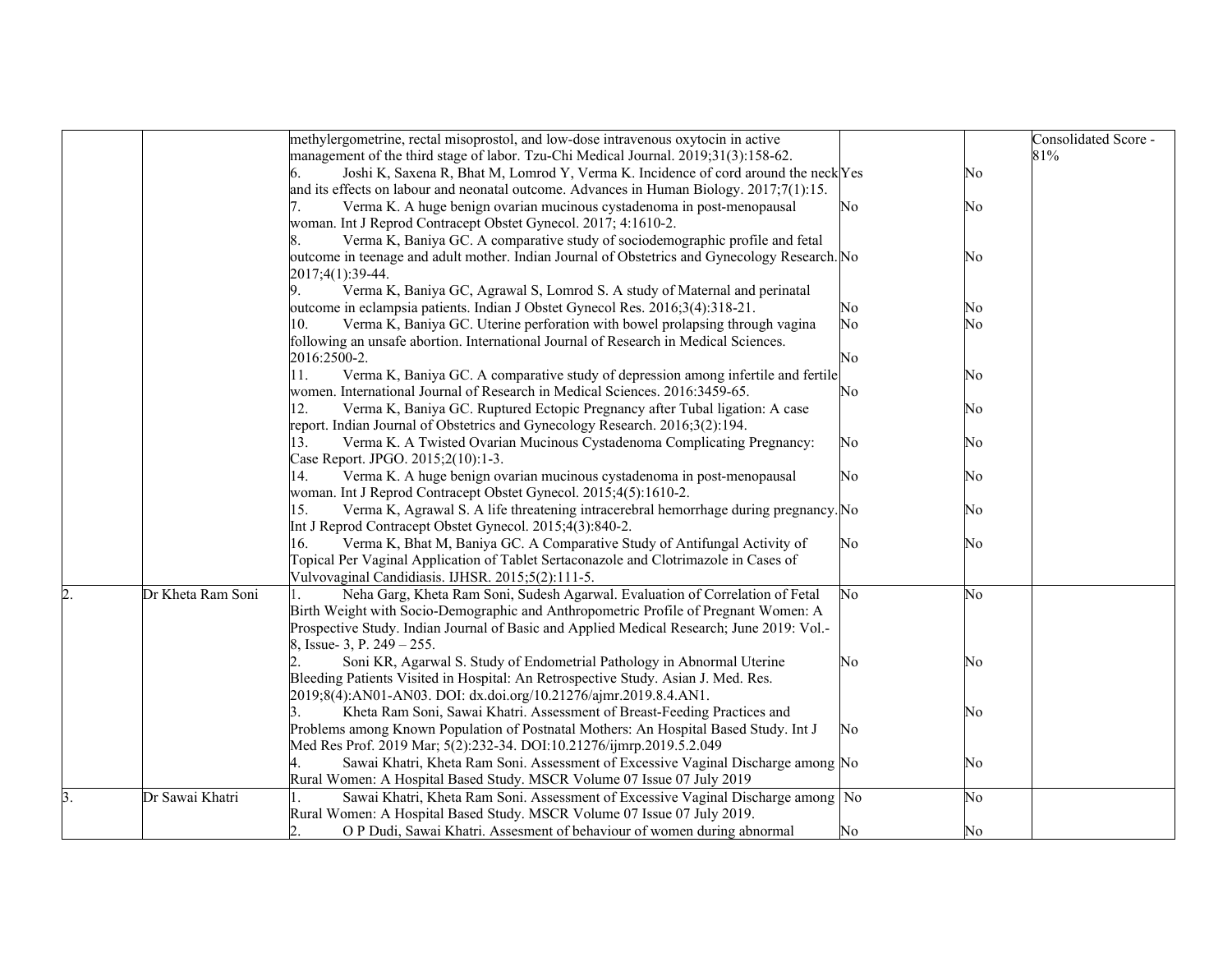| | | | | | |
|---|---|---|---|---|---|
| | | methylergometrine, rectal misoprostol, and low-dose intravenous oxytocin in active management of the third stage of labor. Tzu-Chi Medical Journal. 2019;31(3):158-62.<br>6. Joshi K, Saxena R, Bhat M, Lomrod Y, Verma K. Incidence of cord around the neck and its effects on labour and neonatal outcome. Advances in Human Biology. 2017;7(1):15.<br>7. Verma K. A huge benign ovarian mucinous cystadenoma in post-menopausal woman. Int J Reprod Contracept Obstet Gynecol. 2017; 4:1610-2.<br>8. Verma K, Baniya GC. A comparative study of sociodemographic profile and fetal outcome in teenage and adult mother. Indian Journal of Obstetrics and Gynecology Research. 2017;4(1):39-44.<br>9. Verma K, Baniya GC, Agrawal S, Lomrod S. A study of Maternal and perinatal outcome in eclampsia patients. Indian J Obstet Gynecol Res. 2016;3(4):318-21.<br>10. Verma K, Baniya GC. Uterine perforation with bowel prolapsing through vagina following an unsafe abortion. International Journal of Research in Medical Sciences. 2016:2500-2.<br>11. Verma K, Baniya GC. A comparative study of depression among infertile and fertile women. International Journal of Research in Medical Sciences. 2016:3459-65.<br>12. Verma K, Baniya GC. Ruptured Ectopic Pregnancy after Tubal ligation: A case report. Indian Journal of Obstetrics and Gynecology Research. 2016;3(2):194.<br>13. Verma K. A Twisted Ovarian Mucinous Cystadenoma Complicating Pregnancy: Case Report. JPGO. 2015;2(10):1-3.<br>14. Verma K. A huge benign ovarian mucinous cystadenoma in post-menopausal woman. Int J Reprod Contracept Obstet Gynecol. 2015;4(5):1610-2.<br>15. Verma K, Agrawal S. A life threatening intracerebral hemorrhage during pregnancy. Int J Reprod Contracept Obstet Gynecol. 2015;4(3):840-2.<br>16. Verma K, Bhat M, Baniya GC. A Comparative Study of Antifungal Activity of Topical Per Vaginal Application of Tablet Sertaconazole and Clotrimazole in Cases of Vulvovaginal Candidiasis. IJHSR. 2015;5(2):111-5. | <br><br>Yes<br><br>No<br><br>No<br><br>No<br>No<br><br>No<br><br>No<br><br>No<br><br>No<br><br>No<br><br>No<br>No | <br><br>No<br><br>No<br><br>No<br><br>No<br>No<br><br>No<br><br>No<br><br>No<br>No<br><br>No<br><br>No | Consolidated Score - 81% |
| 2. | Dr Kheta Ram Soni | 1. Neha Garg, Kheta Ram Soni, Sudesh Agarwal. Evaluation of Correlation of Fetal Birth Weight with Socio-Demographic and Anthropometric Profile of Pregnant Women: A Prospective Study. Indian Journal of Basic and Applied Medical Research; June 2019: Vol.-8, Issue- 3, P. 249 – 255.<br>2. Soni KR, Agarwal S. Study of Endometrial Pathology in Abnormal Uterine Bleeding Patients Visited in Hospital: An Retrospective Study. Asian J. Med. Res. 2019;8(4):AN01-AN03. DOI: dx.doi.org/10.21276/ajmr.2019.8.4.AN1.<br>3. Kheta Ram Soni, Sawai Khatri. Assessment of Breast-Feeding Practices and Problems among Known Population of Postnatal Mothers: An Hospital Based Study. Int J Med Res Prof. 2019 Mar; 5(2):232-34. DOI:10.21276/ijmrp.2019.5.2.049<br>4. Sawai Khatri, Kheta Ram Soni. Assessment of Excessive Vaginal Discharge among Rural Women: A Hospital Based Study. MSCR Volume 07 Issue 07 July 2019 | No<br><br><br><br>No<br><br><br>No<br><br>No | No<br><br><br><br>No<br><br><br>No<br><br>No | |
| 3. | Dr Sawai Khatri | 1. Sawai Khatri, Kheta Ram Soni. Assessment of Excessive Vaginal Discharge among Rural Women: A Hospital Based Study. MSCR Volume 07 Issue 07 July 2019.<br>2. O P Dudi, Sawai Khatri. Assesment of behaviour of women during abnormal | No<br><br>No | No<br><br>No | |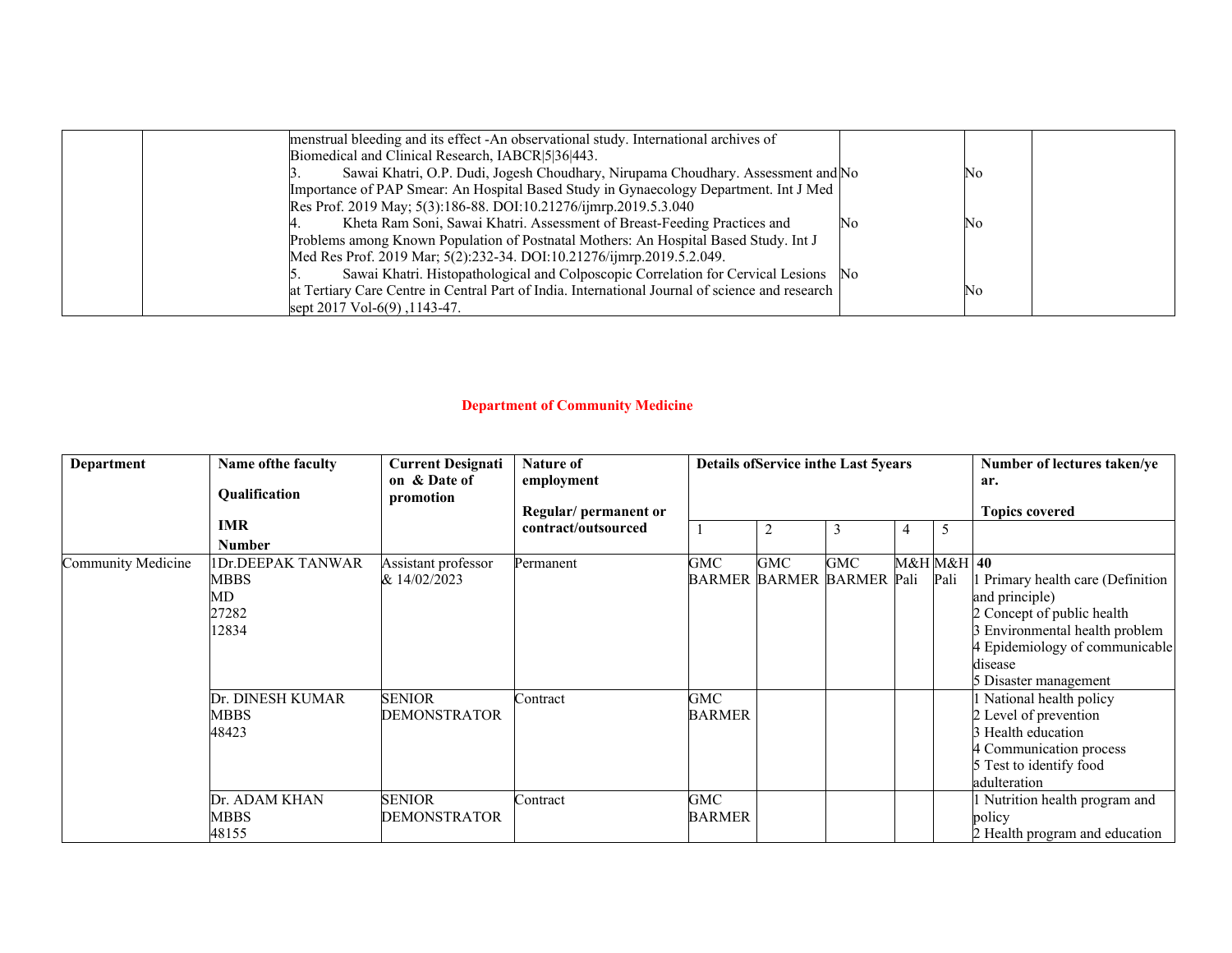| | | | | | |
|---|---|---|---|---|---|
| | | menstrual bleeding and its effect -An observational study. International archives of Biomedical and Clinical Research, IABCR\|5\|36\|443.<br>3. Sawai Khatri, O.P. Dudi, Jogesh Choudhary, Nirupama Choudhary. Assessment and Importance of PAP Smear: An Hospital Based Study in Gynaecology Department. Int J Med Res Prof. 2019 May; 5(3):186-88. DOI:10.21276/ijmrp.2019.5.3.040<br>4. Kheta Ram Soni, Sawai Khatri. Assessment of Breast-Feeding Practices and Problems among Known Population of Postnatal Mothers: An Hospital Based Study. Int J Med Res Prof. 2019 Mar; 5(2):232-34. DOI:10.21276/ijmrp.2019.5.2.049.<br>5. Sawai Khatri. Histopathological and Colposcopic Correlation for Cervical Lesions at Tertiary Care Centre in Central Part of India. International Journal of science and research sept 2017 Vol-6(9) ,1143-47. | No<br>No<br>No | No<br>No<br>No | |

**Department of Community Medicine**

| Department | Name ofthe faculty<br>Qualification<br>IMR Number | Current Designation & Date of promotion | Nature of employment<br>Regular/ permanent or contract/outsourced | Details ofService inthe Last 5years | | | | | Number of lectures taken/year.<br>Topics covered |
|---|---|---|---|---|---|---|---|---|---|
| | | | | 1 | 2 | 3 | 4 | 5 | |
| Community Medicine | 1Dr.DEEPAK TANWAR<br>MBBS<br>MD<br>27282<br>12834 | Assistant professor & 14/02/2023 | Permanent | GMC BARMER | GMC BARMER | GMC BARMER | M&H Pali | M&H Pali | **40**<br>1 Primary health care (Definition and principle)<br>2 Concept of public health<br>3 Environmental health problem<br>4 Epidemiology of communicable disease<br>5 Disaster management |
| | Dr. DINESH KUMAR<br>MBBS<br>48423 | SENIOR DEMONSTRATOR | Contract | GMC BARMER | | | | | 1 National health policy<br>2 Level of prevention<br>3 Health education<br>4 Communication process<br>5 Test to identify food adulteration |
| | Dr. ADAM KHAN<br>MBBS<br>48155 | SENIOR DEMONSTRATOR | Contract | GMC BARMER | | | | | 1 Nutrition health program and policy<br>2 Health program and education |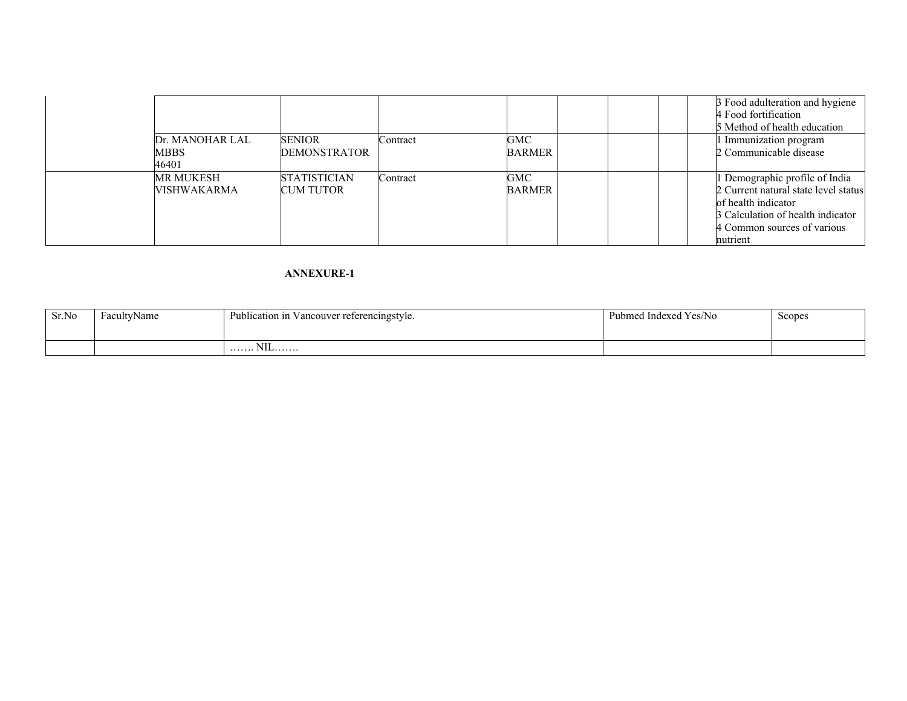|  |  |  |  |  |  |  |  |  | 3 Food adulteration and hygiene<br>4 Food fortification<br>5 Method of health education |
|---|---|---|---|---|---|---|---|---|---|
|  | Dr. MANOHAR LAL<br>MBBS<br>46401 | SENIOR DEMONSTRATOR | Contract | GMC BARMER |  |  |  |  | 1 Immunization program<br>2 Communicable disease |
|  | MR MUKESH VISHWAKARMA | STATISTICIAN CUM TUTOR | Contract | GMC BARMER |  |  |  |  | 1 Demographic profile of India<br>2 Current natural state level status of health indicator<br>3 Calculation of health indicator<br>4 Common sources of various nutrient |

**ANNEXURE-1**

| Sr.No | FacultyName | Publication in Vancouver referencingstyle. | Pubmed Indexed Yes/No | Scopes |
|---|---|---|---|---|
|  |  | ……. NIL……. |  |  |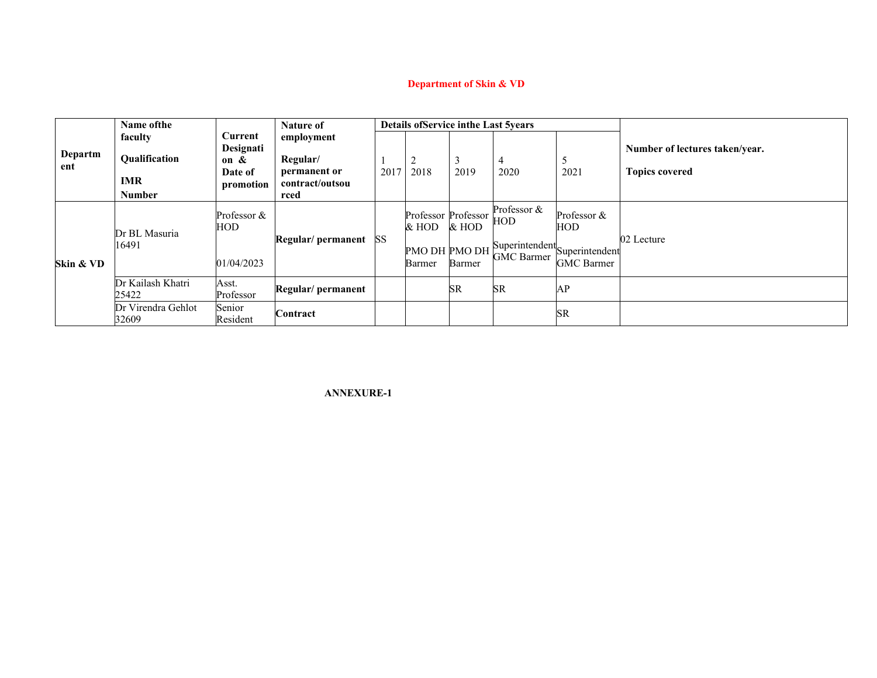## Department of Skin & VD

| Department | Name of the faculty<br>Qualification<br>IMR Number | Current Designation & Date of promotion | Nature of employment<br>Regular/ permanent or contract/outsourced | Details of Service in the Last 5 years | | | | | Number of lectures taken/year.<br>Topics covered |
|---|---|---|---|---|---|---|---|---|---|
| | | | | 1<br>2017 | 2<br>2018 | 3<br>2019 | 4<br>2020 | 5<br>2021 | |
| Skin & VD | Dr BL Masuria<br>16491 | Professor & HOD<br>01/04/2023 | **Regular/ permanent** | SS | Professor & HOD<br>PMO DH Barmer | Professor & HOD<br>PMO DH Barmer | Professor & HOD<br>Superintendent GMC Barmer | Professor & HOD<br>Superintendent GMC Barmer | 02 Lecture |
| | Dr Kailash Khatri<br>25422 | Asst. Professor | **Regular/ permanent** | | | SR | SR | AP | |
| | Dr Virendra Gehlot<br>32609 | Senior Resident | **Contract** | | | | | SR | |

**ANNEXURE-1**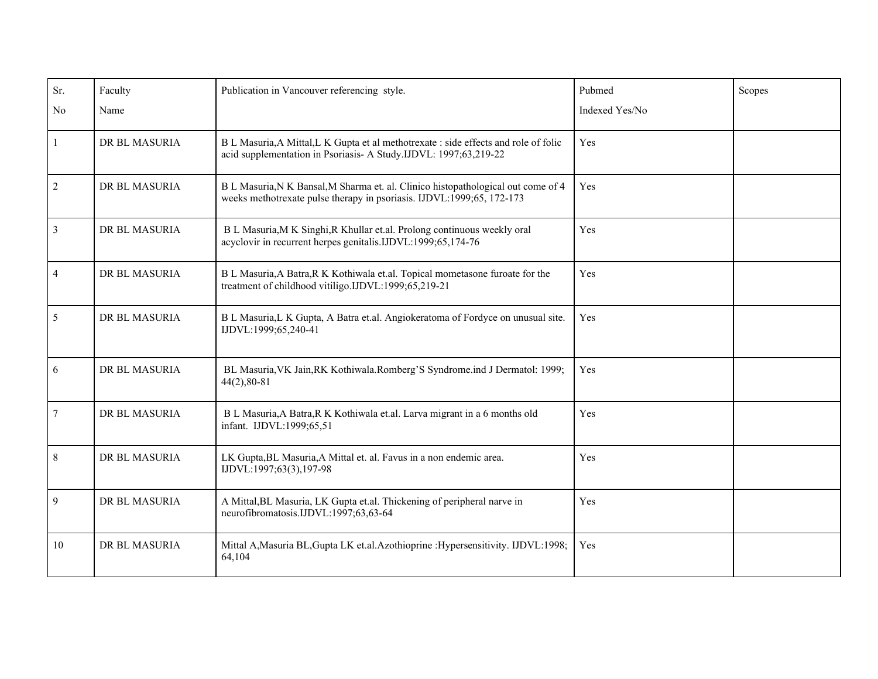| Sr. No | Faculty Name | Publication in Vancouver referencing style. | Pubmed Indexed Yes/No | Scopes |
|---|---|---|---|---|
| 1 | DR BL MASURIA | B L Masuria,A Mittal,L K Gupta et al methotrexate : side effects and role of folic acid supplementation in Psoriasis- A Study.IJDVL: 1997;63,219-22 | Yes | |
| 2 | DR BL MASURIA | B L Masuria,N K Bansal,M Sharma et. al. Clinico histopathological out come of 4 weeks methotrexate pulse therapy in psoriasis. IJDVL:1999;65, 172-173 | Yes | |
| 3 | DR BL MASURIA | B L Masuria,M K Singhi,R Khullar et.al. Prolong continuous weekly oral acyclovir in recurrent herpes genitalis.IJDVL:1999;65,174-76 | Yes | |
| 4 | DR BL MASURIA | B L Masuria,A Batra,R K Kothiwala et.al. Topical mometasone furoate for the treatment of childhood vitiligo.IJDVL:1999;65,219-21 | Yes | |
| 5 | DR BL MASURIA | B L Masuria,L K Gupta, A Batra et.al. Angiokeratoma of Fordyce on unusual site. IJDVL:1999;65,240-41 | Yes | |
| 6 | DR BL MASURIA | BL Masuria,VK Jain,RK Kothiwala.Romberg'S Syndrome.ind J Dermatol: 1999; 44(2),80-81 | Yes | |
| 7 | DR BL MASURIA | B L Masuria,A Batra,R K Kothiwala et.al. Larva migrant in a 6 months old infant. IJDVL:1999;65,51 | Yes | |
| 8 | DR BL MASURIA | LK Gupta,BL Masuria,A Mittal et. al. Favus in a non endemic area. IJDVL:1997;63(3),197-98 | Yes | |
| 9 | DR BL MASURIA | A Mittal,BL Masuria, LK Gupta et.al. Thickening of peripheral narve in neurofibromatosis.IJDVL:1997;63,63-64 | Yes | |
| 10 | DR BL MASURIA | Mittal A,Masuria BL,Gupta LK et.al.Azothioprine :Hypersensitivity. IJDVL:1998; 64,104 | Yes | |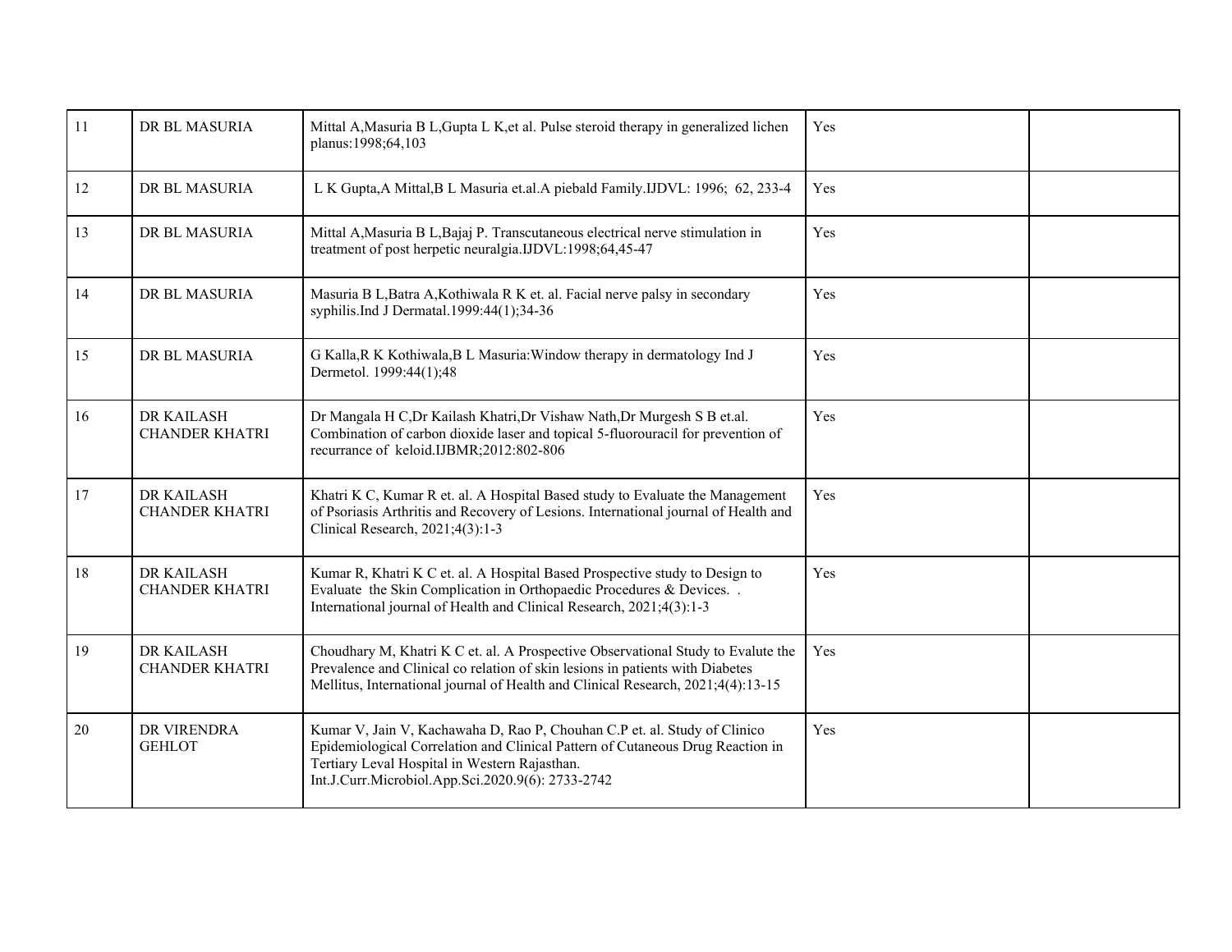| | | | | |
|---|---|---|---|---|
| 11 | DR BL MASURIA | Mittal A,Masuria B L,Gupta L K,et al. Pulse steroid therapy in generalized lichen planus:1998;64,103 | Yes | |
| 12 | DR BL MASURIA | L K Gupta,A Mittal,B L Masuria et.al.A piebald Family.IJDVL: 1996; 62, 233-4 | Yes | |
| 13 | DR BL MASURIA | Mittal A,Masuria B L,Bajaj P. Transcutaneous electrical nerve stimulation in treatment of post herpetic neuralgia.IJDVL:1998;64,45-47 | Yes | |
| 14 | DR BL MASURIA | Masuria B L,Batra A,Kothiwala R K et. al. Facial nerve palsy in secondary syphilis.Ind J Dermatal.1999:44(1);34-36 | Yes | |
| 15 | DR BL MASURIA | G Kalla,R K Kothiwala,B L Masuria:Window therapy in dermatology Ind J Dermetol. 1999:44(1);48 | Yes | |
| 16 | DR KAILASH CHANDER KHATRI | Dr Mangala H C,Dr Kailash Khatri,Dr Vishaw Nath,Dr Murgesh S B et.al. Combination of carbon dioxide laser and topical 5-fluorouracil for prevention of recurrance of keloid.IJBMR;2012:802-806 | Yes | |
| 17 | DR KAILASH CHANDER KHATRI | Khatri K C, Kumar R et. al. A Hospital Based study to Evaluate the Management of Psoriasis Arthritis and Recovery of Lesions. International journal of Health and Clinical Research, 2021;4(3):1-3 | Yes | |
| 18 | DR KAILASH CHANDER KHATRI | Kumar R, Khatri K C et. al. A Hospital Based Prospective study to Design to Evaluate the Skin Complication in Orthopaedic Procedures & Devices. . International journal of Health and Clinical Research, 2021;4(3):1-3 | Yes | |
| 19 | DR KAILASH CHANDER KHATRI | Choudhary M, Khatri K C et. al. A Prospective Observational Study to Evalute the Prevalence and Clinical co relation of skin lesions in patients with Diabetes Mellitus, International journal of Health and Clinical Research, 2021;4(4):13-15 | Yes | |
| 20 | DR VIRENDRA GEHLOT | Kumar V, Jain V, Kachawaha D, Rao P, Chouhan C.P et. al. Study of Clinico Epidemiological Correlation and Clinical Pattern of Cutaneous Drug Reaction in Tertiary Leval Hospital in Western Rajasthan. Int.J.Curr.Microbiol.App.Sci.2020.9(6): 2733-2742 | Yes | |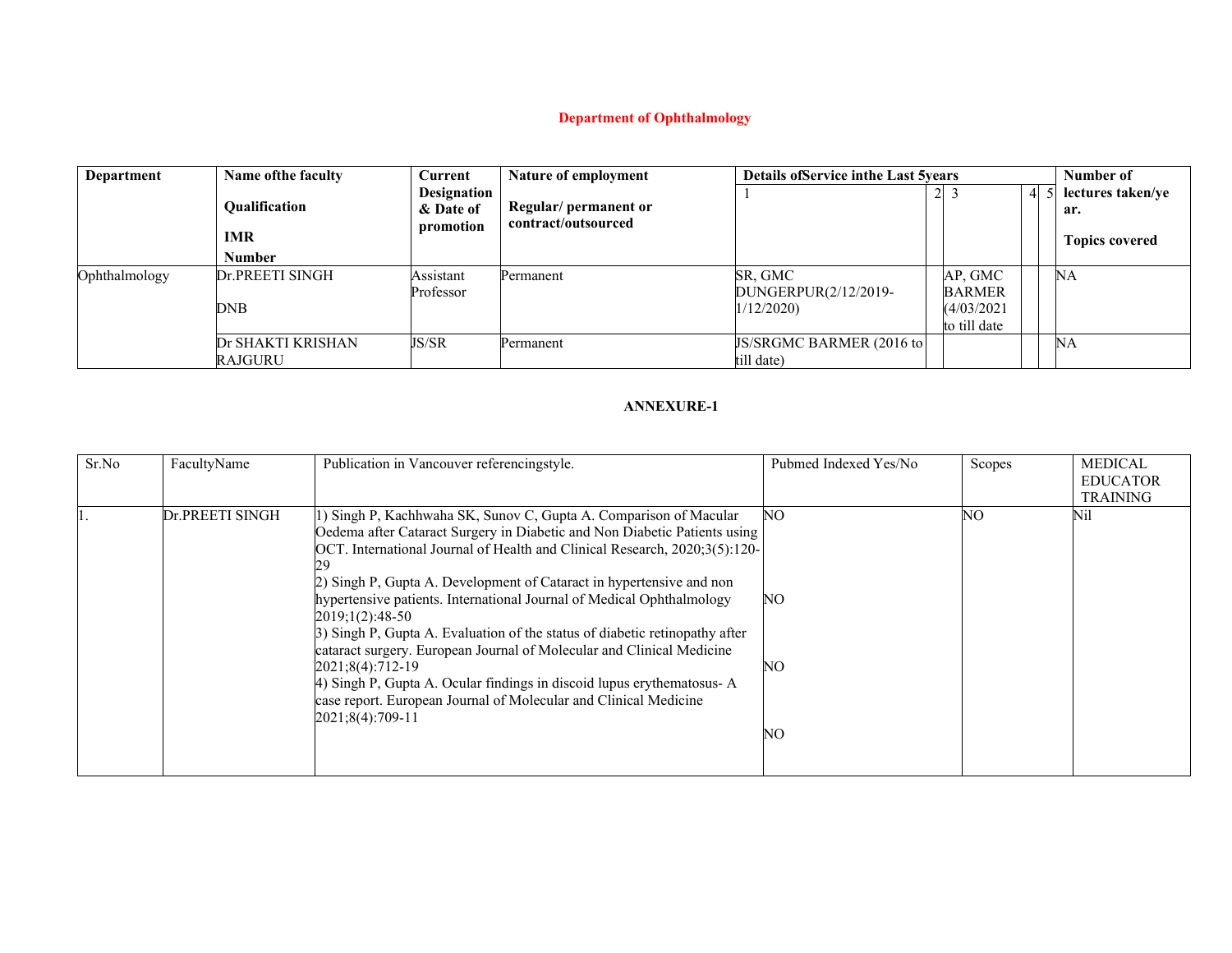## Department of Ophthalmology

| Department | Name ofthe faculty<br><br>Qualification<br><br>IMR<br><br>Number | Current Designation & Date of promotion | Nature of employment<br><br>Regular/ permanent or contract/outsourced | Details ofService inthe Last 5years | | | | | Number of lectures taken/year.<br><br>Topics covered |
|---|---|---|---|---|---|---|---|---|---|
| | | | | 1 | 2 | 3 | 4 | 5 | |
| Ophthalmology | Dr.PREETI SINGH<br><br>DNB | Assistant Professor | Permanent | SR, GMC DUNGERPUR(2/12/2019-1/12/2020) | | AP, GMC BARMER (4/03/2021 to till date | | | NA |
| | Dr SHAKTI KRISHAN RAJGURU | JS/SR | Permanent | JS/SRGMC BARMER (2016 to till date) | | | | | NA |

### ANNEXURE-1

| Sr.No | FacultyName | Publication in Vancouver referencingstyle. | Pubmed Indexed Yes/No | Scopes | MEDICAL EDUCATOR TRAINING |
|---|---|---|---|---|---|
| 1. | Dr.PREETI SINGH | 1) Singh P, Kachhwaha SK, Sunov C, Gupta A. Comparison of Macular Oedema after Cataract Surgery in Diabetic and Non Diabetic Patients using OCT. International Journal of Health and Clinical Research, 2020;3(5):120-29<br>2) Singh P, Gupta A. Development of Cataract in hypertensive and non hypertensive patients. International Journal of Medical Ophthalmology 2019;1(2):48-50<br>3) Singh P, Gupta A. Evaluation of the status of diabetic retinopathy after cataract surgery. European Journal of Molecular and Clinical Medicine 2021;8(4):712-19<br>4) Singh P, Gupta A. Ocular findings in discoid lupus erythematosus- A case report. European Journal of Molecular and Clinical Medicine 2021;8(4):709-11 | NO<br><br>NO<br><br>NO<br><br>NO | NO | Nil |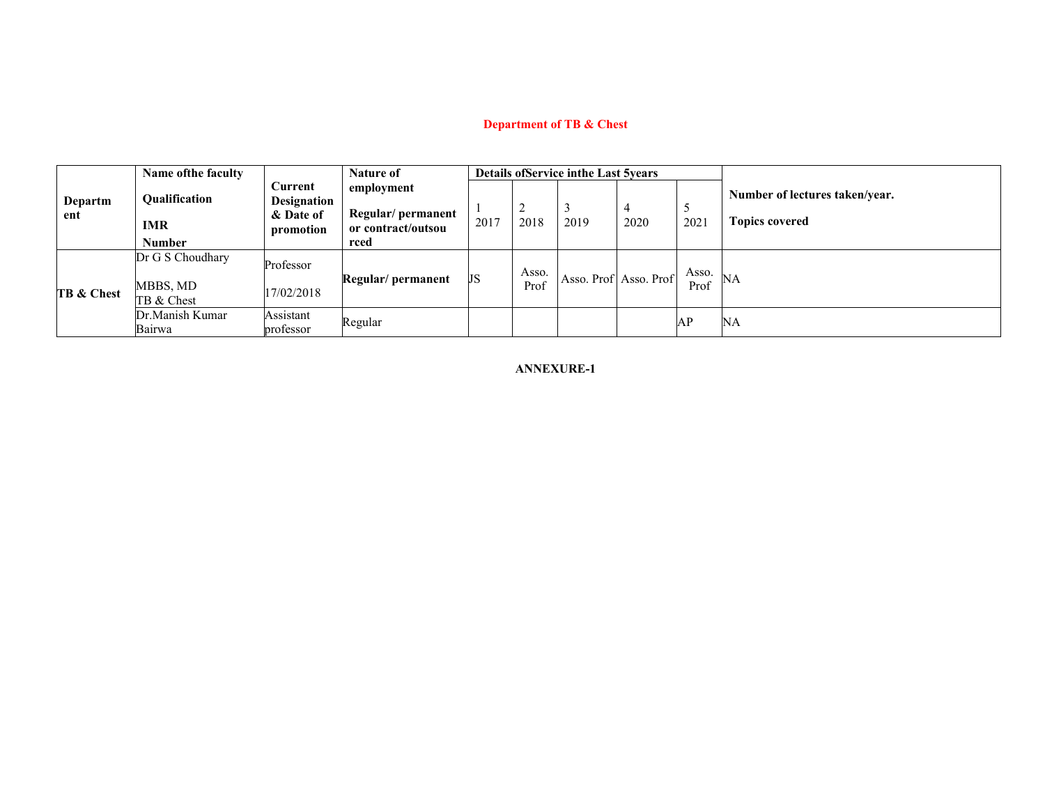**Department of TB & Chest**

| Department | Name ofthe faculty<br>Qualification<br>IMR Number | Current Designation & Date of promotion | Nature of employment<br>Regular/ permanent or contract/outsourced | Details ofService inthe Last 5years | | | | | Number of lectures taken/year.<br>Topics covered |
|---|---|---|---|---|---|---|---|---|---|
| | | | | 1<br>2017 | 2<br>2018 | 3<br>2019 | 4<br>2020 | 5<br>2021 | |
| TB & Chest | Dr G S Choudhary<br>MBBS, MD<br>TB & Chest | Professor<br>17/02/2018 | **Regular/ permanent** | JS | Asso. Prof | Asso. Prof | Asso. Prof | Asso. Prof | NA |
| | Dr.Manish Kumar Bairwa | Assistant professor | Regular | | | | | AP | NA |

**ANNEXURE-1**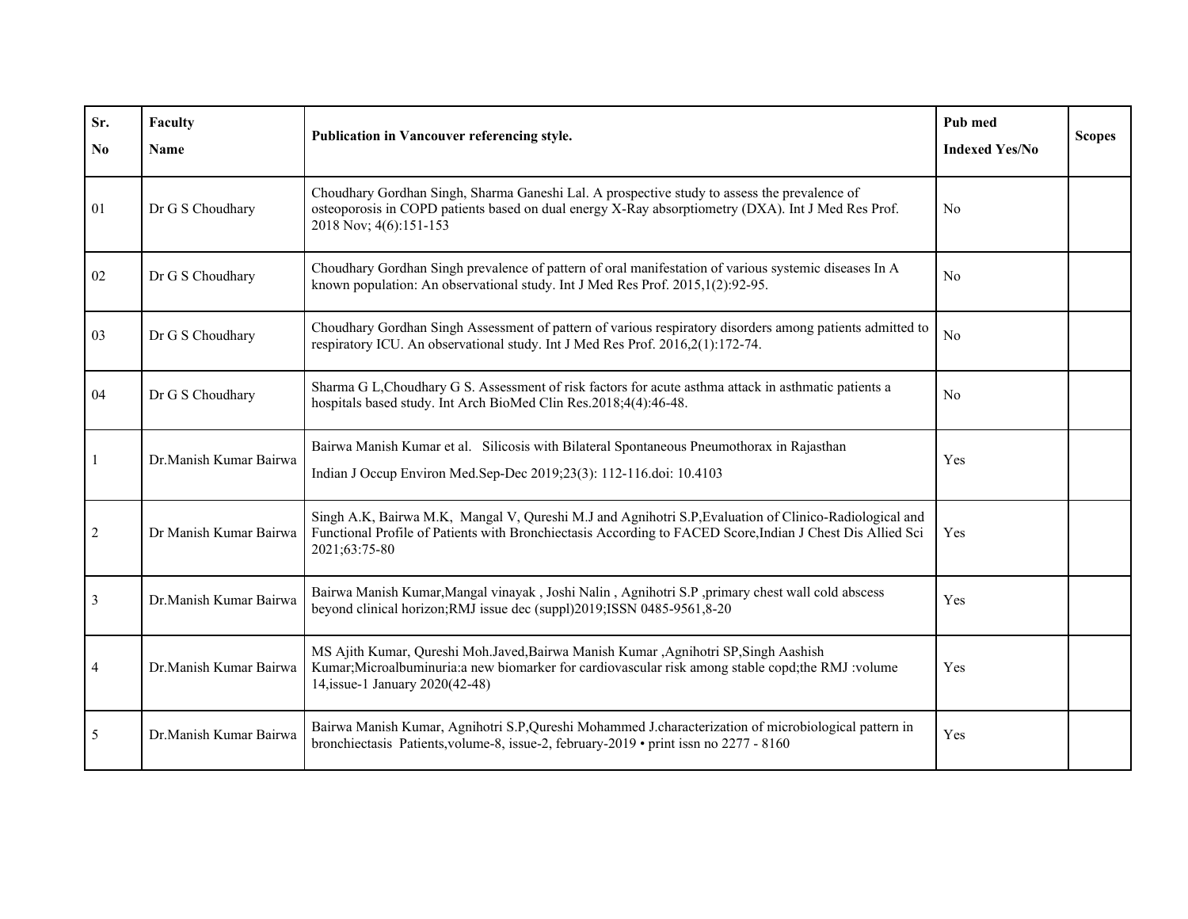| Sr. No | Faculty Name | Publication in Vancouver referencing style. | Pub med Indexed Yes/No | Scopes |
|---|---|---|---|---|
| 01 | Dr G S Choudhary | Choudhary Gordhan Singh, Sharma Ganeshi Lal. A prospective study to assess the prevalence of osteoporosis in COPD patients based on dual energy X-Ray absorptiometry (DXA). Int J Med Res Prof. 2018 Nov; 4(6):151-153 | No | |
| 02 | Dr G S Choudhary | Choudhary Gordhan Singh prevalence of pattern of oral manifestation of various systemic diseases In A known population: An observational study. Int J Med Res Prof. 2015,1(2):92-95. | No | |
| 03 | Dr G S Choudhary | Choudhary Gordhan Singh Assessment of pattern of various respiratory disorders among patients admitted to respiratory ICU. An observational study. Int J Med Res Prof. 2016,2(1):172-74. | No | |
| 04 | Dr G S Choudhary | Sharma G L,Choudhary G S. Assessment of risk factors for acute asthma attack in asthmatic patients a hospitals based study. Int Arch BioMed Clin Res.2018;4(4):46-48. | No | |
| 1 | Dr.Manish Kumar Bairwa | Bairwa Manish Kumar et al. Silicosis with Bilateral Spontaneous Pneumothorax in Rajasthan Indian J Occup Environ Med.Sep-Dec 2019;23(3): 112-116.doi: 10.4103 | Yes | |
| 2 | Dr Manish Kumar Bairwa | Singh A.K, Bairwa M.K, Mangal V, Qureshi M.J and Agnihotri S.P,Evaluation of Clinico-Radiological and Functional Profile of Patients with Bronchiectasis According to FACED Score,Indian J Chest Dis Allied Sci 2021;63:75-80 | Yes | |
| 3 | Dr.Manish Kumar Bairwa | Bairwa Manish Kumar,Mangal vinayak , Joshi Nalin , Agnihotri S.P ,primary chest wall cold abscess beyond clinical horizon;RMJ issue dec (suppl)2019;ISSN 0485-9561,8-20 | Yes | |
| 4 | Dr.Manish Kumar Bairwa | MS Ajith Kumar, Qureshi Moh.Javed,Bairwa Manish Kumar ,Agnihotri SP,Singh Aashish Kumar;Microalbuminuria:a new biomarker for cardiovascular risk among stable copd;the RMJ :volume 14,issue-1 January 2020(42-48) | Yes | |
| 5 | Dr.Manish Kumar Bairwa | Bairwa Manish Kumar, Agnihotri S.P,Qureshi Mohammed J.characterization of microbiological pattern in bronchiectasis Patients,volume-8, issue-2, february-2019 • print issn no 2277 - 8160 | Yes | |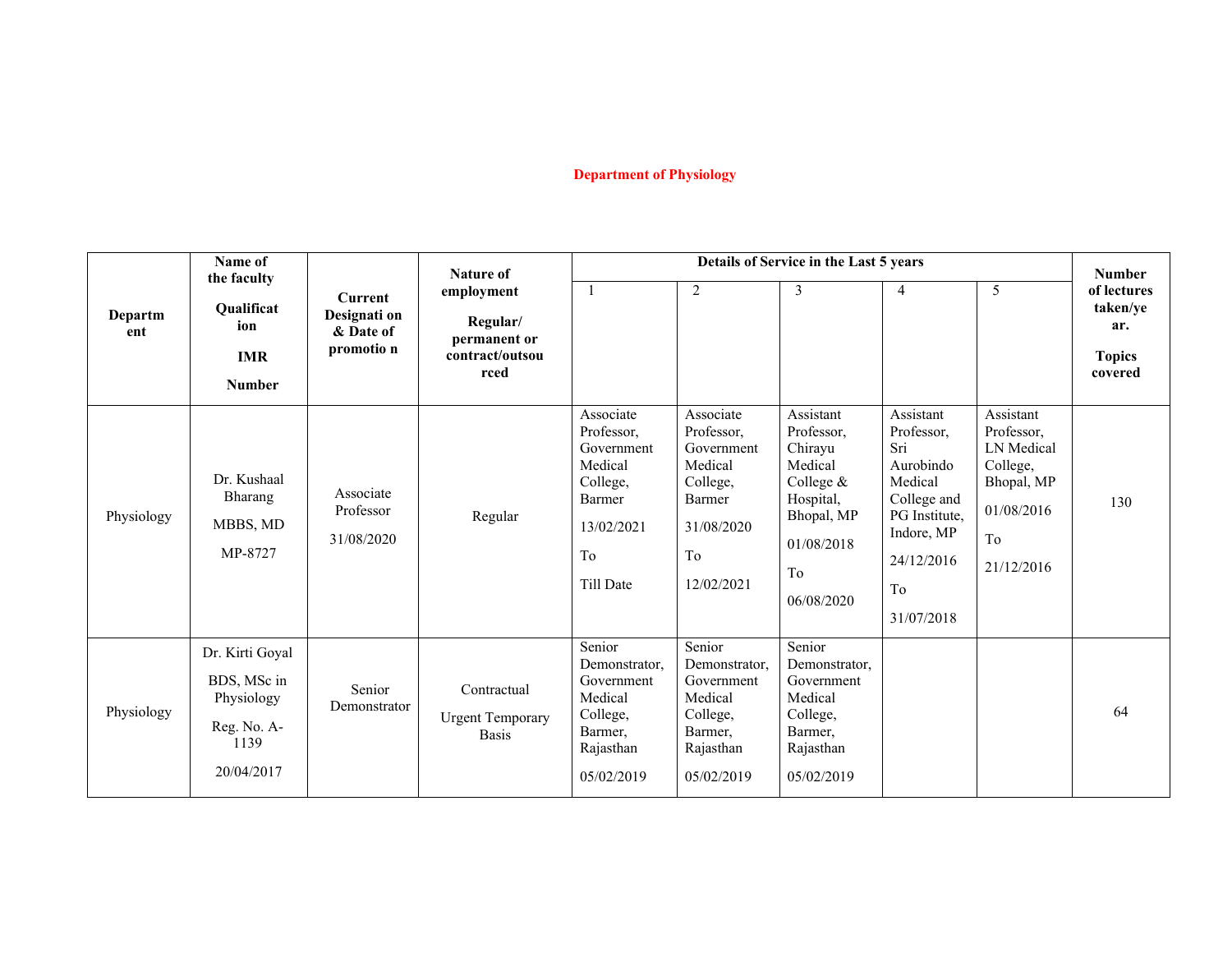## Department of Physiology

| Department | Name of the faculty Qualification IMR Number | Current Designation & Date of promotion | Nature of employment Regular/ permanent or contract/outsourced | Details of Service in the Last 5 years | | | | | Number of lectures taken/year. Topics covered |
|---|---|---|---|---|---|---|---|---|---|
| | | | | 1 | 2 | 3 | 4 | 5 | |
| Physiology | Dr. Kushaal Bharang MBBS, MD MP-8727 | Associate Professor 31/08/2020 | Regular | Associate Professor, Government Medical College, Barmer 13/02/2021 To Till Date | Associate Professor, Government Medical College, Barmer 31/08/2020 To 12/02/2021 | Assistant Professor, Chirayu Medical College & Hospital, Bhopal, MP 01/08/2018 To 06/08/2020 | Assistant Professor, Sri Aurobindo Medical College and PG Institute, Indore, MP 24/12/2016 To 31/07/2018 | Assistant Professor, LN Medical College, Bhopal, MP 01/08/2016 To 21/12/2016 | 130 |
| Physiology | Dr. Kirti Goyal BDS, MSc in Physiology Reg. No. A-1139 20/04/2017 | Senior Demonstrator | Contractual Urgent Temporary Basis | Senior Demonstrator, Government Medical College, Barmer, Rajasthan 05/02/2019 | Senior Demonstrator, Government Medical College, Barmer, Rajasthan 05/02/2019 | Senior Demonstrator, Government Medical College, Barmer, Rajasthan 05/02/2019 | | | 64 |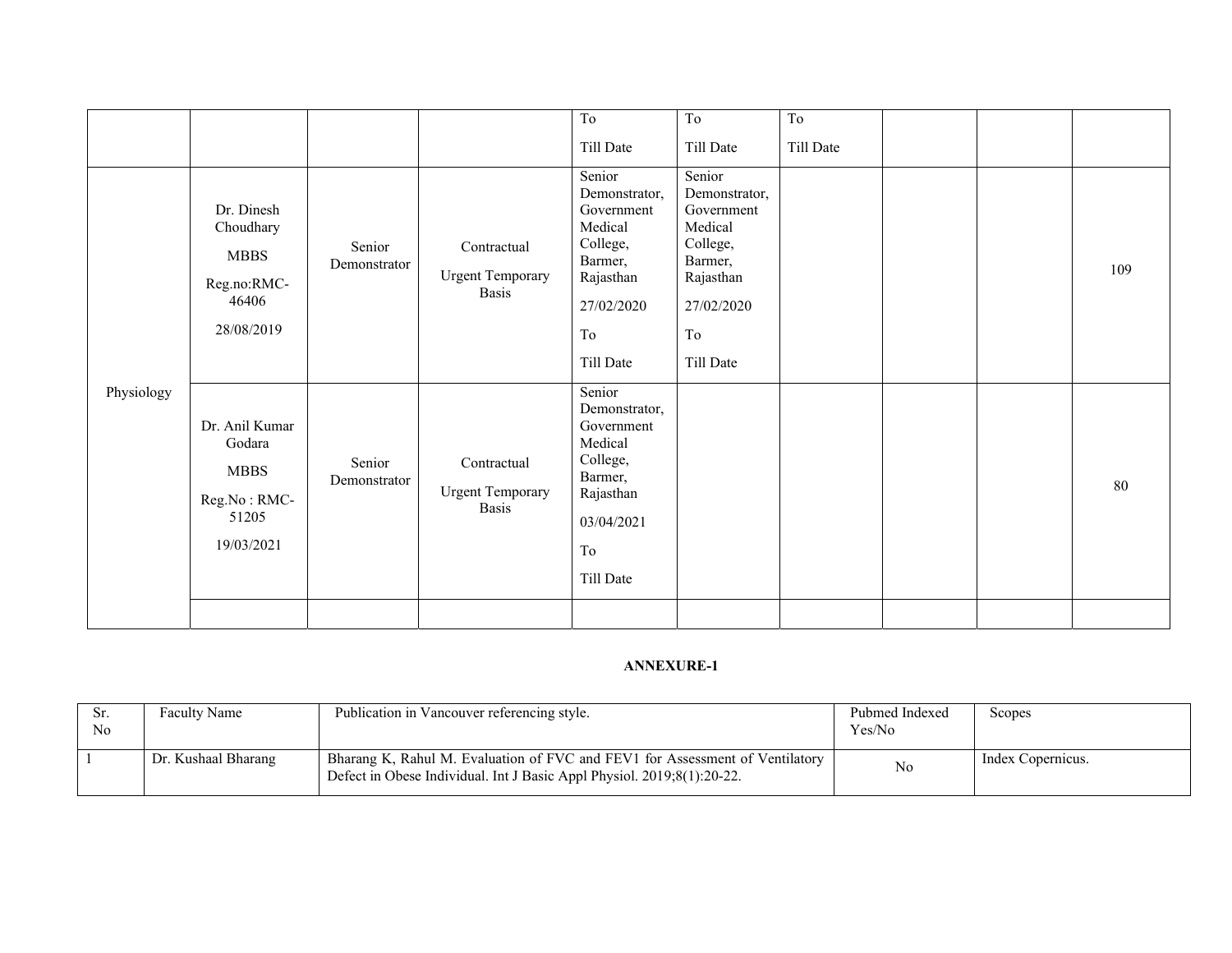| | | | | | | | | | |
|---|---|---|---|---|---|---|---|---|---|
| | | | | To<br><br>Till Date | To<br><br>Till Date | To<br><br>Till Date | | | |
| Physiology | Dr. Dinesh Choudhary<br><br>MBBS<br><br>Reg.no:RMC-46406<br><br>28/08/2019 | Senior Demonstrator | Contractual<br><br>Urgent Temporary Basis | Senior Demonstrator, Government Medical College, Barmer, Rajasthan<br><br>27/02/2020<br><br>To<br><br>Till Date | Senior Demonstrator, Government Medical College, Barmer, Rajasthan<br><br>27/02/2020<br><br>To<br><br>Till Date | | | | 109 |
| | Dr. Anil Kumar Godara<br><br>MBBS<br><br>Reg.No : RMC-51205<br><br>19/03/2021 | Senior Demonstrator | Contractual<br><br>Urgent Temporary Basis | Senior Demonstrator, Government Medical College, Barmer, Rajasthan<br><br>03/04/2021<br><br>To<br><br>Till Date | | | | | 80 |
| | | | | | | | | | |

**ANNEXURE-1**

| Sr. No | Faculty Name | Publication in Vancouver referencing style. | Pubmed Indexed Yes/No | Scopes |
|---|---|---|---|---|
| 1 | Dr. Kushaal Bharang | Bharang K, Rahul M. Evaluation of FVC and FEV1 for Assessment of Ventilatory Defect in Obese Individual. Int J Basic Appl Physiol. 2019;8(1):20-22. | No | Index Copernicus. |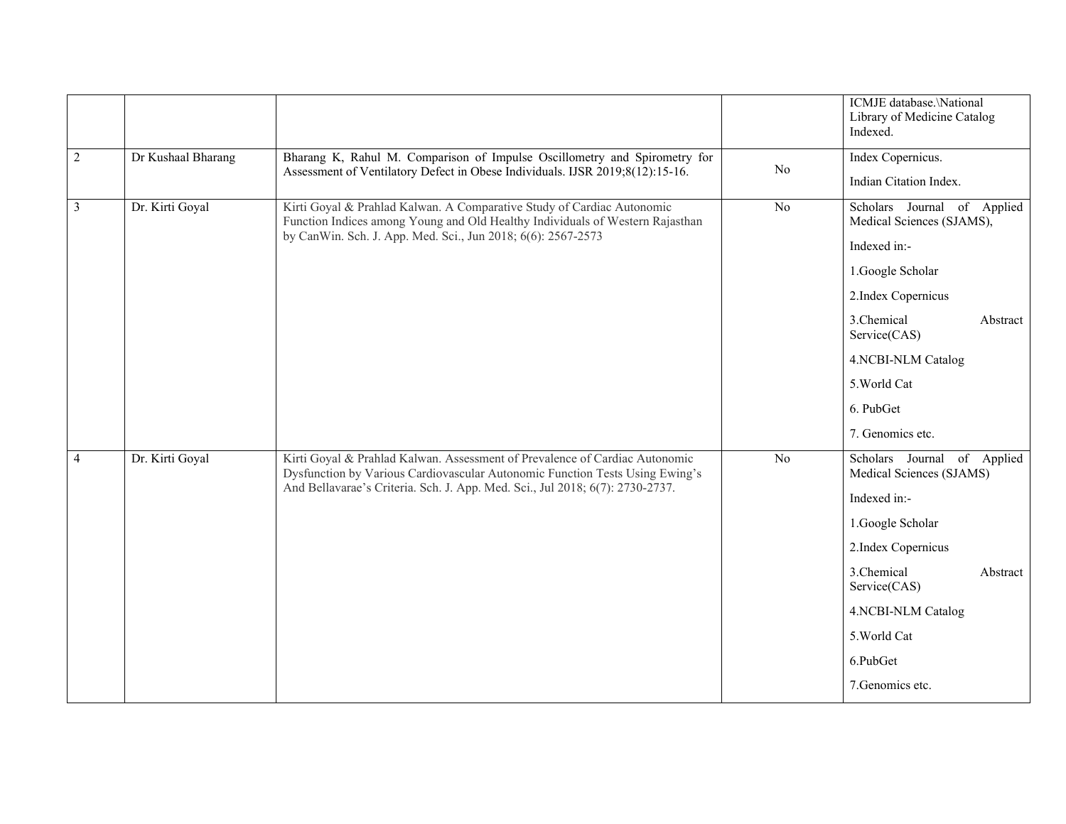| | | | | |
|---|---|---|---|---|
| | | | | ICMJE database.\National Library of Medicine Catalog Indexed. |
| 2 | Dr Kushaal Bharang | Bharang K, Rahul M. Comparison of Impulse Oscillometry and Spirometry for Assessment of Ventilatory Defect in Obese Individuals. IJSR 2019;8(12):15-16. | No | Index Copernicus.<br><br>Indian Citation Index. |
| 3 | Dr. Kirti Goyal | Kirti Goyal & Prahlad Kalwan. A Comparative Study of Cardiac Autonomic Function Indices among Young and Old Healthy Individuals of Western Rajasthan by CanWin. Sch. J. App. Med. Sci., Jun 2018; 6(6): 2567-2573 | No | Scholars Journal of Applied Medical Sciences (SJAMS),<br><br>Indexed in:-<br><br>1.Google Scholar<br><br>2.Index Copernicus<br><br>3.Chemical Abstract Service(CAS)<br><br>4.NCBI-NLM Catalog<br><br>5.World Cat<br><br>6. PubGet<br><br>7. Genomics etc. |
| 4 | Dr. Kirti Goyal | Kirti Goyal & Prahlad Kalwan. Assessment of Prevalence of Cardiac Autonomic Dysfunction by Various Cardiovascular Autonomic Function Tests Using Ewing's And Bellavarae's Criteria. Sch. J. App. Med. Sci., Jul 2018; 6(7): 2730-2737. | No | Scholars Journal of Applied Medical Sciences (SJAMS)<br><br>Indexed in:-<br><br>1.Google Scholar<br><br>2.Index Copernicus<br><br>3.Chemical Abstract Service(CAS)<br><br>4.NCBI-NLM Catalog<br><br>5.World Cat<br><br>6.PubGet<br><br>7.Genomics etc. |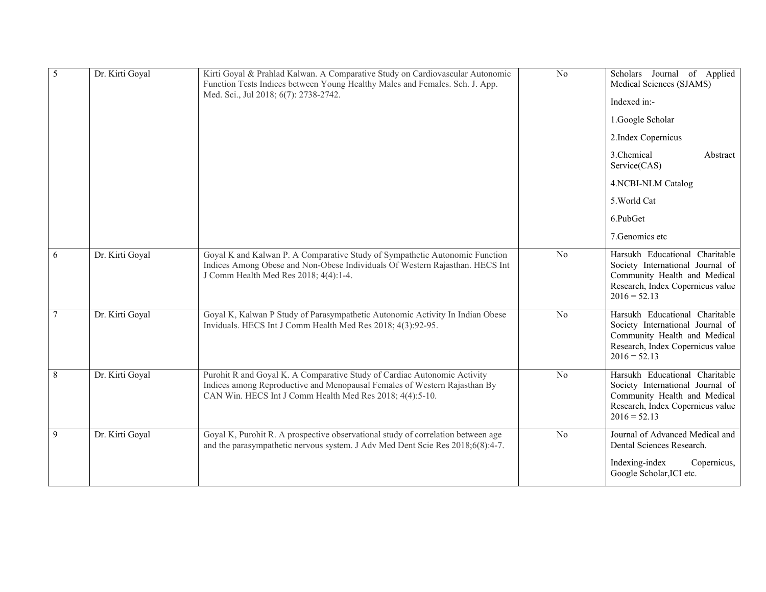| 5 | Dr. Kirti Goyal | Kirti Goyal & Prahlad Kalwan. A Comparative Study on Cardiovascular Autonomic Function Tests Indices between Young Healthy Males and Females. Sch. J. App. Med. Sci., Jul 2018; 6(7): 2738-2742. | No | Scholars Journal of Applied Medical Sciences (SJAMS)<br><br>Indexed in:-<br><br>1.Google Scholar<br><br>2.Index Copernicus<br><br>3.Chemical Abstract Service(CAS)<br><br>4.NCBI-NLM Catalog<br><br>5.World Cat<br><br>6.PubGet<br><br>7.Genomics etc |
|---|---|---|---|---|
| 6 | Dr. Kirti Goyal | Goyal K and Kalwan P. A Comparative Study of Sympathetic Autonomic Function Indices Among Obese and Non-Obese Individuals Of Western Rajasthan. HECS Int J Comm Health Med Res 2018; 4(4):1-4. | No | Harsukh Educational Charitable Society International Journal of Community Health and Medical Research, Index Copernicus value 2016 = 52.13 |
| 7 | Dr. Kirti Goyal | Goyal K, Kalwan P Study of Parasympathetic Autonomic Activity In Indian Obese Inviduals. HECS Int J Comm Health Med Res 2018; 4(3):92-95. | No | Harsukh Educational Charitable Society International Journal of Community Health and Medical Research, Index Copernicus value 2016 = 52.13 |
| 8 | Dr. Kirti Goyal | Purohit R and Goyal K. A Comparative Study of Cardiac Autonomic Activity Indices among Reproductive and Menopausal Females of Western Rajasthan By CAN Win. HECS Int J Comm Health Med Res 2018; 4(4):5-10. | No | Harsukh Educational Charitable Society International Journal of Community Health and Medical Research, Index Copernicus value 2016 = 52.13 |
| 9 | Dr. Kirti Goyal | Goyal K, Purohit R. A prospective observational study of correlation between age and the parasympathetic nervous system. J Adv Med Dent Scie Res 2018;6(8):4-7. | No | Journal of Advanced Medical and Dental Sciences Research.<br><br>Indexing-index Copernicus, Google Scholar,ICI etc. |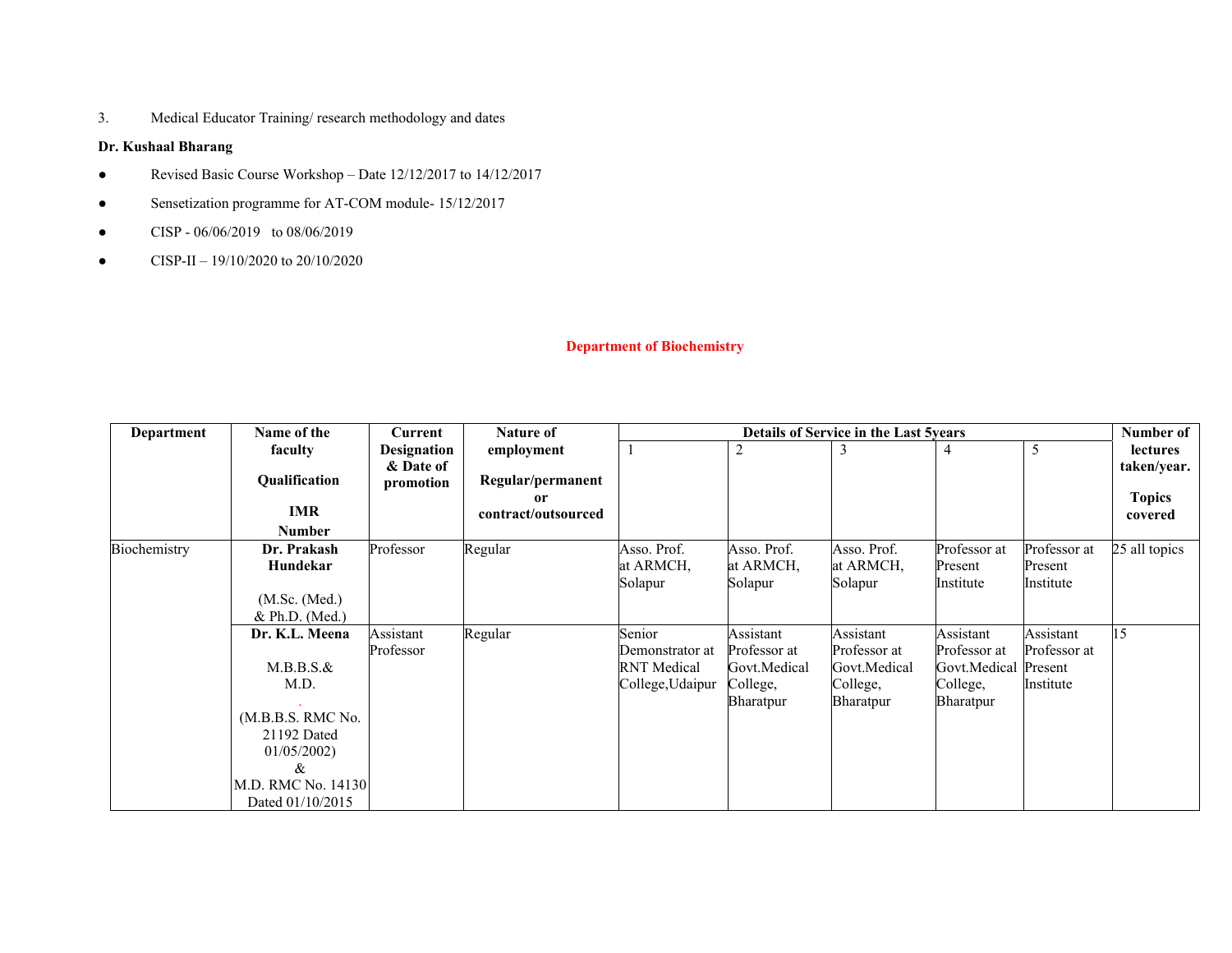3. Medical Educator Training/ research methodology and dates

**Dr. Kushaal Bharang**

- Revised Basic Course Workshop – Date 12/12/2017 to 14/12/2017
- Sensetization programme for AT-COM module- 15/12/2017
- CISP - 06/06/2019 to 08/06/2019
- CISP-II – 19/10/2020 to 20/10/2020

## Department of Biochemistry

| Department | Name of the faculty<br><br>Qualification<br><br>IMR Number | Current Designation & Date of promotion | Nature of employment<br><br>Regular/permanent or contract/outsourced | Details of Service in the Last 5years | | | | | Number of lectures taken/year.<br><br>Topics covered |
|---|---|---|---|---|---|---|---|---|---|
| | | | | 1 | 2 | 3 | 4 | 5 | |
| Biochemistry | **Dr. Prakash Hundekar**<br><br>(M.Sc. (Med.) & Ph.D. (Med.) | Professor | Regular | Asso. Prof. at ARMCH, Solapur | Asso. Prof. at ARMCH, Solapur | Asso. Prof. at ARMCH, Solapur | Professor at Present Institute | Professor at Present Institute | 25 all topics |
| | **Dr. K.L. Meena**<br><br>M.B.B.S.& M.D.<br><br>(M.B.B.S. RMC No. 21192 Dated 01/05/2002) & M.D. RMC No. 14130 Dated 01/10/2015 | Assistant Professor | Regular | Senior Demonstrator at RNT Medical College,Udaipur | Assistant Professor at Govt.Medical College, Bharatpur | Assistant Professor at Govt.Medical College, Bharatpur | Assistant Professor at Govt.Medical College, Bharatpur | Assistant Professor at Present Institute | 15 |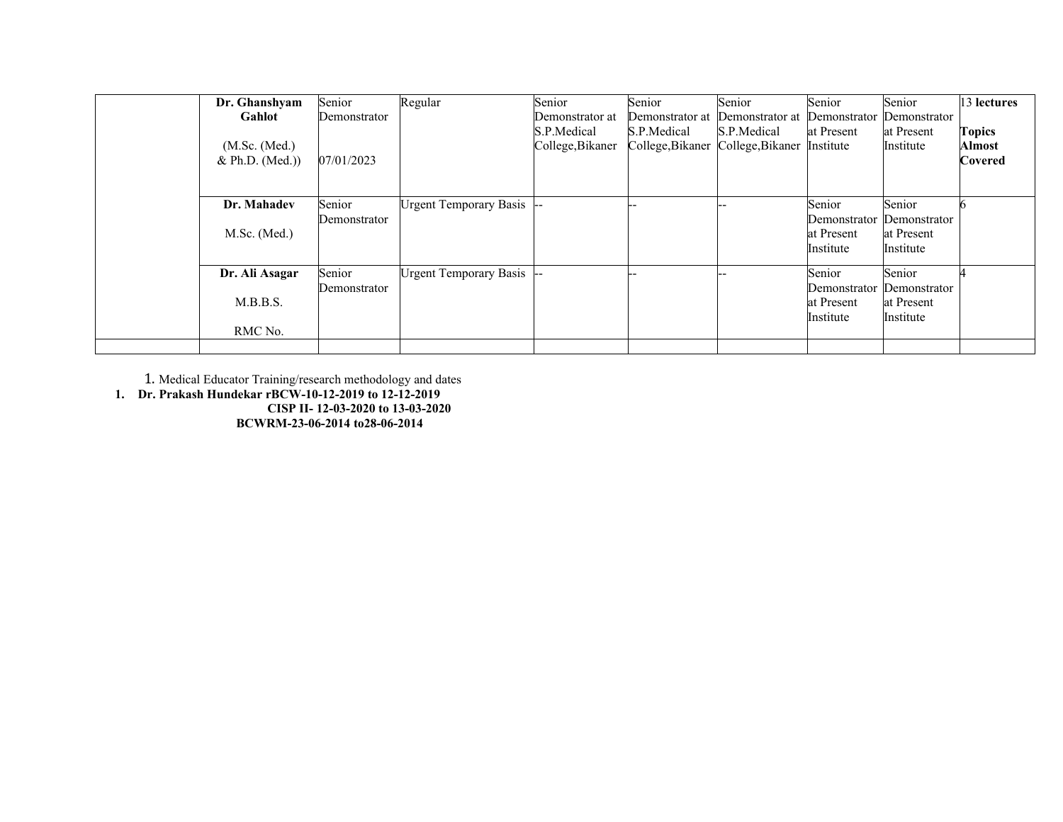| | | | | | | | | | |
|---|---|---|---|---|---|---|---|---|---|
| | **Dr. Ghanshyam Gahlot**<br><br>(M.Sc. (Med.) & Ph.D. (Med.)) | Senior Demonstrator<br><br>07/01/2023 | Regular | Senior Demonstrator at S.P.Medical College,Bikaner | Senior Demonstrator at S.P.Medical College,Bikaner | Senior Demonstrator at S.P.Medical College,Bikaner | Senior Demonstrator at Present Institute | Senior Demonstrator at Present Institute | 13 **lectures**<br><br>**Topics Almost Covered** |
| | **Dr. Mahadev**<br><br>M.Sc. (Med.) | Senior Demonstrator | Urgent Temporary Basis | -- | -- | -- | Senior Demonstrator at Present Institute | Senior Demonstrator at Present Institute | 6 |
| | **Dr. Ali Asagar**<br><br>M.B.B.S.<br><br>RMC No. | Senior Demonstrator | Urgent Temporary Basis | -- | -- | -- | Senior Demonstrator at Present Institute | Senior Demonstrator at Present Institute | 4 |
| | | | | | | | | | |

1. Medical Educator Training/research methodology and dates

1. **Dr. Prakash Hundekar rBCW-10-12-2019 to 12-12-2019**
   **CISP II- 12-03-2020 to 13-03-2020**
   **BCWRM-23-06-2014 to28-06-2014**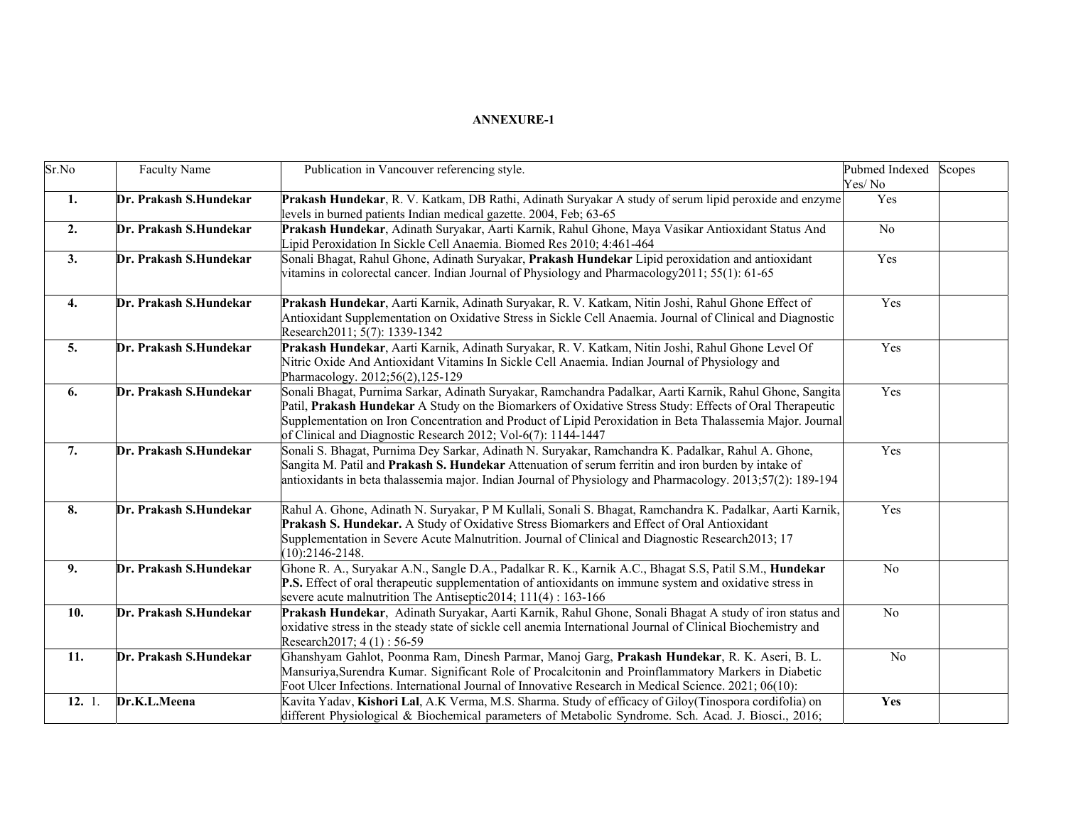**ANNEXURE-1**

| Sr.No | Faculty Name | Publication in Vancouver referencing style. | Pubmed Indexed Yes/ No | Scopes |
|---|---|---|---|---|
| **1.** | **Dr. Prakash S.Hundekar** | **Prakash Hundekar**, R. V. Katkam, DB Rathi, Adinath Suryakar A study of serum lipid peroxide and enzyme levels in burned patients Indian medical gazette. 2004, Feb; 63-65 | Yes | |
| **2.** | **Dr. Prakash S.Hundekar** | **Prakash Hundekar**, Adinath Suryakar, Aarti Karnik, Rahul Ghone, Maya Vasikar Antioxidant Status And Lipid Peroxidation In Sickle Cell Anaemia. Biomed Res 2010; 4:461-464 | No | |
| **3.** | **Dr. Prakash S.Hundekar** | Sonali Bhagat, Rahul Ghone, Adinath Suryakar, **Prakash Hundekar** Lipid peroxidation and antioxidant vitamins in colorectal cancer. Indian Journal of Physiology and Pharmacology2011; 55(1): 61-65 | Yes | |
| **4.** | **Dr. Prakash S.Hundekar** | **Prakash Hundekar**, Aarti Karnik, Adinath Suryakar, R. V. Katkam, Nitin Joshi, Rahul Ghone Effect of Antioxidant Supplementation on Oxidative Stress in Sickle Cell Anaemia. Journal of Clinical and Diagnostic Research2011; 5(7): 1339-1342 | Yes | |
| **5.** | **Dr. Prakash S.Hundekar** | **Prakash Hundekar**, Aarti Karnik, Adinath Suryakar, R. V. Katkam, Nitin Joshi, Rahul Ghone Level Of Nitric Oxide And Antioxidant Vitamins In Sickle Cell Anaemia. Indian Journal of Physiology and Pharmacology. 2012;56(2),125-129 | Yes | |
| **6.** | **Dr. Prakash S.Hundekar** | Sonali Bhagat, Purnima Sarkar, Adinath Suryakar, Ramchandra Padalkar, Aarti Karnik, Rahul Ghone, Sangita Patil, **Prakash Hundekar** A Study on the Biomarkers of Oxidative Stress Study: Effects of Oral Therapeutic Supplementation on Iron Concentration and Product of Lipid Peroxidation in Beta Thalassemia Major. Journal of Clinical and Diagnostic Research 2012; Vol-6(7): 1144-1447 | Yes | |
| **7.** | **Dr. Prakash S.Hundekar** | Sonali S. Bhagat, Purnima Dey Sarkar, Adinath N. Suryakar, Ramchandra K. Padalkar, Rahul A. Ghone, Sangita M. Patil and **Prakash S. Hundekar** Attenuation of serum ferritin and iron burden by intake of antioxidants in beta thalassemia major. Indian Journal of Physiology and Pharmacology. 2013;57(2): 189-194 | Yes | |
| **8.** | **Dr. Prakash S.Hundekar** | Rahul A. Ghone, Adinath N. Suryakar, P M Kullali, Sonali S. Bhagat, Ramchandra K. Padalkar, Aarti Karnik, **Prakash S. Hundekar.** A Study of Oxidative Stress Biomarkers and Effect of Oral Antioxidant Supplementation in Severe Acute Malnutrition. Journal of Clinical and Diagnostic Research2013; 17 (10):2146-2148. | Yes | |
| **9.** | **Dr. Prakash S.Hundekar** | Ghone R. A., Suryakar A.N., Sangle D.A., Padalkar R. K., Karnik A.C., Bhagat S.S, Patil S.M., **Hundekar P.S.** Effect of oral therapeutic supplementation of antioxidants on immune system and oxidative stress in severe acute malnutrition The Antiseptic2014; 111(4) : 163-166 | No | |
| **10.** | **Dr. Prakash S.Hundekar** | **Prakash Hundekar**, Adinath Suryakar, Aarti Karnik, Rahul Ghone, Sonali Bhagat A study of iron status and oxidative stress in the steady state of sickle cell anemia International Journal of Clinical Biochemistry and Research2017; 4 (1) : 56-59 | No | |
| **11.** | **Dr. Prakash S.Hundekar** | Ghanshyam Gahlot, Poonma Ram, Dinesh Parmar, Manoj Garg, **Prakash Hundekar**, R. K. Aseri, B. L. Mansuriya,Surendra Kumar. Significant Role of Procalcitonin and Proinflammatory Markers in Diabetic Foot Ulcer Infections. International Journal of Innovative Research in Medical Science. 2021; 06(10): | No | |
| **12.** 1. | **Dr.K.L.Meena** | Kavita Yadav, **Kishori Lal**, A.K Verma, M.S. Sharma. Study of efficacy of Giloy(Tinospora cordifolia) on different Physiological & Biochemical parameters of Metabolic Syndrome. Sch. Acad. J. Biosci., 2016; | **Yes** | |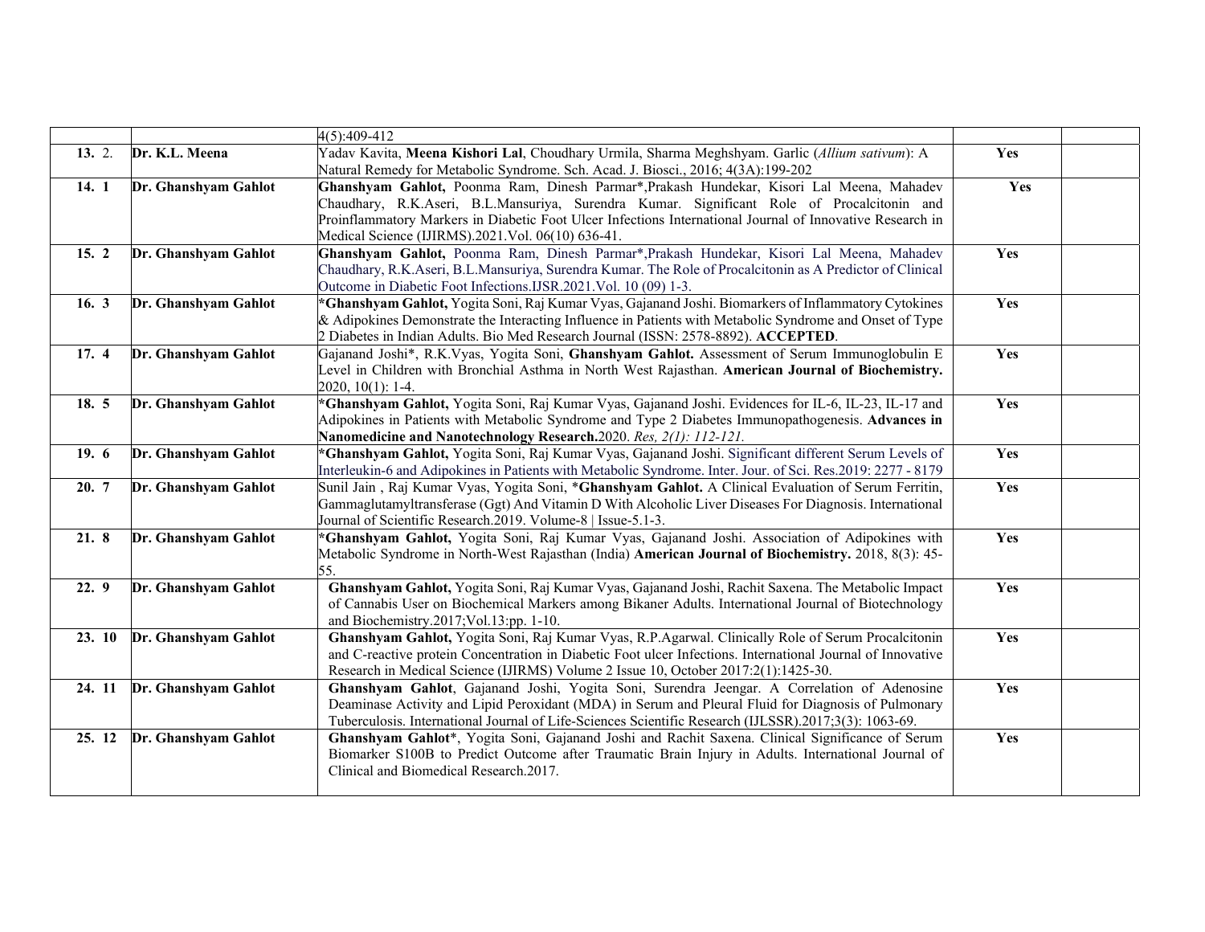| | | | | |
|---|---|---|---|---|
| | | 4(5):409-412 | | |
| **13.** 2. | **Dr. K.L. Meena** | Yadav Kavita, **Meena Kishori Lal**, Choudhary Urmila, Sharma Meghshyam. Garlic (*Allium sativum*): A Natural Remedy for Metabolic Syndrome. Sch. Acad. J. Biosci., 2016; 4(3A):199-202 | **Yes** | |
| **14. 1** | **Dr. Ghanshyam Gahlot** | **Ghanshyam Gahlot,** Poonma Ram, Dinesh Parmar*,Prakash Hundekar, Kisori Lal Meena, Mahadev Chaudhary, R.K.Aseri, B.L.Mansuriya, Surendra Kumar. Significant Role of Procalcitonin and Proinflammatory Markers in Diabetic Foot Ulcer Infections International Journal of Innovative Research in Medical Science (IJIRMS).2021.Vol. 06(10) 636-41. | **Yes** | |
| **15. 2** | **Dr. Ghanshyam Gahlot** | **Ghanshyam Gahlot,** Poonma Ram, Dinesh Parmar*,Prakash Hundekar, Kisori Lal Meena, Mahadev Chaudhary, R.K.Aseri, B.L.Mansuriya, Surendra Kumar. The Role of Procalcitonin as A Predictor of Clinical Outcome in Diabetic Foot Infections.IJSR.2021.Vol. 10 (09) 1-3. | **Yes** | |
| **16. 3** | **Dr. Ghanshyam Gahlot** | ***Ghanshyam Gahlot,** Yogita Soni, Raj Kumar Vyas, Gajanand Joshi. Biomarkers of Inflammatory Cytokines & Adipokines Demonstrate the Interacting Influence in Patients with Metabolic Syndrome and Onset of Type 2 Diabetes in Indian Adults. Bio Med Research Journal (ISSN: 2578-8892). **ACCEPTED**. | **Yes** | |
| **17. 4** | **Dr. Ghanshyam Gahlot** | Gajanand Joshi*, R.K.Vyas, Yogita Soni, **Ghanshyam Gahlot.** Assessment of Serum Immunoglobulin E Level in Children with Bronchial Asthma in North West Rajasthan. **American Journal of Biochemistry.** 2020, 10(1): 1-4. | **Yes** | |
| **18. 5** | **Dr. Ghanshyam Gahlot** | ***Ghanshyam Gahlot,** Yogita Soni, Raj Kumar Vyas, Gajanand Joshi. Evidences for IL-6, IL-23, IL-17 and Adipokines in Patients with Metabolic Syndrome and Type 2 Diabetes Immunopathogenesis. **Advances in Nanomedicine and Nanotechnology Research.**2020. *Res, 2(1): 112-121.* | **Yes** | |
| **19. 6** | **Dr. Ghanshyam Gahlot** | ***Ghanshyam Gahlot,** Yogita Soni, Raj Kumar Vyas, Gajanand Joshi. Significant different Serum Levels of Interleukin-6 and Adipokines in Patients with Metabolic Syndrome. Inter. Jour. of Sci. Res.2019: 2277 - 8179 | **Yes** | |
| **20. 7** | **Dr. Ghanshyam Gahlot** | Sunil Jain , Raj Kumar Vyas, Yogita Soni, ***Ghanshyam Gahlot.** A Clinical Evaluation of Serum Ferritin, Gammaglutamyltransferase (Ggt) And Vitamin D With Alcoholic Liver Diseases For Diagnosis. International Journal of Scientific Research.2019. Volume-8 \| Issue-5.1-3. | **Yes** | |
| **21. 8** | **Dr. Ghanshyam Gahlot** | ***Ghanshyam Gahlot,** Yogita Soni, Raj Kumar Vyas, Gajanand Joshi. Association of Adipokines with Metabolic Syndrome in North-West Rajasthan (India) **American Journal of Biochemistry.** 2018, 8(3): 45-55. | **Yes** | |
| **22. 9** | **Dr. Ghanshyam Gahlot** | **Ghanshyam Gahlot,** Yogita Soni, Raj Kumar Vyas, Gajanand Joshi, Rachit Saxena. The Metabolic Impact of Cannabis User on Biochemical Markers among Bikaner Adults. International Journal of Biotechnology and Biochemistry.2017;Vol.13:pp. 1-10. | **Yes** | |
| **23. 10** | **Dr. Ghanshyam Gahlot** | **Ghanshyam Gahlot,** Yogita Soni, Raj Kumar Vyas, R.P.Agarwal. Clinically Role of Serum Procalcitonin and C-reactive protein Concentration in Diabetic Foot ulcer Infections. International Journal of Innovative Research in Medical Science (IJIRMS) Volume 2 Issue 10, October 2017:2(1):1425-30. | **Yes** | |
| **24. 11** | **Dr. Ghanshyam Gahlot** | **Ghanshyam Gahlot**, Gajanand Joshi, Yogita Soni, Surendra Jeengar. A Correlation of Adenosine Deaminase Activity and Lipid Peroxidant (MDA) in Serum and Pleural Fluid for Diagnosis of Pulmonary Tuberculosis. International Journal of Life-Sciences Scientific Research (IJLSSR).2017;3(3): 1063-69. | **Yes** | |
| **25. 12** | **Dr. Ghanshyam Gahlot** | **Ghanshyam Gahlot***, Yogita Soni, Gajanand Joshi and Rachit Saxena. Clinical Significance of Serum Biomarker S100B to Predict Outcome after Traumatic Brain Injury in Adults. International Journal of Clinical and Biomedical Research.2017. | **Yes** | |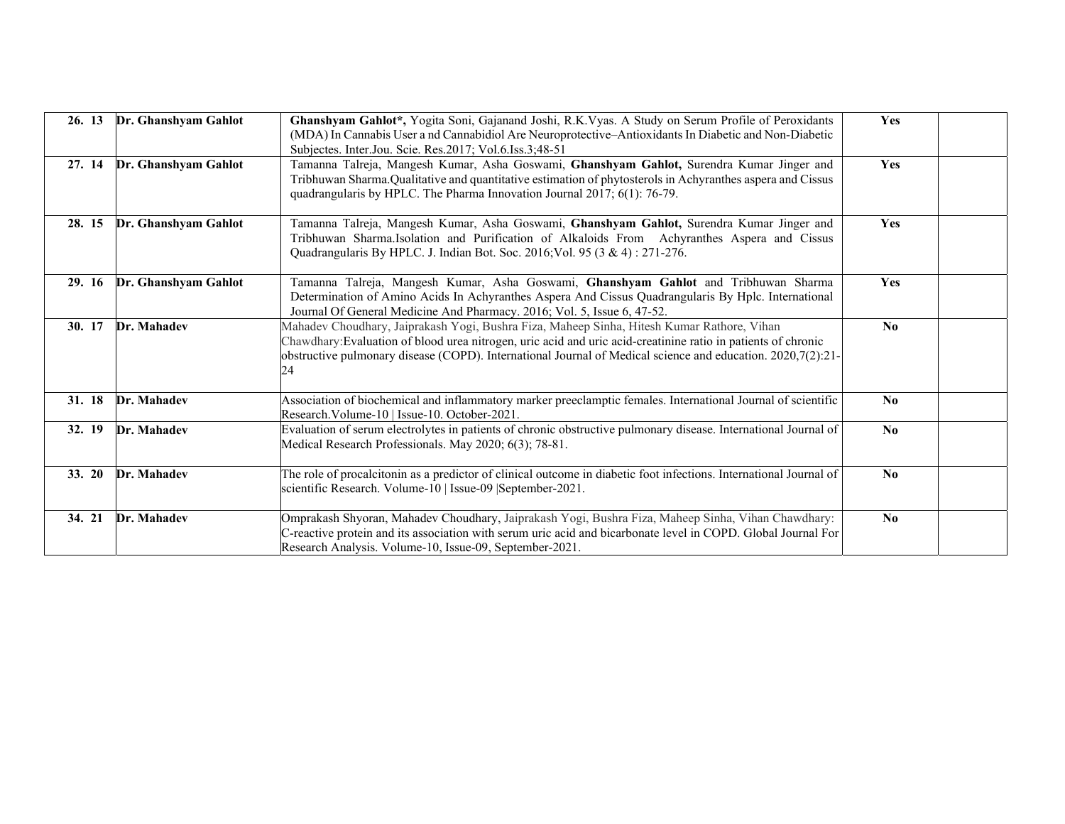| | | | | |
|---|---|---|---|---|
| 26. 13 | **Dr. Ghanshyam Gahlot** | **Ghanshyam Gahlot*,** Yogita Soni, Gajanand Joshi, R.K.Vyas. A Study on Serum Profile of Peroxidants (MDA) In Cannabis User a nd Cannabidiol Are Neuroprotective–Antioxidants In Diabetic and Non-Diabetic Subjectes. Inter.Jou. Scie. Res.2017; Vol.6.Iss.3;48-51 | **Yes** | |
| 27. 14 | **Dr. Ghanshyam Gahlot** | Tamanna Talreja, Mangesh Kumar, Asha Goswami, **Ghanshyam Gahlot,** Surendra Kumar Jinger and Tribhuwan Sharma.Qualitative and quantitative estimation of phytosterols in Achyranthes aspera and Cissus quadrangularis by HPLC. The Pharma Innovation Journal 2017; 6(1): 76-79. | **Yes** | |
| 28. 15 | **Dr. Ghanshyam Gahlot** | Tamanna Talreja, Mangesh Kumar, Asha Goswami, **Ghanshyam Gahlot,** Surendra Kumar Jinger and Tribhuwan Sharma.Isolation and Purification of Alkaloids From Achyranthes Aspera and Cissus Quadrangularis By HPLC. J. Indian Bot. Soc. 2016;Vol. 95 (3 & 4) : 271-276. | **Yes** | |
| 29. 16 | **Dr. Ghanshyam Gahlot** | Tamanna Talreja, Mangesh Kumar, Asha Goswami, **Ghanshyam Gahlot** and Tribhuwan Sharma Determination of Amino Acids In Achyranthes Aspera And Cissus Quadrangularis By Hplc. International Journal Of General Medicine And Pharmacy. 2016; Vol. 5, Issue 6, 47-52. | **Yes** | |
| 30. 17 | **Dr. Mahadev** | Mahadev Choudhary, Jaiprakash Yogi, Bushra Fiza, Maheep Sinha, Hitesh Kumar Rathore, Vihan Chawdhary:Evaluation of blood urea nitrogen, uric acid and uric acid-creatinine ratio in patients of chronic obstructive pulmonary disease (COPD). International Journal of Medical science and education. 2020,7(2):21-24 | **No** | |
| 31. 18 | **Dr. Mahadev** | Association of biochemical and inflammatory marker preeclamptic females. International Journal of scientific Research.Volume-10 \| Issue-10. October-2021. | **No** | |
| 32. 19 | **Dr. Mahadev** | Evaluation of serum electrolytes in patients of chronic obstructive pulmonary disease. International Journal of Medical Research Professionals. May 2020; 6(3); 78-81. | **No** | |
| 33. 20 | **Dr. Mahadev** | The role of procalcitonin as a predictor of clinical outcome in diabetic foot infections. International Journal of scientific Research. Volume-10 \| Issue-09 \|September-2021. | **No** | |
| 34. 21 | **Dr. Mahadev** | Omprakash Shyoran, Mahadev Choudhary, Jaiprakash Yogi, Bushra Fiza, Maheep Sinha, Vihan Chawdhary: C-reactive protein and its association with serum uric acid and bicarbonate level in COPD. Global Journal For Research Analysis. Volume-10, Issue-09, September-2021. | **No** | |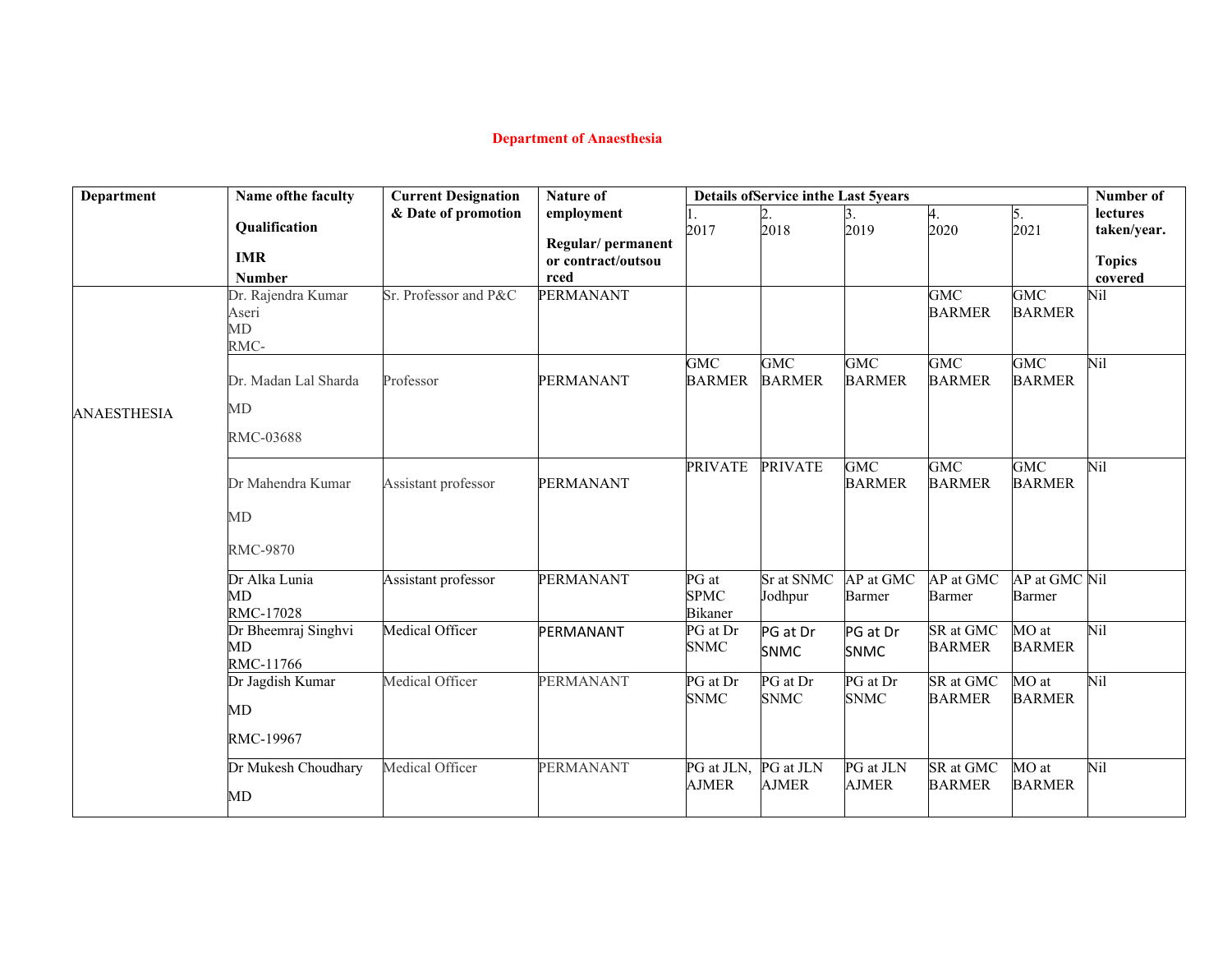# Department of Anaesthesia

| Department | Name ofthe faculty<br>Qualification<br>IMR<br>Number | Current Designation & Date of promotion | Nature of employment<br>Regular/ permanent or contract/outsou rced | Details ofService inthe Last 5years | | | | | Number of lectures taken/year.<br>Topics covered |
|---|---|---|---|---|---|---|---|---|---|
| | | | | 1.<br>2017 | 2.<br>2018 | 3.<br>2019 | 4.<br>2020 | 5.<br>2021 | |
| ANAESTHESIA | Dr. Rajendra Kumar Aseri<br>MD<br>RMC- | Sr. Professor and P&C | PERMANANT | | | | GMC BARMER | GMC BARMER | Nil |
| | Dr. Madan Lal Sharda<br>MD<br>RMC-03688 | Professor | PERMANANT | GMC BARMER | GMC BARMER | GMC BARMER | GMC BARMER | GMC BARMER | Nil |
| | Dr Mahendra Kumar<br>MD<br>RMC-9870 | Assistant professor | PERMANANT | PRIVATE | PRIVATE | GMC BARMER | GMC BARMER | GMC BARMER | Nil |
| | Dr Alka Lunia<br>MD<br>RMC-17028 | Assistant professor | PERMANANT | PG at SPMC Bikaner | Sr at SNMC Jodhpur | AP at GMC Barmer | AP at GMC Barmer | AP at GMC Barmer | Nil |
| | Dr Bheemraj Singhvi<br>MD<br>RMC-11766 | Medical Officer | PERMANANT | PG at Dr SNMC | PG at Dr SNMC | PG at Dr SNMC | SR at GMC BARMER | MO at BARMER | Nil |
| | Dr Jagdish Kumar<br>MD<br>RMC-19967 | Medical Officer | PERMANANT | PG at Dr SNMC | PG at Dr SNMC | PG at Dr SNMC | SR at GMC BARMER | MO at BARMER | Nil |
| | Dr Mukesh Choudhary<br>MD | Medical Officer | PERMANANT | PG at JLN, AJMER | PG at JLN AJMER | PG at JLN AJMER | SR at GMC BARMER | MO at BARMER | Nil |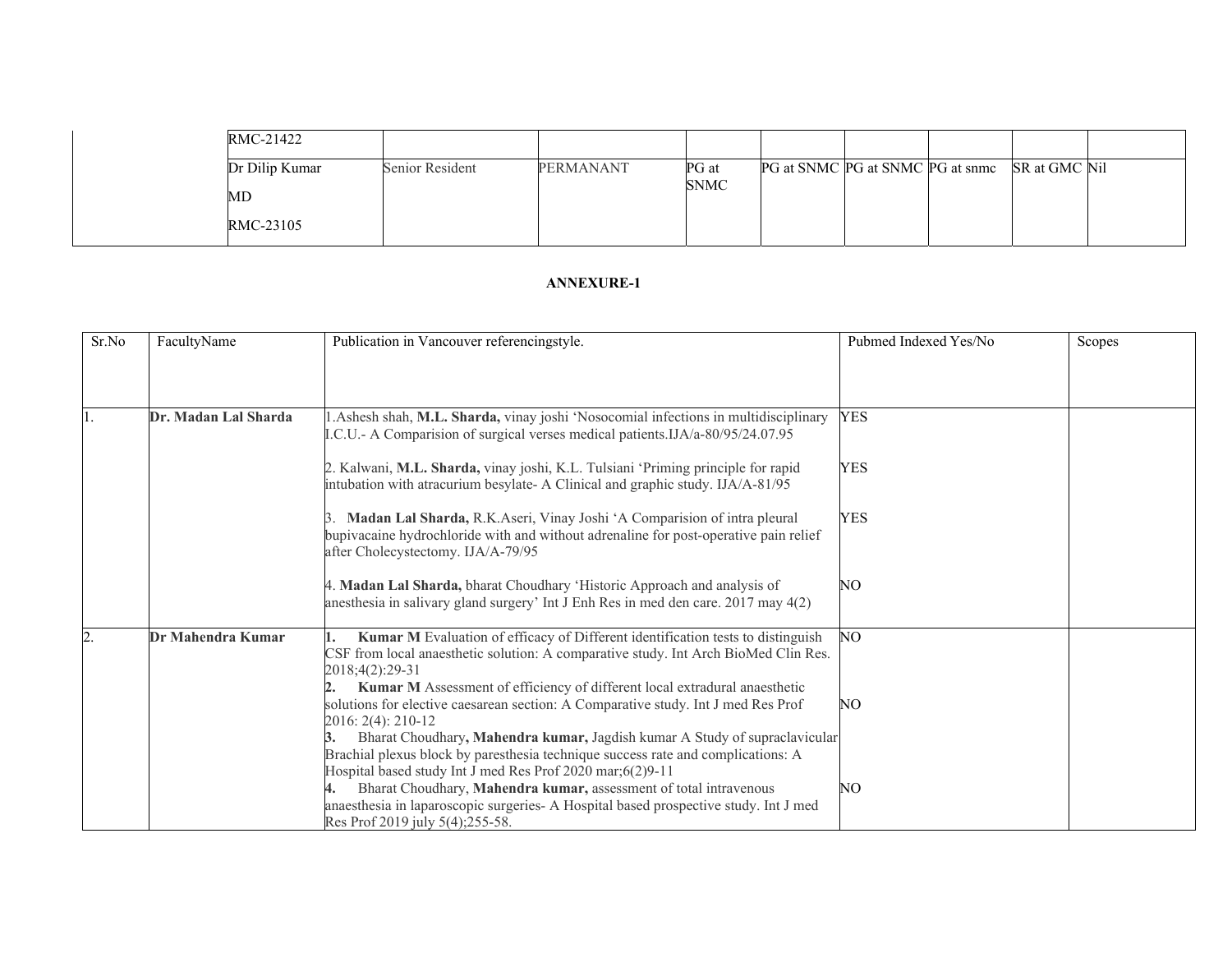|  | RMC-21422 |  |  |  |  |  |  |  |  |
|---|---|---|---|---|---|---|---|---|---|
|  | Dr Dilip Kumar<br>MD<br>RMC-23105 | Senior Resident | PERMANANT | PG at SNMC | PG at SNMC | PG at SNMC | PG at snmc | SR at GMC | Nil |

**ANNEXURE-1**

| Sr.No | FacultyName | Publication in Vancouver referencingstyle. | Pubmed Indexed Yes/No | Scopes |
|---|---|---|---|---|
| 1. | **Dr. Madan Lal Sharda** | 1.Ashesh shah, **M.L. Sharda,** vinay joshi 'Nosocomial infections in multidisciplinary I.C.U.- A Comparision of surgical verses medical patients.IJA/a-80/95/24.07.95<br><br>2. Kalwani, **M.L. Sharda,** vinay joshi, K.L. Tulsiani 'Priming principle for rapid intubation with atracurium besylate- A Clinical and graphic study. IJA/A-81/95<br><br>3. **Madan Lal Sharda,** R.K.Aseri, Vinay Joshi 'A Comparision of intra pleural bupivacaine hydrochloride with and without adrenaline for post-operative pain relief after Cholecystectomy. IJA/A-79/95<br><br>4. **Madan Lal Sharda,** bharat Choudhary 'Historic Approach and analysis of anesthesia in salivary gland surgery' Int J Enh Res in med den care. 2017 may 4(2) | YES<br><br>YES<br><br>YES<br><br>NO |  |
| 2. | **Dr Mahendra Kumar** | **1. Kumar M** Evaluation of efficacy of Different identification tests to distinguish CSF from local anaesthetic solution: A comparative study. Int Arch BioMed Clin Res. 2018;4(2):29-31<br>**2. Kumar M** Assessment of efficiency of different local extradural anaesthetic solutions for elective caesarean section: A Comparative study. Int J med Res Prof 2016: 2(4): 210-12<br>**3.** Bharat Choudhary**, Mahendra kumar,** Jagdish kumar A Study of supraclavicular Brachial plexus block by paresthesia technique success rate and complications: A Hospital based study Int J med Res Prof 2020 mar;6(2)9-11<br>**4.** Bharat Choudhary, **Mahendra kumar,** assessment of total intravenous anaesthesia in laparoscopic surgeries- A Hospital based prospective study. Int J med Res Prof 2019 july 5(4);255-58. | NO<br><br>NO<br><br>NO |  |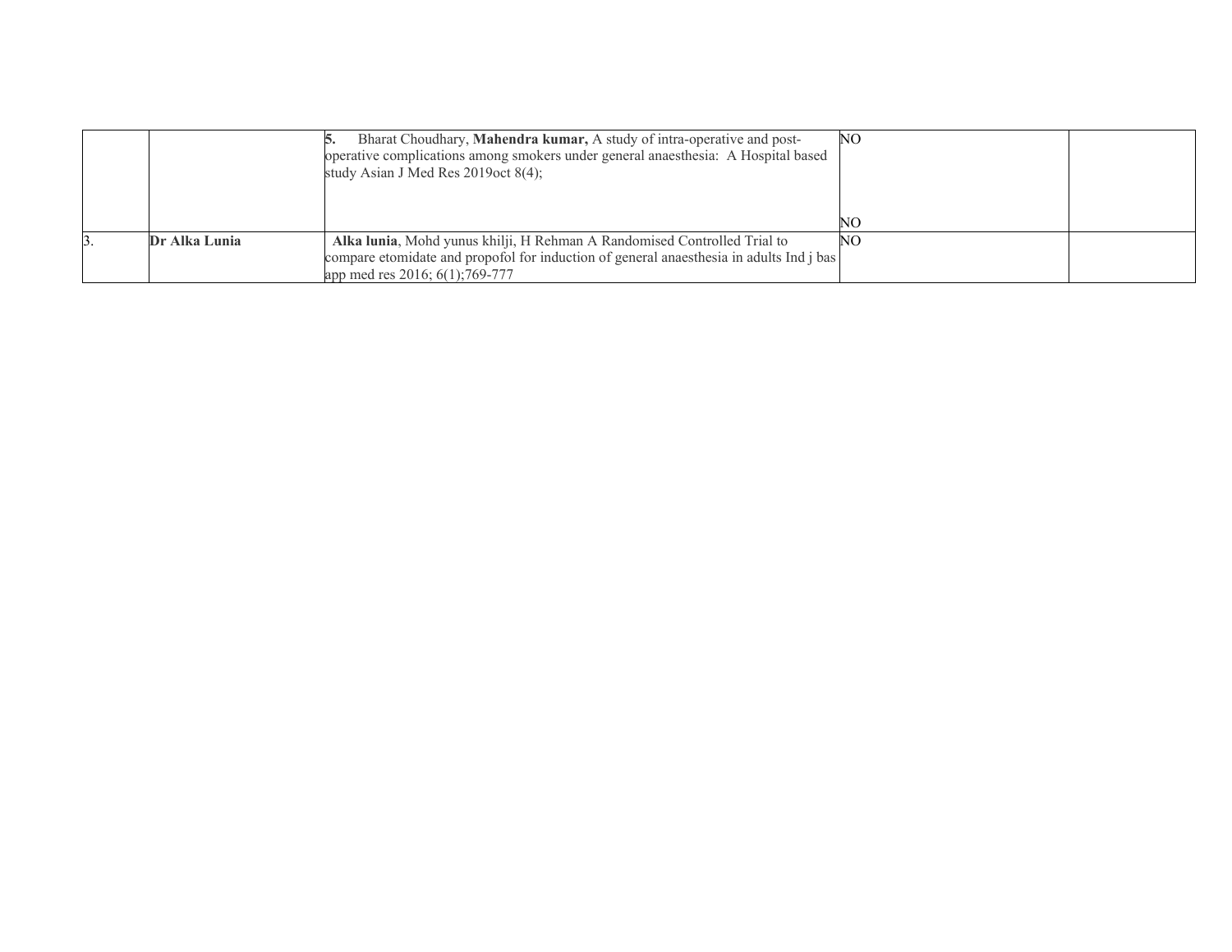|  |  |  |  |  |
|---|---|---|---|---|
|  |  | **5.** Bharat Choudhary, **Mahendra kumar,** A study of intra-operative and post-operative complications among smokers under general anaesthesia: A Hospital based study Asian J Med Res 2019oct 8(4); | NO<br><br>NO |  |
| 3. | **Dr Alka Lunia** | **Alka lunia**, Mohd yunus khilji, H Rehman A Randomised Controlled Trial to compare etomidate and propofol for induction of general anaesthesia in adults Ind j bas app med res 2016; 6(1);769-777 | NO |  |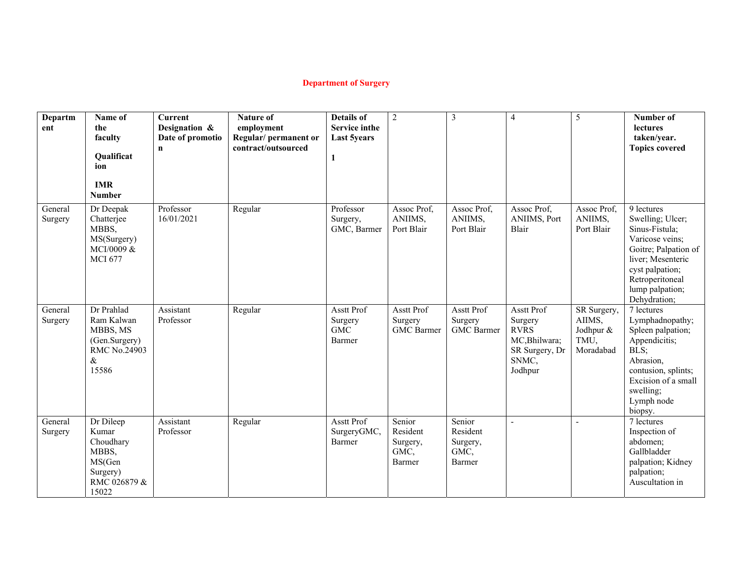## Department of Surgery

| Department | Name of the faculty Qualification IMR Number | Current Designation & Date of promotion | Nature of employment Regular/ permanent or contract/outsourced | Details of Service inthe Last 5years 1 | 2 | 3 | 4 | 5 | Number of lectures taken/year. Topics covered |
|---|---|---|---|---|---|---|---|---|---|
| General Surgery | Dr Deepak Chatterjee MBBS, MS(Surgery) MCI/0009 & MCI 677 | Professor 16/01/2021 | Regular | Professor Surgery, GMC, Barmer | Assoc Prof, ANIIMS, Port Blair | Assoc Prof, ANIIMS, Port Blair | Assoc Prof, ANIIMS, Port Blair | Assoc Prof, ANIIMS, Port Blair | 9 lectures Swelling; Ulcer; Sinus-Fistula; Varicose veins; Goitre; Palpation of liver; Mesenteric cyst palpation; Retroperitoneal lump palpation; Dehydration; |
| General Surgery | Dr Prahlad Ram Kalwan MBBS, MS (Gen.Surgery) RMC No.24903 & 15586 | Assistant Professor | Regular | Asstt Prof Surgery GMC Barmer | Asstt Prof Surgery GMC Barmer | Asstt Prof Surgery GMC Barmer | Asstt Prof Surgery RVRS MC,Bhilwara; SR Surgery, Dr SNMC, Jodhpur | SR Surgery, AIIMS, Jodhpur & TMU, Moradabad | 7 lectures Lymphadnopathy; Spleen palpation; Appendicitis; BLS; Abrasion, contusion, splints; Excision of a small swelling; Lymph node biopsy. |
| General Surgery | Dr Dileep Kumar Choudhary MBBS, MS(Gen Surgery) RMC 026879 & 15022 | Assistant Professor | Regular | Asstt Prof SurgeryGMC, Barmer | Senior Resident Surgery, GMC, Barmer | Senior Resident Surgery, GMC, Barmer | - | - | 7 lectures Inspection of abdomen; Gallbladder palpation; Kidney palpation; Auscultation in |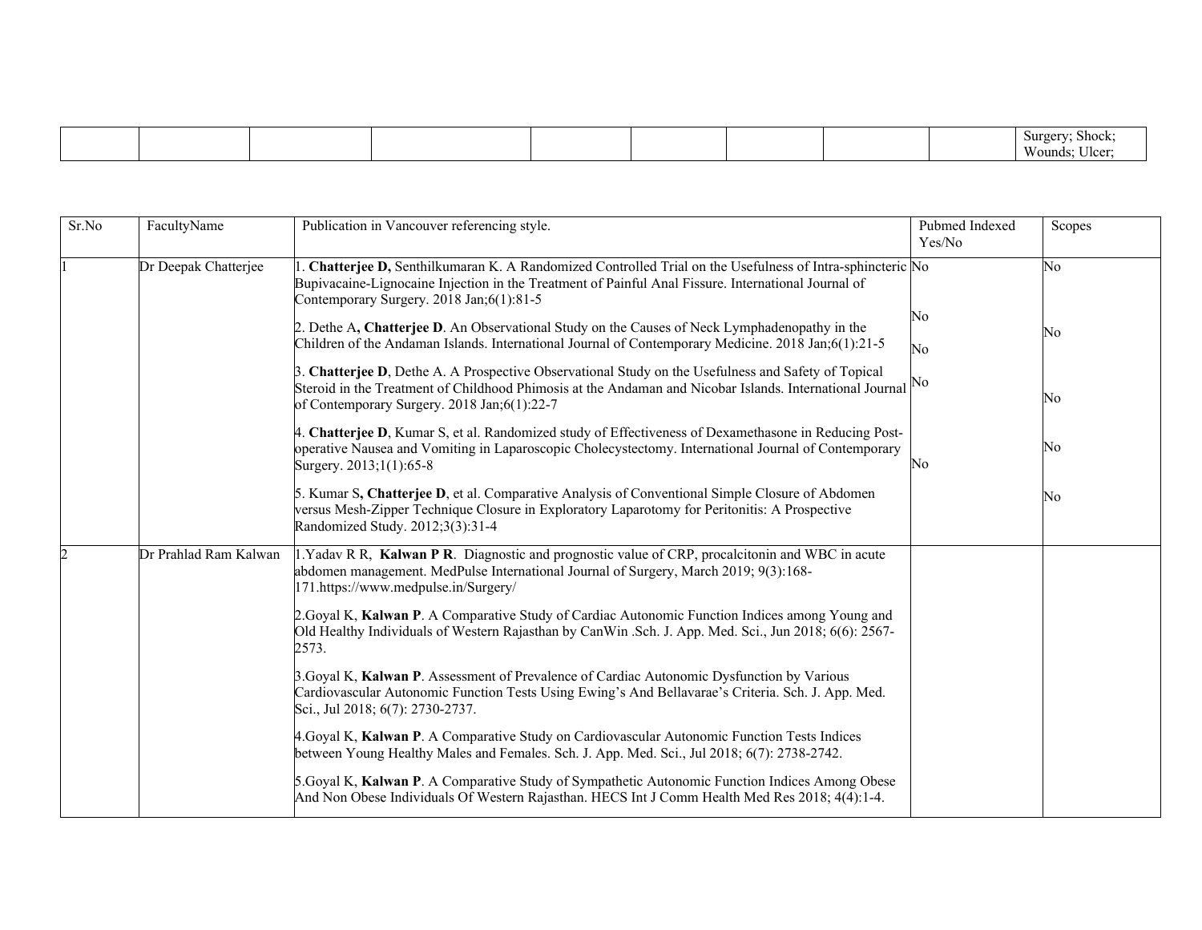| | | | | | | | | | Surgery; Shock; Wounds; Ulcer; |
|---|---|---|---|---|---|---|---|---|---|

| Sr.No | FacultyName | Publication in Vancouver referencing style. | Pubmed Indexed Yes/No | Scopes |
|---|---|---|---|---|
| 1 | Dr Deepak Chatterjee | 1. **Chatterjee D,** Senthilkumaran K. A Randomized Controlled Trial on the Usefulness of Intra-sphincteric Bupivacaine-Lignocaine Injection in the Treatment of Painful Anal Fissure. International Journal of Contemporary Surgery. 2018 Jan;6(1):81-5<br>2. Dethe A**, Chatterjee D**. An Observational Study on the Causes of Neck Lymphadenopathy in the Children of the Andaman Islands. International Journal of Contemporary Medicine. 2018 Jan;6(1):21-5<br>3. **Chatterjee D**, Dethe A. A Prospective Observational Study on the Usefulness and Safety of Topical Steroid in the Treatment of Childhood Phimosis at the Andaman and Nicobar Islands. International Journal of Contemporary Surgery. 2018 Jan;6(1):22-7<br>4. **Chatterjee D**, Kumar S, et al. Randomized study of Effectiveness of Dexamethasone in Reducing Post-operative Nausea and Vomiting in Laparoscopic Cholecystectomy. International Journal of Contemporary Surgery. 2013;1(1):65-8<br>5. Kumar S**, Chatterjee D**, et al. Comparative Analysis of Conventional Simple Closure of Abdomen versus Mesh-Zipper Technique Closure in Exploratory Laparotomy for Peritonitis: A Prospective Randomized Study. 2012;3(3):31-4 | No<br>No<br>No<br>No<br>No | No<br>No<br>No<br>No<br>No |
| 2 | Dr Prahlad Ram Kalwan | 1.Yadav R R, **Kalwan P R**. Diagnostic and prognostic value of CRP, procalcitonin and WBC in acute abdomen management. MedPulse International Journal of Surgery, March 2019; 9(3):168-171.https://www.medpulse.in/Surgery/<br>2.Goyal K, **Kalwan P**. A Comparative Study of Cardiac Autonomic Function Indices among Young and Old Healthy Individuals of Western Rajasthan by CanWin .Sch. J. App. Med. Sci., Jun 2018; 6(6): 2567-2573.<br>3.Goyal K, **Kalwan P**. Assessment of Prevalence of Cardiac Autonomic Dysfunction by Various Cardiovascular Autonomic Function Tests Using Ewing's And Bellavarae's Criteria. Sch. J. App. Med. Sci., Jul 2018; 6(7): 2730-2737.<br>4.Goyal K, **Kalwan P**. A Comparative Study on Cardiovascular Autonomic Function Tests Indices between Young Healthy Males and Females. Sch. J. App. Med. Sci., Jul 2018; 6(7): 2738-2742.<br>5.Goyal K, **Kalwan P**. A Comparative Study of Sympathetic Autonomic Function Indices Among Obese And Non Obese Individuals Of Western Rajasthan. HECS Int J Comm Health Med Res 2018; 4(4):1-4. | | |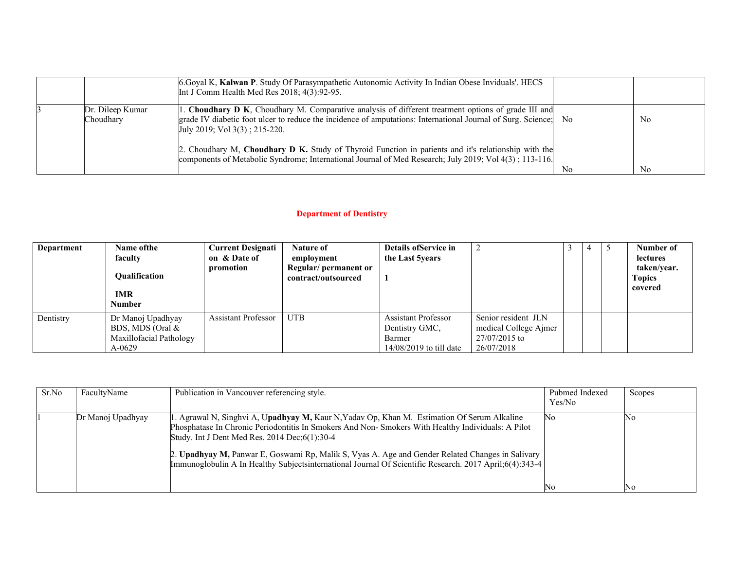| | | | | |
|---|---|---|---|---|
| | | 6.Goyal K, **Kalwan P**. Study Of Parasympathetic Autonomic Activity In Indian Obese Inviduals'. HECS Int J Comm Health Med Res 2018; 4(3):92-95. | | |
| 3 | Dr. Dileep Kumar Choudhary | 1. **Choudhary D K**, Choudhary M. Comparative analysis of different treatment options of grade III and grade IV diabetic foot ulcer to reduce the incidence of amputations: International Journal of Surg. Science; July 2019; Vol 3(3) ; 215-220.<br><br>2. Choudhary M, **Choudhary D K.** Study of Thyroid Function in patients and it's relationship with the components of Metabolic Syndrome; International Journal of Med Research; July 2019; Vol 4(3) ; 113-116. | No<br><br>No | No<br><br>No |

## Department of Dentistry

| Department | Name ofthe faculty<br>Qualification<br>IMR Number | Current Designati on & Date of promotion | Nature of employment Regular/ permanent or contract/outsourced | Details ofService in the Last 5years<br>1 | 2 | 3 | 4 | 5 | Number of lectures taken/year. Topics covered |
|---|---|---|---|---|---|---|---|---|---|
| Dentistry | Dr Manoj Upadhyay<br>BDS, MDS (Oral & Maxillofacial Pathology<br>A-0629 | Assistant Professor | UTB | Assistant Professor Dentistry GMC, Barmer<br>14/08/2019 to till date | Senior resident JLN medical College Ajmer<br>27/07/2015 to 26/07/2018 | | | | |

| Sr.No | FacultyName | Publication in Vancouver referencing style. | Pubmed Indexed Yes/No | Scopes |
|---|---|---|---|---|
| 1 | Dr Manoj Upadhyay | 1. Agrawal N, Singhvi A, U**padhyay M,** Kaur N,Yadav Op, Khan M. Estimation Of Serum Alkaline Phosphatase In Chronic Periodontitis In Smokers And Non- Smokers With Healthy Individuals: A Pilot Study. Int J Dent Med Res. 2014 Dec;6(1):30-4<br><br>2. **Upadhyay M,** Panwar E, Goswami Rp, Malik S, Vyas A. Age and Gender Related Changes in Salivary Immunoglobulin A In Healthy Subjectsinternational Journal Of Scientific Research. 2017 April;6(4):343-4 | No<br><br>No | No<br><br>No |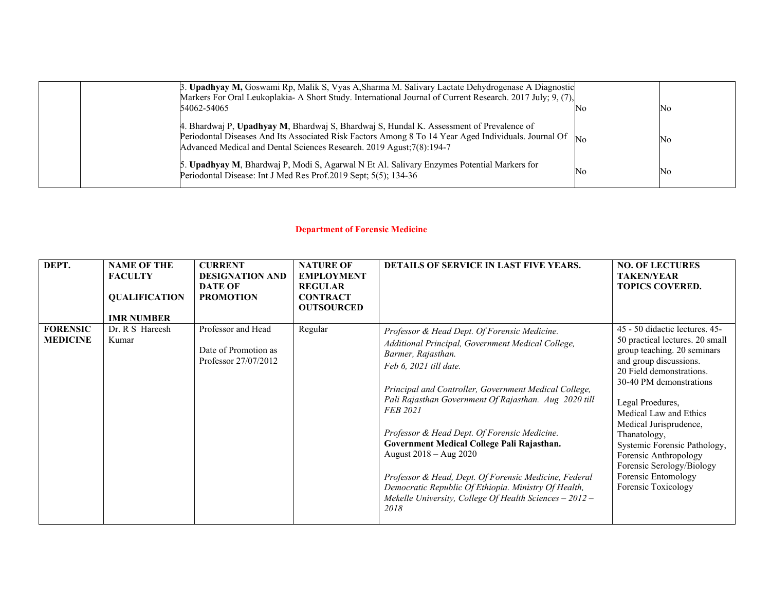| | | | | |
|---|---|---|---|---|
| | | 3. **Upadhyay M,** Goswami Rp, Malik S, Vyas A,Sharma M. Salivary Lactate Dehydrogenase A Diagnostic Markers For Oral Leukoplakia- A Short Study. International Journal of Current Research. 2017 July; 9, (7), 54062-54065 | No | No |
| | | 4. Bhardwaj P, **Upadhyay M**, Bhardwaj S, Bhardwaj S, Hundal K. Assessment of Prevalence of Periodontal Diseases And Its Associated Risk Factors Among 8 To 14 Year Aged Individuals. Journal Of Advanced Medical and Dental Sciences Research. 2019 Agust;7(8):194-7 | No | No |
| | | 5. **Upadhyay M**, Bhardwaj P, Modi S, Agarwal N Et Al. Salivary Enzymes Potential Markers for Periodontal Disease: Int J Med Res Prof.2019 Sept; 5(5); 134-36 | No | No |

## Department of Forensic Medicine

| DEPT. | NAME OF THE FACULTY<br><br>QUALIFICATION<br><br>IMR NUMBER | CURRENT DESIGNATION AND DATE OF PROMOTION | NATURE OF EMPLOYMENT REGULAR CONTRACT OUTSOURCED | DETAILS OF SERVICE IN LAST FIVE YEARS. | NO. OF LECTURES TAKEN/YEAR TOPICS COVERED. |
|---|---|---|---|---|---|
| **FORENSIC MEDICINE** | Dr. R S Hareesh Kumar | Professor and Head<br><br>Date of Promotion as Professor 27/07/2012 | Regular | *Professor & Head Dept. Of Forensic Medicine. Additional Principal, Government Medical College, Barmer, Rajasthan. Feb 6, 2021 till date.*<br><br>*Principal and Controller, Government Medical College, Pali Rajasthan Government Of Rajasthan. Aug 2020 till FEB 2021*<br><br>*Professor & Head Dept. Of Forensic Medicine.* **Government Medical College Pali Rajasthan.** August 2018 – Aug 2020<br><br>*Professor & Head, Dept. Of Forensic Medicine, Federal Democratic Republic Of Ethiopia. Ministry Of Health, Mekelle University, College Of Health Sciences – 2012 – 2018* | 45 - 50 didactic lectures. 45-50 practical lectures. 20 small group teaching. 20 seminars and group discussions. 20 Field demonstrations. 30-40 PM demonstrations<br><br>Legal Proedures, Medical Law and Ethics Medical Jurisprudence, Thanatology, Systemic Forensic Pathology, Forensic Anthropology Forensic Serology/Biology Forensic Entomology Forensic Toxicology |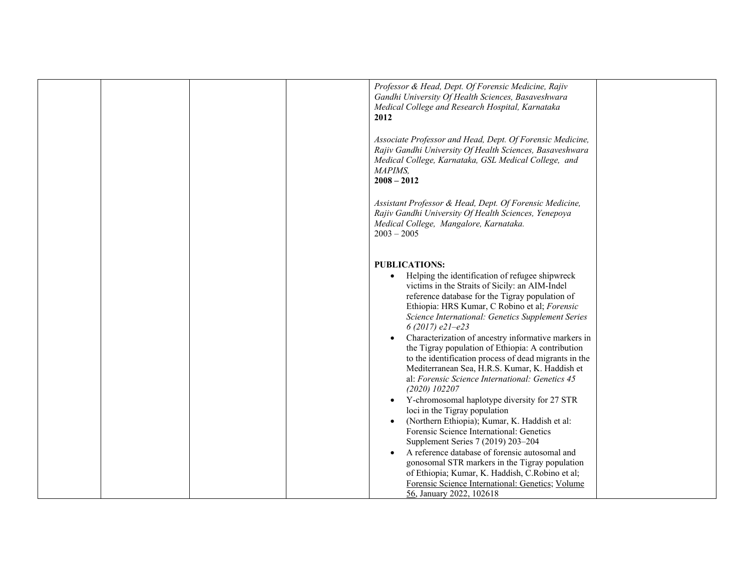| | | | | *Professor & Head, Dept. Of Forensic Medicine, Rajiv Gandhi University Of Health Sciences, Basaveshwara Medical College and Research Hospital, Karnataka*<br>**2012**<br><br>*Associate Professor and Head, Dept. Of Forensic Medicine, Rajiv Gandhi University Of Health Sciences, Basaveshwara Medical College, Karnataka, GSL Medical College, and MAPIMS,*<br>**2008 – 2012**<br><br>*Assistant Professor & Head, Dept. Of Forensic Medicine, Rajiv Gandhi University Of Health Sciences, Yenepoya Medical College, Mangalore, Karnataka.*<br>2003 – 2005<br><br>**PUBLICATIONS:**<br>• Helping the identification of refugee shipwreck victims in the Straits of Sicily: an AIM-Indel reference database for the Tigray population of Ethiopia: HRS Kumar, C Robino et al; *Forensic Science International: Genetics Supplement Series 6 (2017) e21–e23*<br>• Characterization of ancestry informative markers in the Tigray population of Ethiopia: A contribution to the identification process of dead migrants in the Mediterranean Sea, H.R.S. Kumar, K. Haddish et al: *Forensic Science International: Genetics 45 (2020) 102207*<br>• Y-chromosomal haplotype diversity for 27 STR loci in the Tigray population<br>• (Northern Ethiopia); Kumar, K. Haddish et al: Forensic Science International: Genetics Supplement Series 7 (2019) 203–204<br>• A reference database of forensic autosomal and gonosomal STR markers in the Tigray population of Ethiopia; Kumar, K. Haddish, C.Robino et al; Forensic Science International: Genetics; Volume 56, January 2022, 102618 | |
|---|---|---|---|---|---|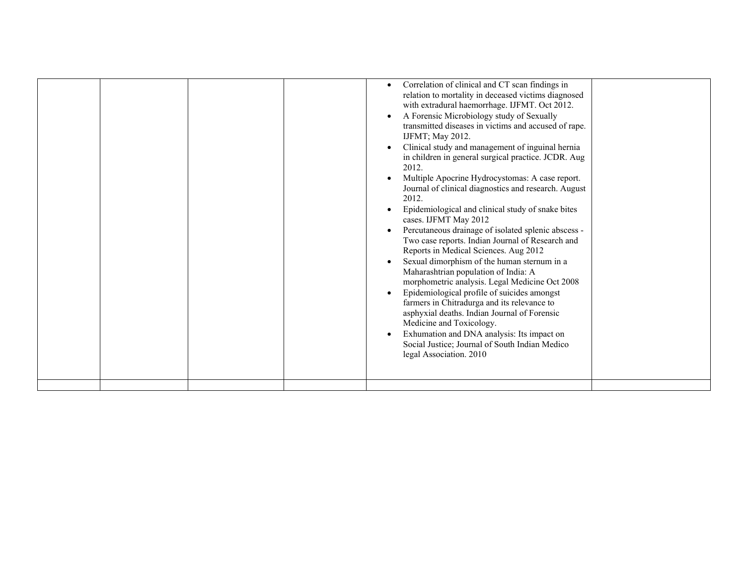|  |  |  |  | • Correlation of clinical and CT scan findings in relation to mortality in deceased victims diagnosed with extradural haemorrhage. IJFMT. Oct 2012.<br>• A Forensic Microbiology study of Sexually transmitted diseases in victims and accused of rape. IJFMT; May 2012.<br>• Clinical study and management of inguinal hernia in children in general surgical practice. JCDR. Aug 2012.<br>• Multiple Apocrine Hydrocystomas: A case report. Journal of clinical diagnostics and research. August 2012.<br>• Epidemiological and clinical study of snake bites cases. IJFMT May 2012<br>• Percutaneous drainage of isolated splenic abscess - Two case reports. Indian Journal of Research and Reports in Medical Sciences. Aug 2012<br>• Sexual dimorphism of the human sternum in a Maharashtrian population of India: A morphometric analysis. Legal Medicine Oct 2008<br>• Epidemiological profile of suicides amongst farmers in Chitradurga and its relevance to asphyxial deaths. Indian Journal of Forensic Medicine and Toxicology.<br>• Exhumation and DNA analysis: Its impact on Social Justice; Journal of South Indian Medico legal Association. 2010 |  |
|---|---|---|---|---|---|
|  |  |  |  |  |  |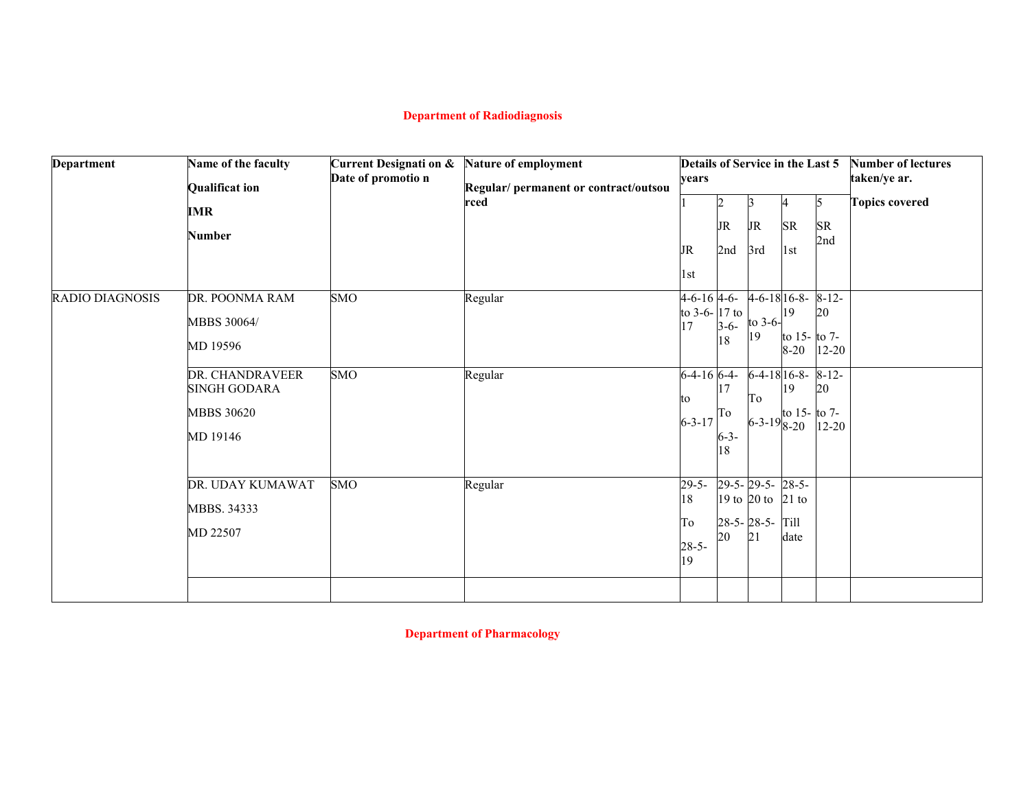**Department of Radiodiagnosis**

| Department | Name of the faculty Qualificat ion IMR Number | Current Designati on & Date of promotio n | Nature of employment Regular/ permanent or contract/outsou rced | Details of Service in the Last 5 years | | | | | Number of lectures taken/ye ar. Topics covered |
|---|---|---|---|---|---|---|---|---|---|
| | | | | 1 JR 1st | 2 JR 2nd | 3 JR 3rd | 4 SR 1st | 5 SR 2nd | |
| RADIO DIAGNOSIS | DR. POONMA RAM MBBS 30064/ MD 19596 | SMO | Regular | 4-6-16 to 3-6-17 | 4-6-17 to 3-6-18 | 4-6-18 to 3-6-19 | 16-8-19 to 15-8-20 | 8-12-20 to 7-12-20 | |
| | DR. CHANDRAVEER SINGH GODARA MBBS 30620 MD 19146 | SMO | Regular | 6-4-16 to 6-3-17 | 6-4-17 To 6-3-18 | 6-4-18 To 6-3-19 | 16-8-19 to 15-8-20 | 8-12-20 to 7-12-20 | |
| | DR. UDAY KUMAWAT MBBS. 34333 MD 22507 | SMO | Regular | 29-5-18 To 28-5-19 | 29-5-19 to 28-5-20 | 29-5-20 to 28-5-21 | 28-5-21 to Till date | | |
| | | | | | | | | | |

**Department of Pharmacology**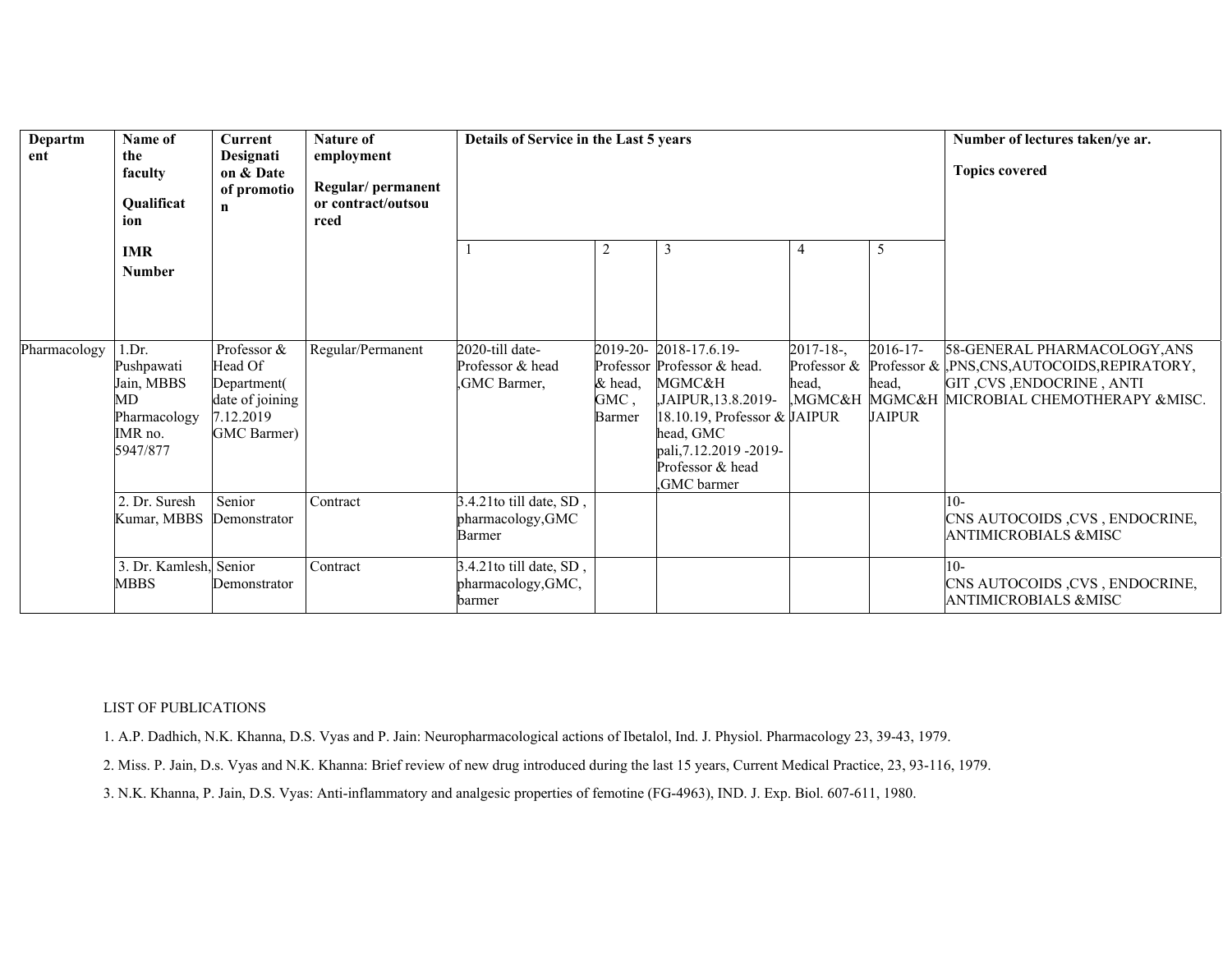| Department | Name of the faculty Qualification IMR Number | Current Designation & Date of promotion | Nature of employment Regular/ permanent or contract/outsourced | Details of Service in the Last 5 years | | | | | Number of lectures taken/year. Topics covered |
|---|---|---|---|---|---|---|---|---|---|
| | | | | 1 | 2 | 3 | 4 | 5 | |
| Pharmacology | 1.Dr. Pushpawati Jain, MBBS MD Pharmacology IMR no. 5947/877 | Professor & Head Of Department( date of joining 7.12.2019 GMC Barmer) | Regular/Permanent | 2020-till date- Professor & head ,GMC Barmer, | 2019-20- Professor & head, GMC , Barmer | 2018-17.6.19- Professor & head. MGMC&H ,JAIPUR,13.8.2019- 18.10.19, Professor & head, GMC pali,7.12.2019 -2019- Professor & head ,GMC barmer | 2017-18-, Professor & head, ,MGMC&H JAIPUR | 2016-17- Professor & head, MGMC&H JAIPUR | 58-GENERAL PHARMACOLOGY,ANS ,PNS,CNS,AUTOCOIDS,REPIRATORY, GIT ,CVS ,ENDOCRINE , ANTI MICROBIAL CHEMOTHERAPY &MISC. |
| | 2. Dr. Suresh Kumar, MBBS | Senior Demonstrator | Contract | 3.4.21to till date, SD , pharmacology,GMC Barmer | | | | | 10- CNS AUTOCOIDS ,CVS , ENDOCRINE, ANTIMICROBIALS &MISC |
| | 3. Dr. Kamlesh, MBBS | Senior Demonstrator | Contract | 3.4.21to till date, SD , pharmacology,GMC, barmer | | | | | 10- CNS AUTOCOIDS ,CVS , ENDOCRINE, ANTIMICROBIALS &MISC |

LIST OF PUBLICATIONS

1. A.P. Dadhich, N.K. Khanna, D.S. Vyas and P. Jain: Neuropharmacological actions of Ibetalol, Ind. J. Physiol. Pharmacology 23, 39-43, 1979.

2. Miss. P. Jain, D.s. Vyas and N.K. Khanna: Brief review of new drug introduced during the last 15 years, Current Medical Practice, 23, 93-116, 1979.

3. N.K. Khanna, P. Jain, D.S. Vyas: Anti-inflammatory and analgesic properties of femotine (FG-4963), IND. J. Exp. Biol. 607-611, 1980.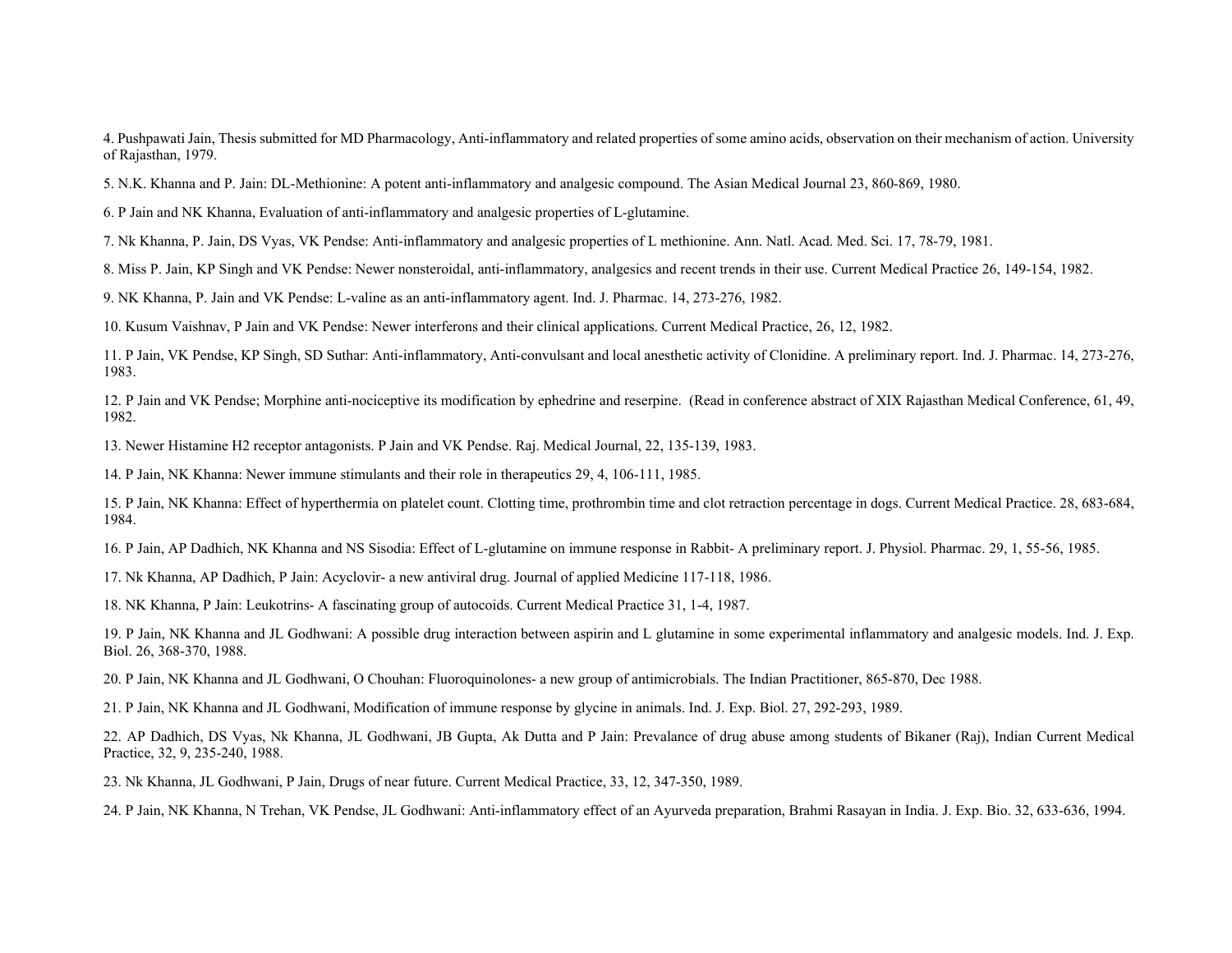4. Pushpawati Jain, Thesis submitted for MD Pharmacology, Anti-inflammatory and related properties of some amino acids, observation on their mechanism of action. University of Rajasthan, 1979.

5. N.K. Khanna and P. Jain: DL-Methionine: A potent anti-inflammatory and analgesic compound. The Asian Medical Journal 23, 860-869, 1980.

6. P Jain and NK Khanna, Evaluation of anti-inflammatory and analgesic properties of L-glutamine.

7. Nk Khanna, P. Jain, DS Vyas, VK Pendse: Anti-inflammatory and analgesic properties of L methionine. Ann. Natl. Acad. Med. Sci. 17, 78-79, 1981.

8. Miss P. Jain, KP Singh and VK Pendse: Newer nonsteroidal, anti-inflammatory, analgesics and recent trends in their use. Current Medical Practice 26, 149-154, 1982.

9. NK Khanna, P. Jain and VK Pendse: L-valine as an anti-inflammatory agent. Ind. J. Pharmac. 14, 273-276, 1982.

10. Kusum Vaishnav, P Jain and VK Pendse: Newer interferons and their clinical applications. Current Medical Practice, 26, 12, 1982.

11. P Jain, VK Pendse, KP Singh, SD Suthar: Anti-inflammatory, Anti-convulsant and local anesthetic activity of Clonidine. A preliminary report. Ind. J. Pharmac. 14, 273-276, 1983.

12. P Jain and VK Pendse; Morphine anti-nociceptive its modification by ephedrine and reserpine. (Read in conference abstract of XIX Rajasthan Medical Conference, 61, 49, 1982.

13. Newer Histamine H2 receptor antagonists. P Jain and VK Pendse. Raj. Medical Journal, 22, 135-139, 1983.

14. P Jain, NK Khanna: Newer immune stimulants and their role in therapeutics 29, 4, 106-111, 1985.

15. P Jain, NK Khanna: Effect of hyperthermia on platelet count. Clotting time, prothrombin time and clot retraction percentage in dogs. Current Medical Practice. 28, 683-684, 1984.

16. P Jain, AP Dadhich, NK Khanna and NS Sisodia: Effect of L-glutamine on immune response in Rabbit- A preliminary report. J. Physiol. Pharmac. 29, 1, 55-56, 1985.

17. Nk Khanna, AP Dadhich, P Jain: Acyclovir- a new antiviral drug. Journal of applied Medicine 117-118, 1986.

18. NK Khanna, P Jain: Leukotrins- A fascinating group of autocoids. Current Medical Practice 31, 1-4, 1987.

19. P Jain, NK Khanna and JL Godhwani: A possible drug interaction between aspirin and L glutamine in some experimental inflammatory and analgesic models. Ind. J. Exp. Biol. 26, 368-370, 1988.

20. P Jain, NK Khanna and JL Godhwani, O Chouhan: Fluoroquinolones- a new group of antimicrobials. The Indian Practitioner, 865-870, Dec 1988.

21. P Jain, NK Khanna and JL Godhwani, Modification of immune response by glycine in animals. Ind. J. Exp. Biol. 27, 292-293, 1989.

22. AP Dadhich, DS Vyas, Nk Khanna, JL Godhwani, JB Gupta, Ak Dutta and P Jain: Prevalance of drug abuse among students of Bikaner (Raj), Indian Current Medical Practice, 32, 9, 235-240, 1988.

23. Nk Khanna, JL Godhwani, P Jain, Drugs of near future. Current Medical Practice, 33, 12, 347-350, 1989.

24. P Jain, NK Khanna, N Trehan, VK Pendse, JL Godhwani: Anti-inflammatory effect of an Ayurveda preparation, Brahmi Rasayan in India. J. Exp. Bio. 32, 633-636, 1994.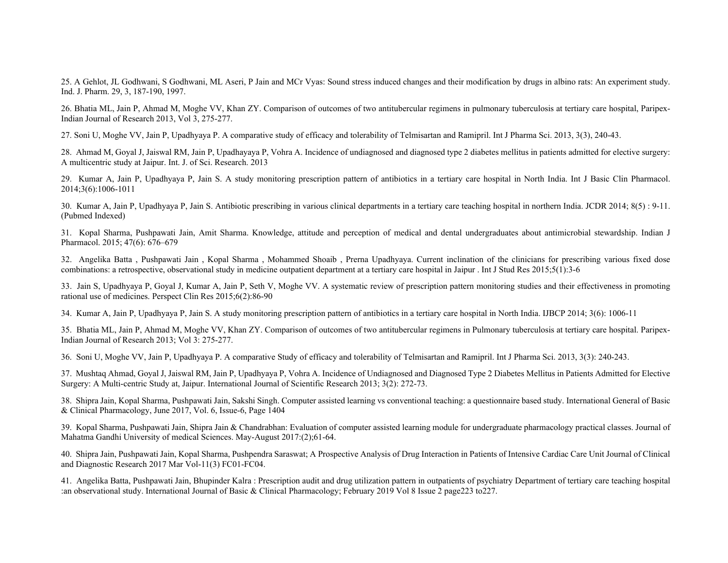25. A Gehlot, JL Godhwani, S Godhwani, ML Aseri, P Jain and MCr Vyas: Sound stress induced changes and their modification by drugs in albino rats: An experiment study. Ind. J. Pharm. 29, 3, 187-190, 1997.

26. Bhatia ML, Jain P, Ahmad M, Moghe VV, Khan ZY. Comparison of outcomes of two antitubercular regimens in pulmonary tuberculosis at tertiary care hospital, Paripex-Indian Journal of Research 2013, Vol 3, 275-277.

27. Soni U, Moghe VV, Jain P, Upadhyaya P. A comparative study of efficacy and tolerability of Telmisartan and Ramipril. Int J Pharma Sci. 2013, 3(3), 240-43.

28. Ahmad M, Goyal J, Jaiswal RM, Jain P, Upadhayaya P, Vohra A. Incidence of undiagnosed and diagnosed type 2 diabetes mellitus in patients admitted for elective surgery: A multicentric study at Jaipur. Int. J. of Sci. Research. 2013

29. Kumar A, Jain P, Upadhyaya P, Jain S. A study monitoring prescription pattern of antibiotics in a tertiary care hospital in North India. Int J Basic Clin Pharmacol. 2014;3(6):1006-1011

30. Kumar A, Jain P, Upadhyaya P, Jain S. Antibiotic prescribing in various clinical departments in a tertiary care teaching hospital in northern India. JCDR 2014; 8(5) : 9-11. (Pubmed Indexed)

31. Kopal Sharma, Pushpawati Jain, Amit Sharma. Knowledge, attitude and perception of medical and dental undergraduates about antimicrobial stewardship. Indian J Pharmacol. 2015; 47(6): 676–679

32. Angelika Batta , Pushpawati Jain , Kopal Sharma , Mohammed Shoaib , Prerna Upadhyaya. Current inclination of the clinicians for prescribing various fixed dose combinations: a retrospective, observational study in medicine outpatient department at a tertiary care hospital in Jaipur . Int J Stud Res 2015;5(1):3-6

33. Jain S, Upadhyaya P, Goyal J, Kumar A, Jain P, Seth V, Moghe VV. A systematic review of prescription pattern monitoring studies and their effectiveness in promoting rational use of medicines. Perspect Clin Res 2015;6(2):86-90

34. Kumar A, Jain P, Upadhyaya P, Jain S. A study monitoring prescription pattern of antibiotics in a tertiary care hospital in North India. IJBCP 2014; 3(6): 1006-11

35. Bhatia ML, Jain P, Ahmad M, Moghe VV, Khan ZY. Comparison of outcomes of two antitubercular regimens in Pulmonary tuberculosis at tertiary care hospital. Paripex-Indian Journal of Research 2013; Vol 3: 275-277.

36. Soni U, Moghe VV, Jain P, Upadhyaya P. A comparative Study of efficacy and tolerability of Telmisartan and Ramipril. Int J Pharma Sci. 2013, 3(3): 240-243.

37. Mushtaq Ahmad, Goyal J, Jaiswal RM, Jain P, Upadhyaya P, Vohra A. Incidence of Undiagnosed and Diagnosed Type 2 Diabetes Mellitus in Patients Admitted for Elective Surgery: A Multi-centric Study at, Jaipur. International Journal of Scientific Research 2013; 3(2): 272-73.

38. Shipra Jain, Kopal Sharma, Pushpawati Jain, Sakshi Singh. Computer assisted learning vs conventional teaching: a questionnaire based study. International General of Basic & Clinical Pharmacology, June 2017, Vol. 6, Issue-6, Page 1404

39. Kopal Sharma, Pushpawati Jain, Shipra Jain & Chandrabhan: Evaluation of computer assisted learning module for undergraduate pharmacology practical classes. Journal of Mahatma Gandhi University of medical Sciences. May-August 2017:(2);61-64.

40. Shipra Jain, Pushpawati Jain, Kopal Sharma, Pushpendra Saraswat; A Prospective Analysis of Drug Interaction in Patients of Intensive Cardiac Care Unit Journal of Clinical and Diagnostic Research 2017 Mar Vol-11(3) FC01-FC04.

41. Angelika Batta, Pushpawati Jain, Bhupinder Kalra : Prescription audit and drug utilization pattern in outpatients of psychiatry Department of tertiary care teaching hospital :an observational study. International Journal of Basic & Clinical Pharmacology; February 2019 Vol 8 Issue 2 page223 to227.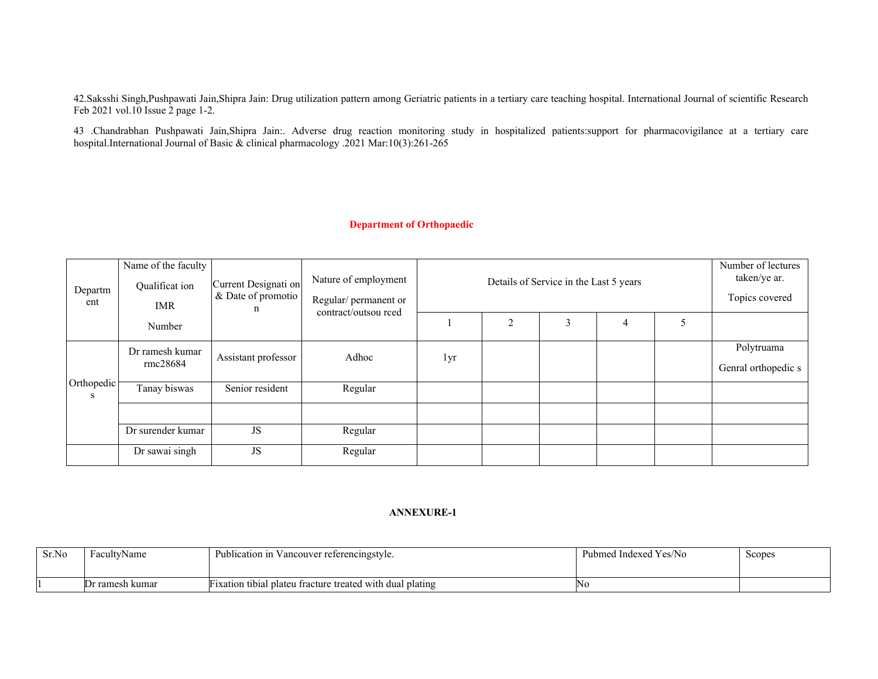42.Saksshi Singh,Pushpawati Jain,Shipra Jain: Drug utilization pattern among Geriatric patients in a tertiary care teaching hospital. International Journal of scientific Research Feb 2021 vol.10 Issue 2 page 1-2.

43 .Chandrabhan Pushpawati Jain,Shipra Jain:. Adverse drug reaction monitoring study in hospitalized patients:support for pharmacovigilance at a tertiary care hospital.International Journal of Basic & clinical pharmacology .2021 Mar:10(3):261-265

## Department of Orthopaedic

| Department | Name of the faculty Qualification IMR Number | Current Designation & Date of promotion | Nature of employment Regular/ permanent or contract/outsourced | Details of Service in the Last 5 years | | | | | Number of lectures taken/year. Topics covered |
|---|---|---|---|---|---|---|---|---|---|
| | | | | 1 | 2 | 3 | 4 | 5 | |
| Orthopedics | Dr ramesh kumar rmc28684 | Assistant professor | Adhoc | 1yr | | | | | Polytruama Genral orthopedics |
| | Tanay biswas | Senior resident | Regular | | | | | | |
| | | | | | | | | | |
| | Dr surender kumar | JS | Regular | | | | | | |
| | Dr sawai singh | JS | Regular | | | | | | |

**ANNEXURE-1**

| Sr.No | FacultyName | Publication in Vancouver referencingstyle. | Pubmed Indexed Yes/No | Scopes |
|---|---|---|---|---|
| 1 | Dr ramesh kumar | Fixation tibial plateu fracture treated with dual plating | No | |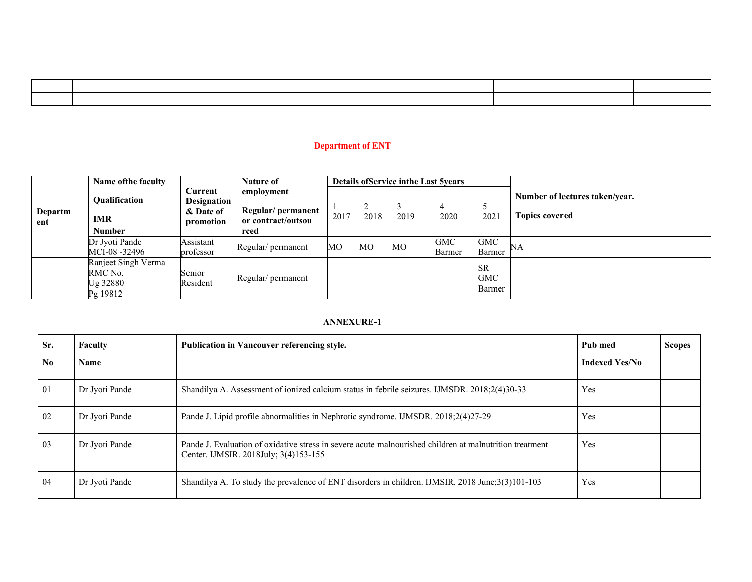| | | | | |
|---|---|---|---|---|
| | | | | |

## Department of ENT

| Department | Name ofthe faculty<br>Qualification<br>IMR Number | Current Designation & Date of promotion | Nature of employment<br>Regular/ permanent or contract/outsourced | Details ofService inthe Last 5years | | | | | Number of lectures taken/year.<br>Topics covered |
|---|---|---|---|---|---|---|---|---|---|
| | | | | 1<br>2017 | 2<br>2018 | 3<br>2019 | 4<br>2020 | 5<br>2021 | |
| | Dr Jyoti Pande<br>MCI-08 -32496 | Assistant professor | Regular/ permanent | MO | MO | MO | GMC Barmer | GMC Barmer | NA |
| | Ranjeet Singh Verma<br>RMC No.<br>Ug 32880<br>Pg 19812 | Senior Resident | Regular/ permanent | | | | | SR GMC Barmer | |

**ANNEXURE-1**

| Sr. No | Faculty Name | Publication in Vancouver referencing style. | Pub med Indexed Yes/No | Scopes |
|---|---|---|---|---|
| 01 | Dr Jyoti Pande | Shandilya A. Assessment of ionized calcium status in febrile seizures. IJMSDR. 2018;2(4)30-33 | Yes | |
| 02 | Dr Jyoti Pande | Pande J. Lipid profile abnormalities in Nephrotic syndrome. IJMSDR. 2018;2(4)27-29 | Yes | |
| 03 | Dr Jyoti Pande | Pande J. Evaluation of oxidative stress in severe acute malnourished children at malnutrition treatment Center. IJMSIR. 2018July; 3(4)153-155 | Yes | |
| 04 | Dr Jyoti Pande | Shandilya A. To study the prevalence of ENT disorders in children. IJMSIR. 2018 June;3(3)101-103 | Yes | |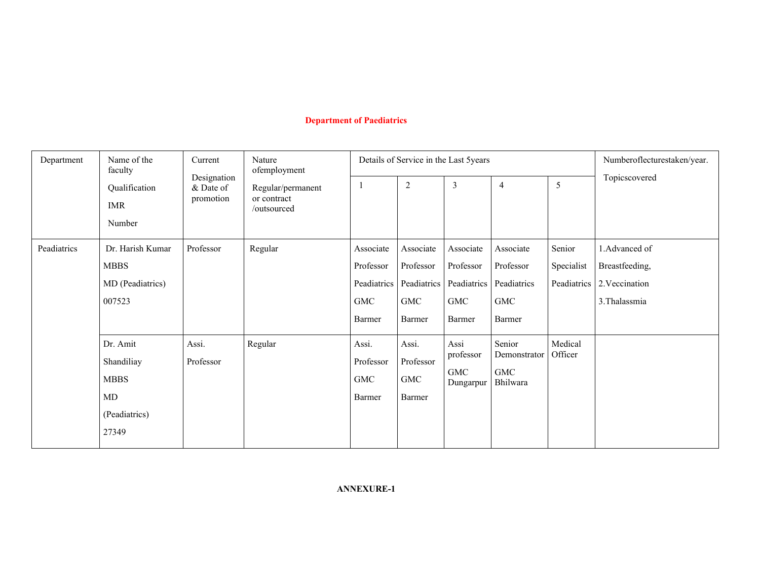## Department of Paediatrics

| Department | Name of the faculty Qualification IMR Number | Current Designation & Date of promotion | Nature ofemployment Regular/permanent or contract /outsourced | Details of Service in the Last 5years | | | | | Numberoflecturestaken/year. Topicscovered |
|---|---|---|---|---|---|---|---|---|---|
| | | | | 1 | 2 | 3 | 4 | 5 | |
| Peadiatrics | Dr. Harish Kumar MBBS MD (Peadiatrics) 007523 | Professor | Regular | Associate Professor Peadiatrics GMC Barmer | Associate Professor Peadiatrics GMC Barmer | Associate Professor Peadiatrics GMC Barmer | Associate Professor Peadiatrics GMC Barmer | Senior Specialist Peadiatrics | 1.Advanced of Breastfeeding, 2.Veccination 3.Thalassmia |
| | Dr. Amit Shandiliay MBBS MD (Peadiatrics) 27349 | Assi. Professor | Regular | Assi. Professor GMC Barmer | Assi. Professor GMC Barmer | Assi professor GMC Dungarpur | Senior Demonstrator GMC Bhilwara | Medical Officer | |

**ANNEXURE-1**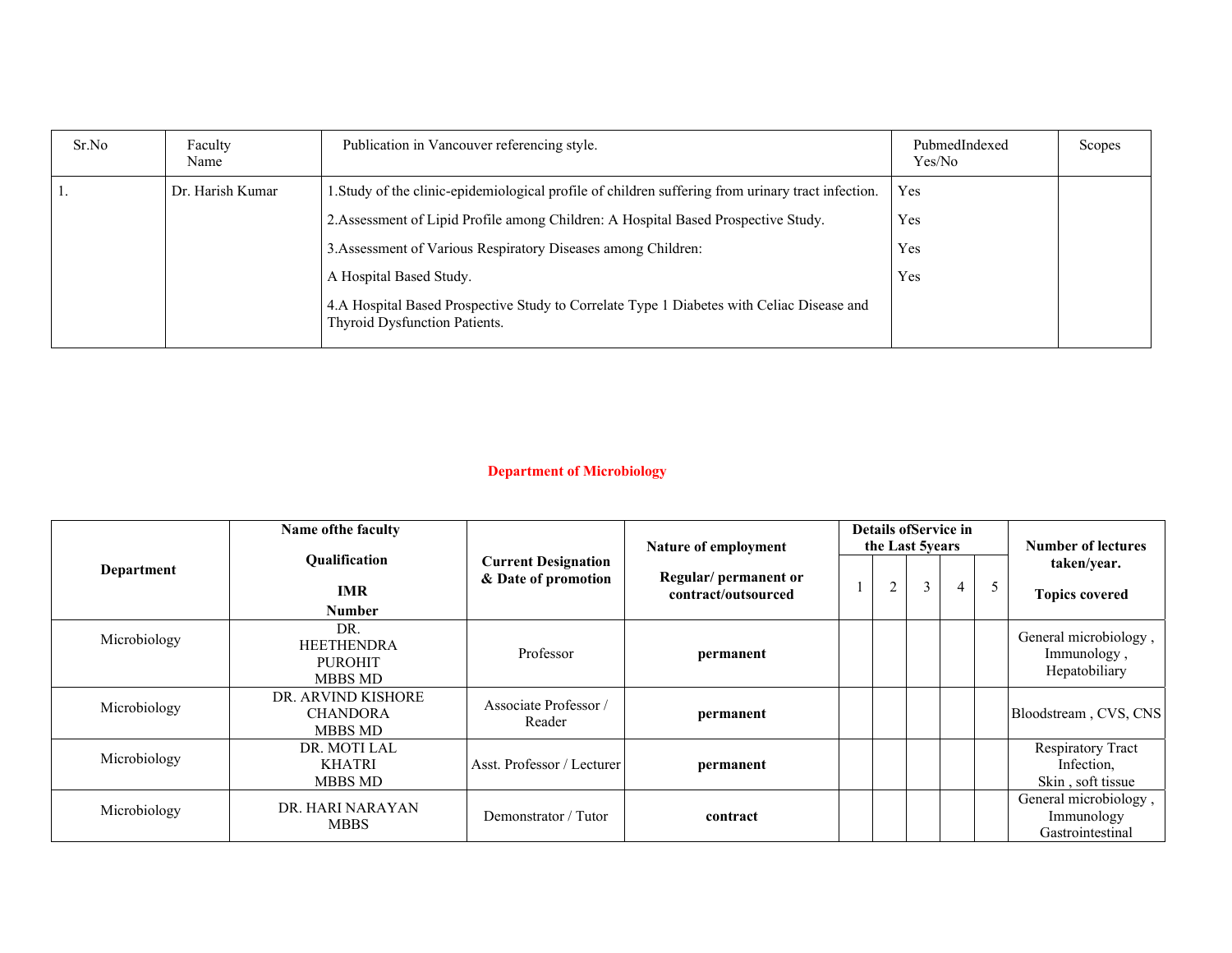| Sr.No | Faculty Name | Publication in Vancouver referencing style. | PubmedIndexed Yes/No | Scopes |
|---|---|---|---|---|
| 1. | Dr. Harish Kumar | 1.Study of the clinic-epidemiological profile of children suffering from urinary tract infection.<br>2.Assessment of Lipid Profile among Children: A Hospital Based Prospective Study.<br>3.Assessment of Various Respiratory Diseases among Children:<br>A Hospital Based Study.<br>4.A Hospital Based Prospective Study to Correlate Type 1 Diabetes with Celiac Disease and Thyroid Dysfunction Patients. | Yes<br>Yes<br>Yes<br>Yes | |

## Department of Microbiology

| Department | Name ofthe faculty<br>Qualification<br>IMR Number | Current Designation & Date of promotion | Nature of employment<br>Regular/ permanent or contract/outsourced | Details ofService in the Last 5years | | | | | Number of lectures taken/year.<br>Topics covered |
|---|---|---|---|---|---|---|---|---|---|
| | | | | 1 | 2 | 3 | 4 | 5 | |
| Microbiology | DR. HEETHENDRA PUROHIT<br>MBBS MD | Professor | **permanent** | | | | | | General microbiology , Immunology , Hepatobiliary |
| Microbiology | DR. ARVIND KISHORE CHANDORA<br>MBBS MD | Associate Professor / Reader | **permanent** | | | | | | Bloodstream , CVS, CNS |
| Microbiology | DR. MOTI LAL KHATRI<br>MBBS MD | Asst. Professor / Lecturer | **permanent** | | | | | | Respiratory Tract Infection,<br>Skin , soft tissue |
| Microbiology | DR. HARI NARAYAN<br>MBBS | Demonstrator / Tutor | **contract** | | | | | | General microbiology , Immunology<br>Gastrointestinal |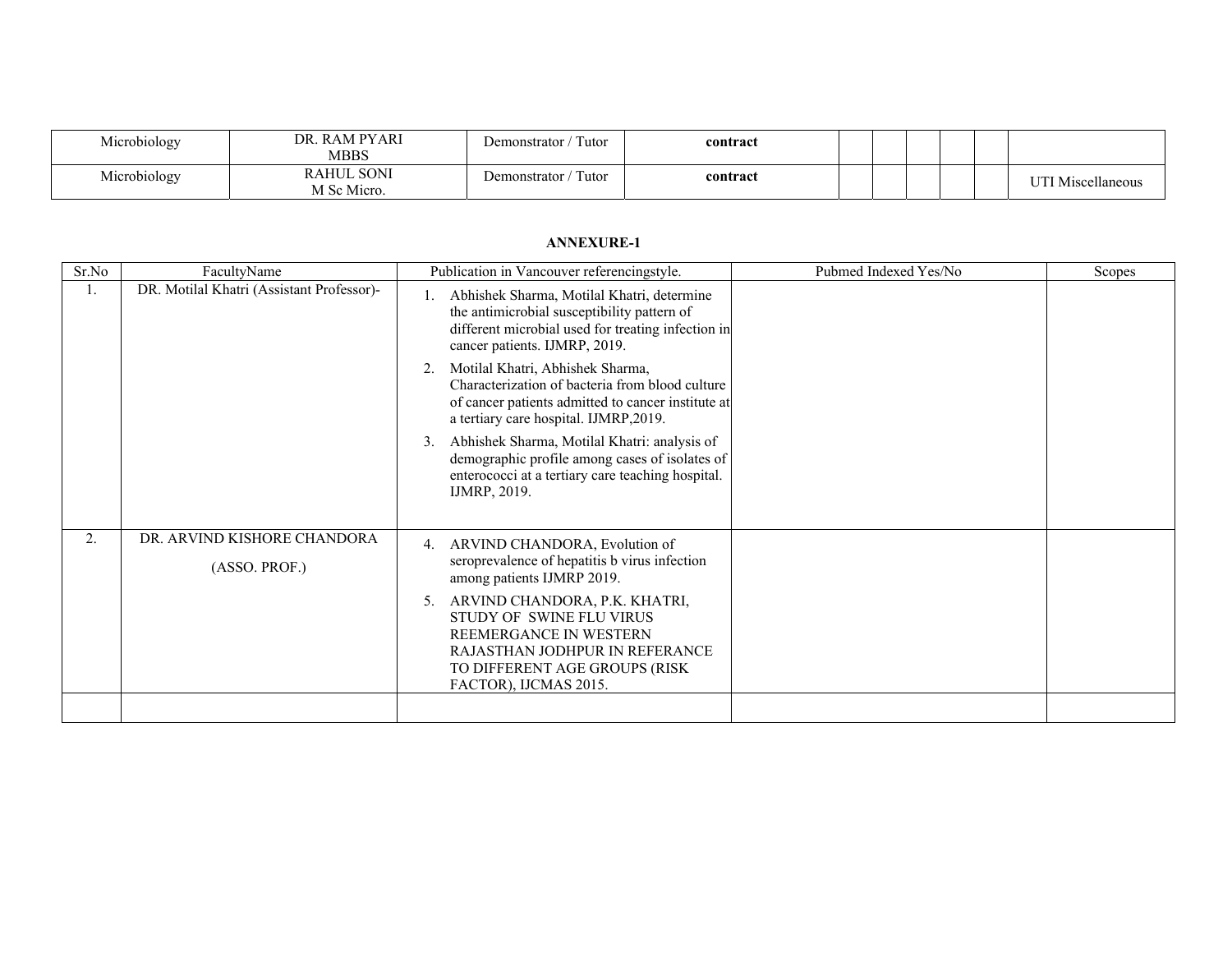| Microbiology | DR. RAM PYARI MBBS | Demonstrator / Tutor | **contract** | | | | | | |
|---|---|---|---|---|---|---|---|---|---|
| Microbiology | RAHUL SONI M Sc Micro. | Demonstrator / Tutor | **contract** | | | | | | UTI Miscellaneous |

**ANNEXURE-1**

| Sr.No | FacultyName | Publication in Vancouver referencingstyle. | Pubmed Indexed Yes/No | Scopes |
|---|---|---|---|---|
| 1. | DR. Motilal Khatri (Assistant Professor)- | 1. Abhishek Sharma, Motilal Khatri, determine the antimicrobial susceptibility pattern of different microbial used for treating infection in cancer patients. IJMRP, 2019.<br>2. Motilal Khatri, Abhishek Sharma, Characterization of bacteria from blood culture of cancer patients admitted to cancer institute at a tertiary care hospital. IJMRP,2019.<br>3. Abhishek Sharma, Motilal Khatri: analysis of demographic profile among cases of isolates of enterococci at a tertiary care teaching hospital. IJMRP, 2019. | | |
| 2. | DR. ARVIND KISHORE CHANDORA (ASSO. PROF.) | 4. ARVIND CHANDORA, Evolution of seroprevalence of hepatitis b virus infection among patients IJMRP 2019.<br>5. ARVIND CHANDORA, P.K. KHATRI, STUDY OF SWINE FLU VIRUS REEMERGANCE IN WESTERN RAJASTHAN JODHPUR IN REFERANCE TO DIFFERENT AGE GROUPS (RISK FACTOR), IJCMAS 2015. | | |
| | | | | |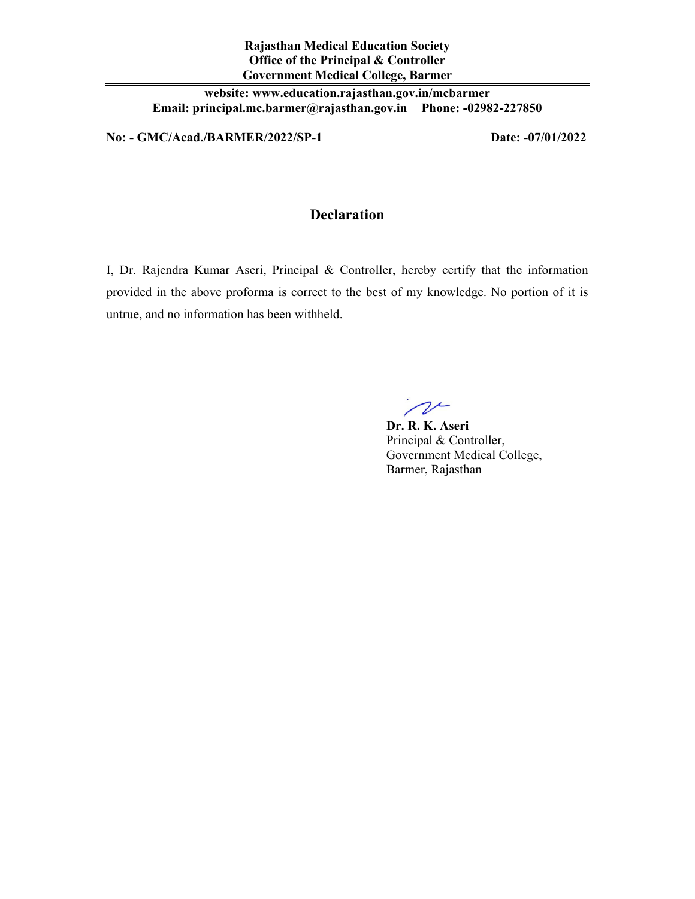**Rajasthan Medical Education Society**
**Office of the Principal & Controller**
**Government Medical College, Barmer**

---

**website: www.education.rajasthan.gov.in/mcbarmer**
**Email: principal.mc.barmer@rajasthan.gov.in Phone: -02982-227850**

**No: - GMC/Acad./BARMER/2022/SP-1** **Date: -07/01/2022**

## Declaration

I, Dr. Rajendra Kumar Aseri, Principal & Controller, hereby certify that the information provided in the above proforma is correct to the best of my knowledge. No portion of it is untrue, and no information has been withheld.

**Dr. R. K. Aseri**
Principal & Controller,
Government Medical College,
Barmer, Rajasthan